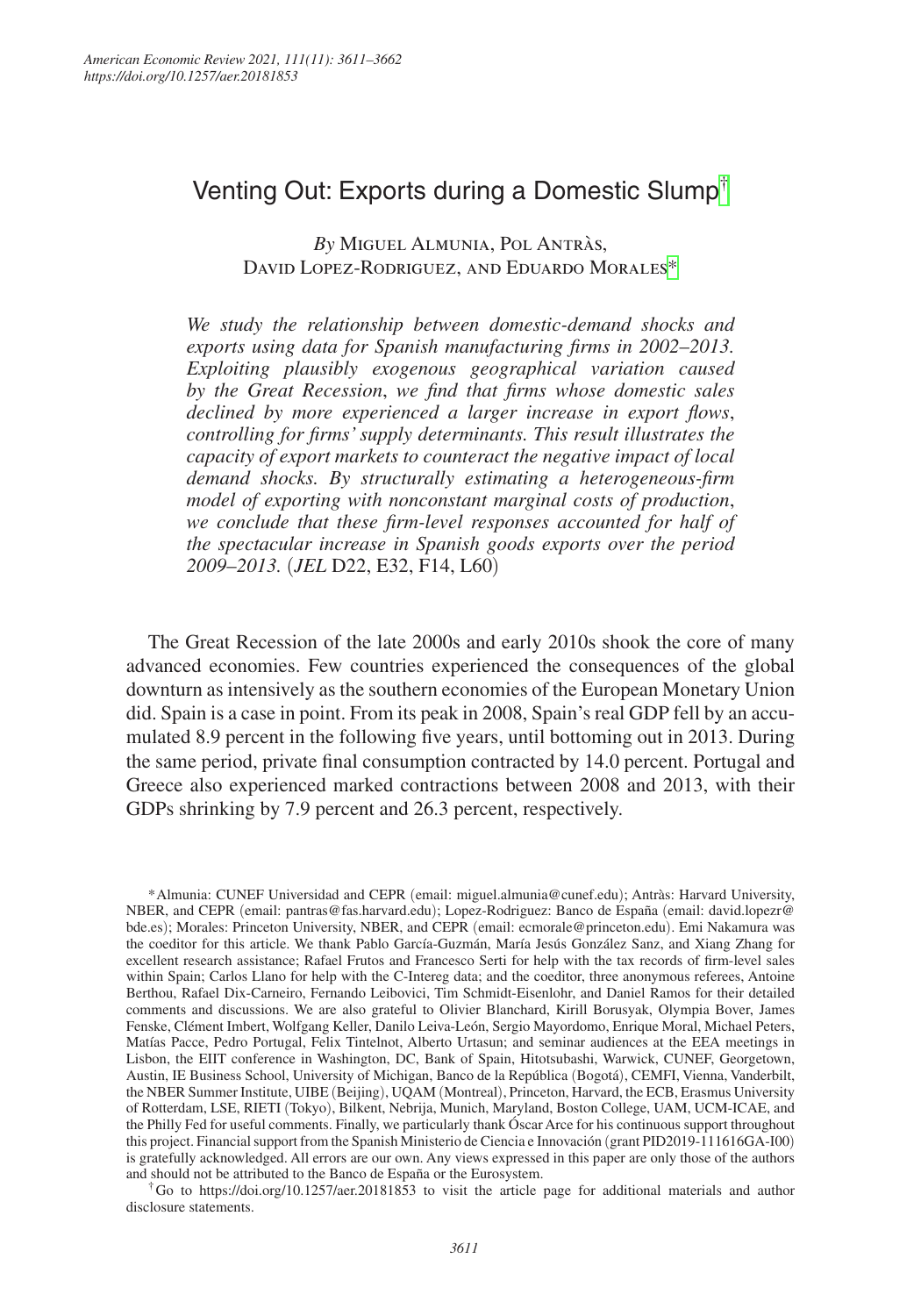# Venting Out: Exports during a Domestic Slump[†]

*By* Miguel Almunia, Pol Antràs, David Lopez-Rodriguez, and Eduardo Morales[*]

*We study the relationship between domestic-demand shocks and exports using data for Spanish manufacturing firms in 2002–2013. Exploiting plausibly exogenous geographical variation caused by the Great Recession, we find that firms whose domestic sales declined by more experienced a larger increase in export flows, controlling for firms' supply determinants. This result illustrates the capacity of export markets to counteract the negative impact of local demand shocks. By structurally estimating a heterogeneous-firm model of exporting with nonconstant marginal costs of production, we conclude that these firm-level responses accounted for half of the spectacular increase in Spanish goods exports over the period 2009–2013.* (*JEL* D22, E32, F14, L60)

The Great Recession of the late 2000s and early 2010s shook the core of many advanced economies. Few countries experienced the consequences of the global downturn as intensively as the southern economies of the European Monetary Union did. Spain is a case in point. From its peak in 2008, Spain's real GDP fell by an accumulated 8.9 percent in the following five years, until bottoming out in 2013. During the same period, private final consumption contracted by 14.0 percent. Portugal and Greece also experienced marked contractions between 2008 and 2013, with their GDPs shrinking by 7.9 percent and 26.3 percent, respectively.

[*] Almunia: CUNEF Universidad and CEPR (email: miguel.almunia@cunef.edu); Antràs: Harvard University, NBER, and CEPR (email: pantras@fas.harvard.edu); Lopez-Rodriguez: Banco de España (email: david.lopezr@bde.es); Morales: Princeton University, NBER, and CEPR (email: ecmorale@princeton.edu). Emi Nakamura was the coeditor for this article. We thank Pablo García-Guzmán, María Jesús González Sanz, and Xiang Zhang for excellent research assistance; Rafael Frutos and Francesco Serti for help with the tax records of firm-level sales within Spain; Carlos Llano for help with the C-Intereg data; and the coeditor, three anonymous referees, Antoine Berthou, Rafael Dix-Carneiro, Fernando Leibovici, Tim Schmidt-Eisenlohr, and Daniel Ramos for their detailed comments and discussions. We are also grateful to Olivier Blanchard, Kirill Borusyak, Olympia Bover, James Fenske, Clément Imbert, Wolfgang Keller, Danilo Leiva-León, Sergio Mayordomo, Enrique Moral, Michael Peters, Matías Pacce, Pedro Portugal, Felix Tintelnot, Alberto Urtasun; and seminar audiences at the EEA meetings in Lisbon, the EIIT conference in Washington, DC, Bank of Spain, Hitotsubashi, Warwick, CUNEF, Georgetown, Austin, IE Business School, University of Michigan, Banco de la República (Bogotá), CEMFI, Vienna, Vanderbilt, the NBER Summer Institute, UIBE (Beijing), UQAM (Montreal), Princeton, Harvard, the ECB, Erasmus University of Rotterdam, LSE, RIETI (Tokyo), Bilkent, Nebrija, Munich, Maryland, Boston College, UAM, UCM-ICAE, and the Philly Fed for useful comments. Finally, we particularly thank Óscar Arce for his continuous support throughout this project. Financial support from the Spanish Ministerio de Ciencia e Innovación (grant PID2019-111616GA-I00) is gratefully acknowledged. All errors are our own. Any views expressed in this paper are only those of the authors and should not be attributed to the Banco de España or the Eurosystem.

[†] Go to https://doi.org/10.1257/aer.20181853 to visit the article page for additional materials and author disclosure statements.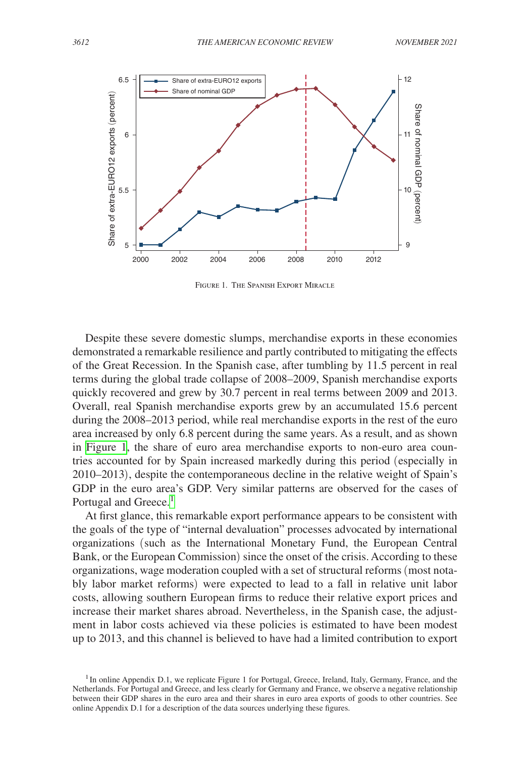6.5
6
5.5
5
Share of extra-EURO12 exports (percent)
2000
2002
2004
2006
2008
2010
2012
12
11
10
9
Share of nominal GDP (percent)
Share of extra-EURO12 exports
Share of nominal GDP

Figure 1. The Spanish Export Miracle

Despite these severe domestic slumps, merchandise exports in these economies demonstrated a remarkable resilience and partly contributed to mitigating the effects of the Great Recession. In the Spanish case, after tumbling by 11.5 percent in real terms during the global trade collapse of 2008–2009, Spanish merchandise exports quickly recovered and grew by 30.7 percent in real terms between 2009 and 2013. Overall, real Spanish merchandise exports grew by an accumulated 15.6 percent during the 2008–2013 period, while real merchandise exports in the rest of the euro area increased by only 6.8 percent during the same years. As a result, and as shown in Figure 1, the share of euro area merchandise exports to non-euro area countries accounted for by Spain increased markedly during this period (especially in 2010–2013), despite the contemporaneous decline in the relative weight of Spain's GDP in the euro area's GDP. Very similar patterns are observed for the cases of Portugal and Greece.[1]

At first glance, this remarkable export performance appears to be consistent with the goals of the type of "internal devaluation" processes advocated by international organizations (such as the International Monetary Fund, the European Central Bank, or the European Commission) since the onset of the crisis. According to these organizations, wage moderation coupled with a set of structural reforms (most notably labor market reforms) were expected to lead to a fall in relative unit labor costs, allowing southern European firms to reduce their relative export prices and increase their market shares abroad. Nevertheless, in the Spanish case, the adjustment in labor costs achieved via these policies is estimated to have been modest up to 2013, and this channel is believed to have had a limited contribution to export

[1] In online Appendix D.1, we replicate Figure 1 for Portugal, Greece, Ireland, Italy, Germany, France, and the Netherlands. For Portugal and Greece, and less clearly for Germany and France, we observe a negative relationship between their GDP shares in the euro area and their shares in euro area exports of goods to other countries. See online Appendix D.1 for a description of the data sources underlying these figures.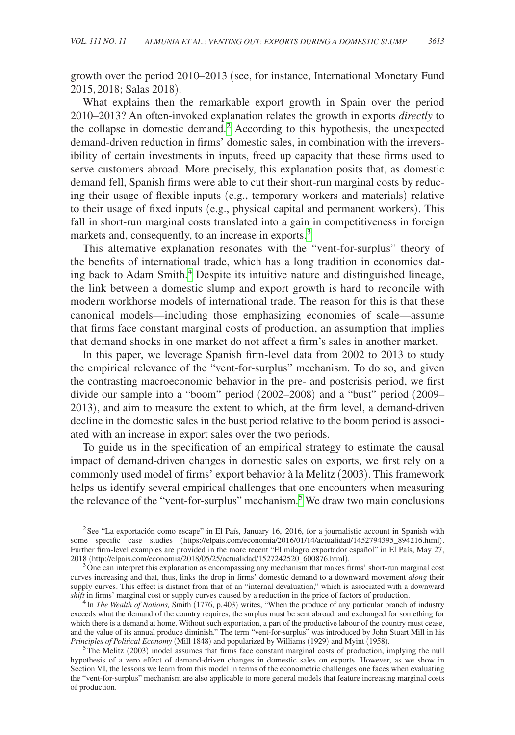growth over the period 2010–2013 (see, for instance, International Monetary Fund 2015, 2018; Salas 2018).

What explains then the remarkable export growth in Spain over the period 2010–2013? An often-invoked explanation relates the growth in exports *directly* to the collapse in domestic demand.[2] According to this hypothesis, the unexpected demand-driven reduction in firms' domestic sales, in combination with the irreversibility of certain investments in inputs, freed up capacity that these firms used to serve customers abroad. More precisely, this explanation posits that, as domestic demand fell, Spanish firms were able to cut their short-run marginal costs by reducing their usage of flexible inputs (e.g., temporary workers and materials) relative to their usage of fixed inputs (e.g., physical capital and permanent workers). This fall in short-run marginal costs translated into a gain in competitiveness in foreign markets and, consequently, to an increase in exports.[3]

This alternative explanation resonates with the "vent-for-surplus" theory of the benefits of international trade, which has a long tradition in economics dating back to Adam Smith.[4] Despite its intuitive nature and distinguished lineage, the link between a domestic slump and export growth is hard to reconcile with modern workhorse models of international trade. The reason for this is that these canonical models—including those emphasizing economies of scale—assume that firms face constant marginal costs of production, an assumption that implies that demand shocks in one market do not affect a firm's sales in another market.

In this paper, we leverage Spanish firm-level data from 2002 to 2013 to study the empirical relevance of the "vent-for-surplus" mechanism. To do so, and given the contrasting macroeconomic behavior in the pre- and postcrisis period, we first divide our sample into a "boom" period (2002–2008) and a "bust" period (2009–2013), and aim to measure the extent to which, at the firm level, a demand-driven decline in the domestic sales in the bust period relative to the boom period is associated with an increase in export sales over the two periods.

To guide us in the specification of an empirical strategy to estimate the causal impact of demand-driven changes in domestic sales on exports, we first rely on a commonly used model of firms' export behavior à la Melitz (2003). This framework helps us identify several empirical challenges that one encounters when measuring the relevance of the "vent-for-surplus" mechanism.[5] We draw two main conclusions

[2] See "La exportación como escape" in El País, January 16, 2016, for a journalistic account in Spanish with some specific case studies (https://elpais.com/economia/2016/01/14/actualidad/1452794395_894216.html). Further firm-level examples are provided in the more recent "El milagro exportador español" in El País, May 27, 2018 (http://elpais.com/economia/2018/05/25/actualidad/1527242520_600876.html).

[3] One can interpret this explanation as encompassing any mechanism that makes firms' short-run marginal cost curves increasing and that, thus, links the drop in firms' domestic demand to a downward movement *along* their supply curves. This effect is distinct from that of an "internal devaluation," which is associated with a downward *shift* in firms' marginal cost or supply curves caused by a reduction in the price of factors of production.

[4] In *The Wealth of Nations,* Smith (1776, p. 403) writes, "When the produce of any particular branch of industry exceeds what the demand of the country requires, the surplus must be sent abroad, and exchanged for something for which there is a demand at home. Without such exportation, a part of the productive labour of the country must cease, and the value of its annual produce diminish." The term "vent-for-surplus" was introduced by John Stuart Mill in his *Principles of Political Economy* (Mill 1848) and popularized by Williams (1929) and Myint (1958).

[5] The Melitz (2003) model assumes that firms face constant marginal costs of production, implying the null hypothesis of a zero effect of demand-driven changes in domestic sales on exports. However, as we show in Section VI, the lessons we learn from this model in terms of the econometric challenges one faces when evaluating the "vent-for-surplus" mechanism are also applicable to more general models that feature increasing marginal costs of production.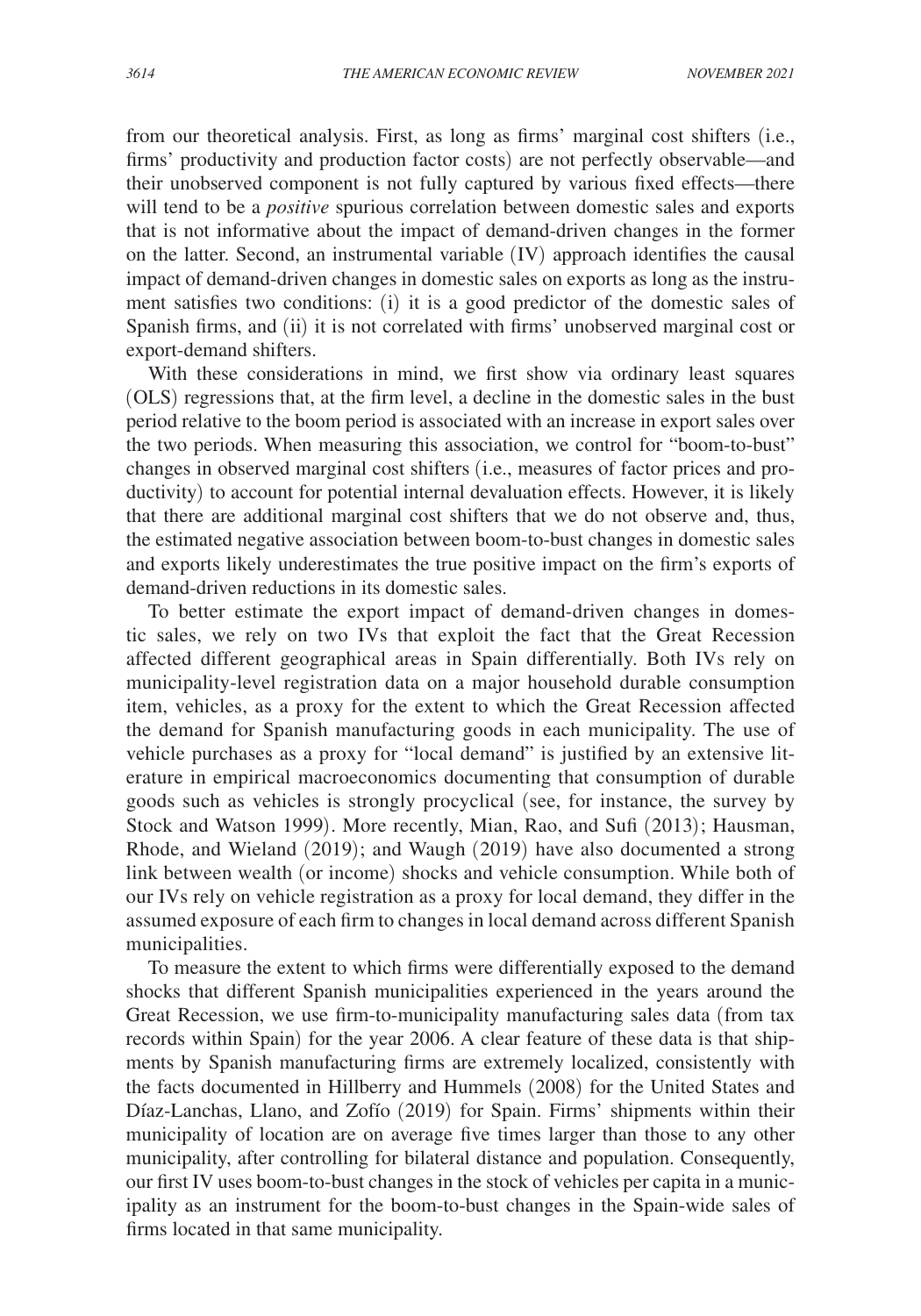from our theoretical analysis. First, as long as firms' marginal cost shifters (i.e., firms' productivity and production factor costs) are not perfectly observable—and their unobserved component is not fully captured by various fixed effects—there will tend to be a *positive* spurious correlation between domestic sales and exports that is not informative about the impact of demand-driven changes in the former on the latter. Second, an instrumental variable (IV) approach identifies the causal impact of demand-driven changes in domestic sales on exports as long as the instrument satisfies two conditions: (i) it is a good predictor of the domestic sales of Spanish firms, and (ii) it is not correlated with firms' unobserved marginal cost or export-demand shifters.

With these considerations in mind, we first show via ordinary least squares (OLS) regressions that, at the firm level, a decline in the domestic sales in the bust period relative to the boom period is associated with an increase in export sales over the two periods. When measuring this association, we control for "boom-to-bust" changes in observed marginal cost shifters (i.e., measures of factor prices and productivity) to account for potential internal devaluation effects. However, it is likely that there are additional marginal cost shifters that we do not observe and, thus, the estimated negative association between boom-to-bust changes in domestic sales and exports likely underestimates the true positive impact on the firm's exports of demand-driven reductions in its domestic sales.

To better estimate the export impact of demand-driven changes in domestic sales, we rely on two IVs that exploit the fact that the Great Recession affected different geographical areas in Spain differentially. Both IVs rely on municipality-level registration data on a major household durable consumption item, vehicles, as a proxy for the extent to which the Great Recession affected the demand for Spanish manufacturing goods in each municipality. The use of vehicle purchases as a proxy for "local demand" is justified by an extensive literature in empirical macroeconomics documenting that consumption of durable goods such as vehicles is strongly procyclical (see, for instance, the survey by Stock and Watson 1999). More recently, Mian, Rao, and Sufi (2013); Hausman, Rhode, and Wieland (2019); and Waugh (2019) have also documented a strong link between wealth (or income) shocks and vehicle consumption. While both of our IVs rely on vehicle registration as a proxy for local demand, they differ in the assumed exposure of each firm to changes in local demand across different Spanish municipalities.

To measure the extent to which firms were differentially exposed to the demand shocks that different Spanish municipalities experienced in the years around the Great Recession, we use firm-to-municipality manufacturing sales data (from tax records within Spain) for the year 2006. A clear feature of these data is that shipments by Spanish manufacturing firms are extremely localized, consistently with the facts documented in Hillberry and Hummels (2008) for the United States and Díaz-Lanchas, Llano, and Zofío (2019) for Spain. Firms' shipments within their municipality of location are on average five times larger than those to any other municipality, after controlling for bilateral distance and population. Consequently, our first IV uses boom-to-bust changes in the stock of vehicles per capita in a municipality as an instrument for the boom-to-bust changes in the Spain-wide sales of firms located in that same municipality.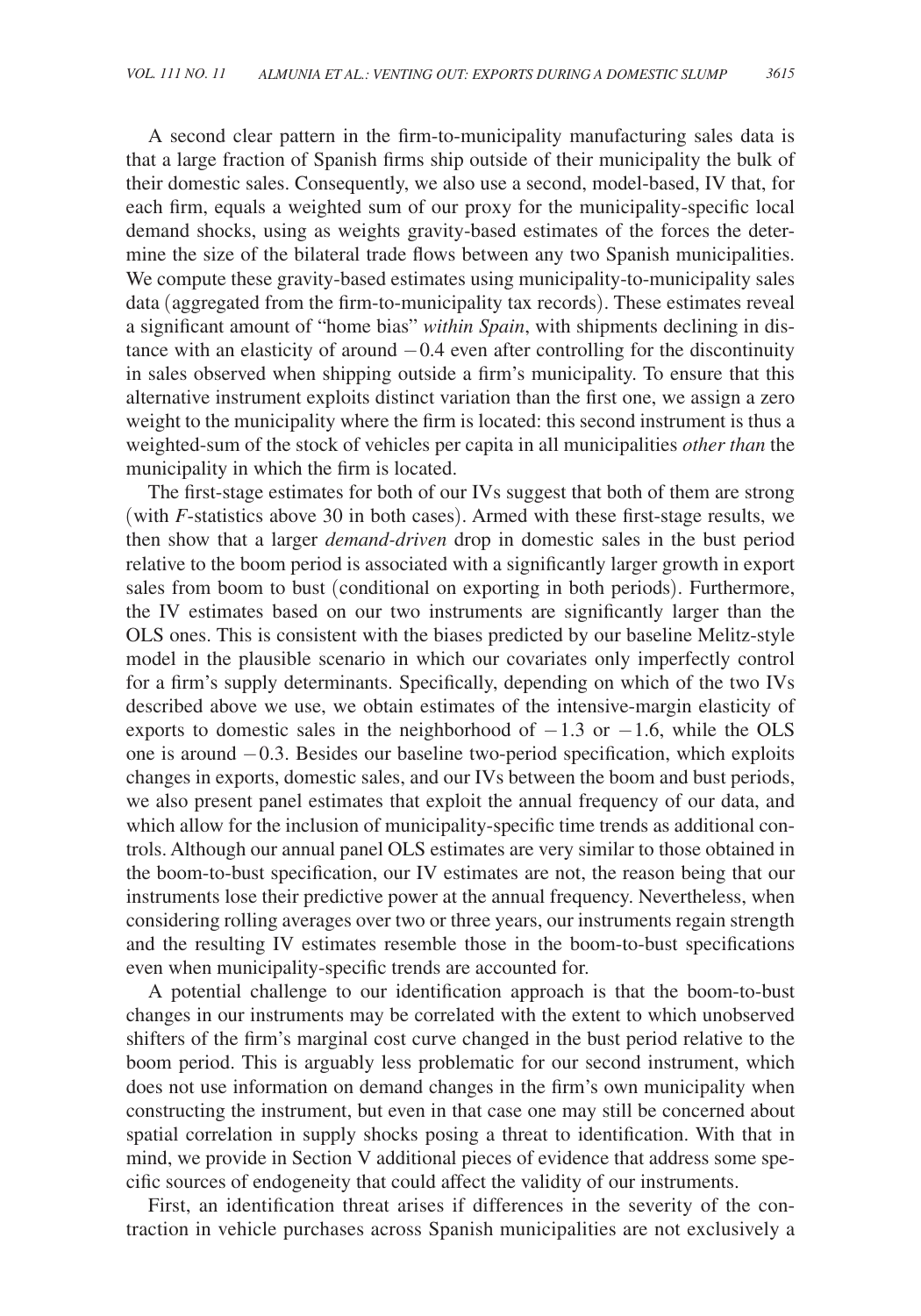A second clear pattern in the firm-to-municipality manufacturing sales data is that a large fraction of Spanish firms ship outside of their municipality the bulk of their domestic sales. Consequently, we also use a second, model-based, IV that, for each firm, equals a weighted sum of our proxy for the municipality-specific local demand shocks, using as weights gravity-based estimates of the forces the determine the size of the bilateral trade flows between any two Spanish municipalities. We compute these gravity-based estimates using municipality-to-municipality sales data (aggregated from the firm-to-municipality tax records). These estimates reveal a significant amount of "home bias" *within Spain*, with shipments declining in distance with an elasticity of around $-0.4$ even after controlling for the discontinuity in sales observed when shipping outside a firm's municipality. To ensure that this alternative instrument exploits distinct variation than the first one, we assign a zero weight to the municipality where the firm is located: this second instrument is thus a weighted-sum of the stock of vehicles per capita in all municipalities *other than* the municipality in which the firm is located.

The first-stage estimates for both of our IVs suggest that both of them are strong (with $F$-statistics above 30 in both cases). Armed with these first-stage results, we then show that a larger *demand-driven* drop in domestic sales in the bust period relative to the boom period is associated with a significantly larger growth in export sales from boom to bust (conditional on exporting in both periods). Furthermore, the IV estimates based on our two instruments are significantly larger than the OLS ones. This is consistent with the biases predicted by our baseline Melitz-style model in the plausible scenario in which our covariates only imperfectly control for a firm's supply determinants. Specifically, depending on which of the two IVs described above we use, we obtain estimates of the intensive-margin elasticity of exports to domestic sales in the neighborhood of $-1.3$ or $-1.6$, while the OLS one is around $-0.3$. Besides our baseline two-period specification, which exploits changes in exports, domestic sales, and our IVs between the boom and bust periods, we also present panel estimates that exploit the annual frequency of our data, and which allow for the inclusion of municipality-specific time trends as additional controls. Although our annual panel OLS estimates are very similar to those obtained in the boom-to-bust specification, our IV estimates are not, the reason being that our instruments lose their predictive power at the annual frequency. Nevertheless, when considering rolling averages over two or three years, our instruments regain strength and the resulting IV estimates resemble those in the boom-to-bust specifications even when municipality-specific trends are accounted for.

A potential challenge to our identification approach is that the boom-to-bust changes in our instruments may be correlated with the extent to which unobserved shifters of the firm's marginal cost curve changed in the bust period relative to the boom period. This is arguably less problematic for our second instrument, which does not use information on demand changes in the firm's own municipality when constructing the instrument, but even in that case one may still be concerned about spatial correlation in supply shocks posing a threat to identification. With that in mind, we provide in Section V additional pieces of evidence that address some specific sources of endogeneity that could affect the validity of our instruments.

First, an identification threat arises if differences in the severity of the contraction in vehicle purchases across Spanish municipalities are not exclusively a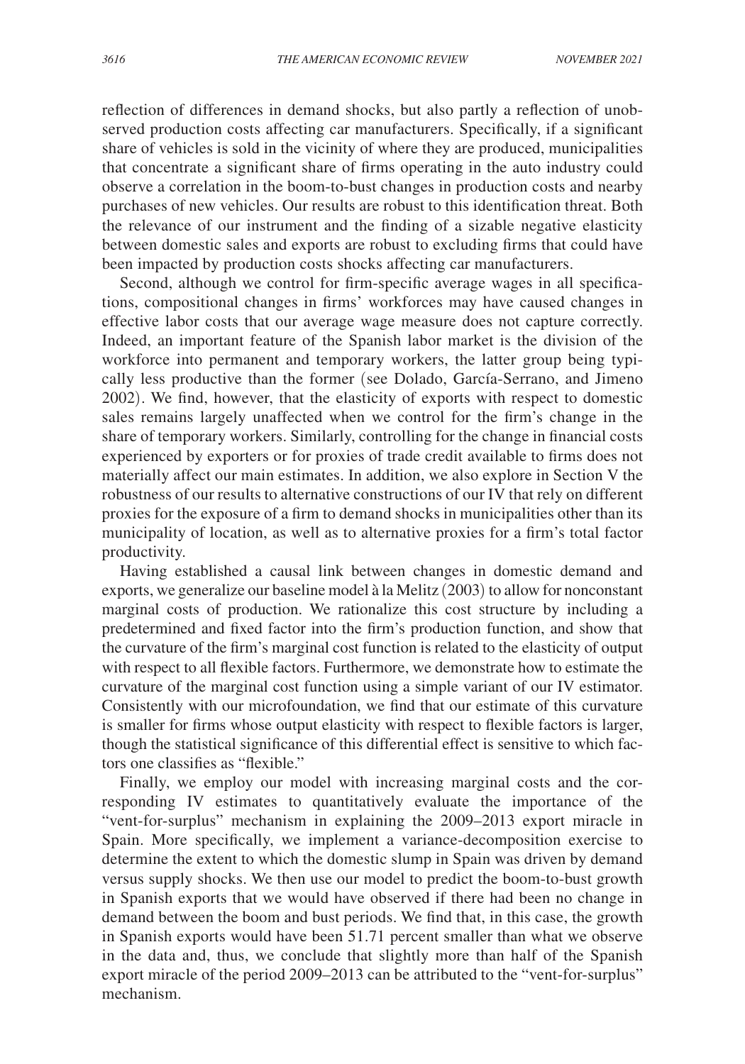reflection of differences in demand shocks, but also partly a reflection of unobserved production costs affecting car manufacturers. Specifically, if a significant share of vehicles is sold in the vicinity of where they are produced, municipalities that concentrate a significant share of firms operating in the auto industry could observe a correlation in the boom-to-bust changes in production costs and nearby purchases of new vehicles. Our results are robust to this identification threat. Both the relevance of our instrument and the finding of a sizable negative elasticity between domestic sales and exports are robust to excluding firms that could have been impacted by production costs shocks affecting car manufacturers.

Second, although we control for firm-specific average wages in all specifications, compositional changes in firms' workforces may have caused changes in effective labor costs that our average wage measure does not capture correctly. Indeed, an important feature of the Spanish labor market is the division of the workforce into permanent and temporary workers, the latter group being typically less productive than the former (see Dolado, García-Serrano, and Jimeno 2002). We find, however, that the elasticity of exports with respect to domestic sales remains largely unaffected when we control for the firm's change in the share of temporary workers. Similarly, controlling for the change in financial costs experienced by exporters or for proxies of trade credit available to firms does not materially affect our main estimates. In addition, we also explore in Section V the robustness of our results to alternative constructions of our IV that rely on different proxies for the exposure of a firm to demand shocks in municipalities other than its municipality of location, as well as to alternative proxies for a firm's total factor productivity.

Having established a causal link between changes in domestic demand and exports, we generalize our baseline model à la Melitz (2003) to allow for nonconstant marginal costs of production. We rationalize this cost structure by including a predetermined and fixed factor into the firm's production function, and show that the curvature of the firm's marginal cost function is related to the elasticity of output with respect to all flexible factors. Furthermore, we demonstrate how to estimate the curvature of the marginal cost function using a simple variant of our IV estimator. Consistently with our microfoundation, we find that our estimate of this curvature is smaller for firms whose output elasticity with respect to flexible factors is larger, though the statistical significance of this differential effect is sensitive to which factors one classifies as "flexible."

Finally, we employ our model with increasing marginal costs and the corresponding IV estimates to quantitatively evaluate the importance of the "vent-for-surplus" mechanism in explaining the 2009–2013 export miracle in Spain. More specifically, we implement a variance-decomposition exercise to determine the extent to which the domestic slump in Spain was driven by demand versus supply shocks. We then use our model to predict the boom-to-bust growth in Spanish exports that we would have observed if there had been no change in demand between the boom and bust periods. We find that, in this case, the growth in Spanish exports would have been 51.71 percent smaller than what we observe in the data and, thus, we conclude that slightly more than half of the Spanish export miracle of the period 2009–2013 can be attributed to the "vent-for-surplus" mechanism.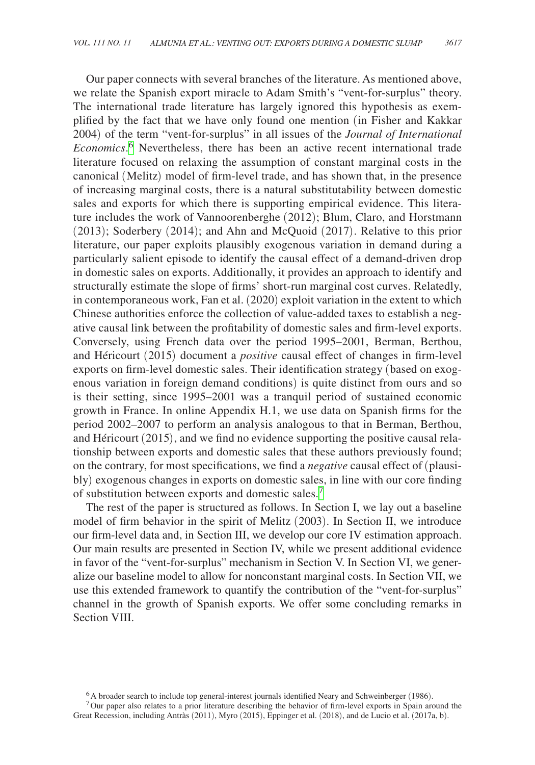Our paper connects with several branches of the literature. As mentioned above, we relate the Spanish export miracle to Adam Smith's "vent-for-surplus" theory. The international trade literature has largely ignored this hypothesis as exemplified by the fact that we have only found one mention (in Fisher and Kakkar 2004) of the term "vent-for-surplus" in all issues of the *Journal of International Economics*.[6] Nevertheless, there has been an active recent international trade literature focused on relaxing the assumption of constant marginal costs in the canonical (Melitz) model of firm-level trade, and has shown that, in the presence of increasing marginal costs, there is a natural substitutability between domestic sales and exports for which there is supporting empirical evidence. This literature includes the work of Vannoorenberghe (2012); Blum, Claro, and Horstmann (2013); Soderbery (2014); and Ahn and McQuoid (2017). Relative to this prior literature, our paper exploits plausibly exogenous variation in demand during a particularly salient episode to identify the causal effect of a demand-driven drop in domestic sales on exports. Additionally, it provides an approach to identify and structurally estimate the slope of firms' short-run marginal cost curves. Relatedly, in contemporaneous work, Fan et al. (2020) exploit variation in the extent to which Chinese authorities enforce the collection of value-added taxes to establish a negative causal link between the profitability of domestic sales and firm-level exports. Conversely, using French data over the period 1995–2001, Berman, Berthou, and Héricourt (2015) document a *positive* causal effect of changes in firm-level exports on firm-level domestic sales. Their identification strategy (based on exogenous variation in foreign demand conditions) is quite distinct from ours and so is their setting, since 1995–2001 was a tranquil period of sustained economic growth in France. In online Appendix H.1, we use data on Spanish firms for the period 2002–2007 to perform an analysis analogous to that in Berman, Berthou, and Héricourt (2015), and we find no evidence supporting the positive causal relationship between exports and domestic sales that these authors previously found; on the contrary, for most specifications, we find a *negative* causal effect of (plausibly) exogenous changes in exports on domestic sales, in line with our core finding of substitution between exports and domestic sales.[7]

The rest of the paper is structured as follows. In Section I, we lay out a baseline model of firm behavior in the spirit of Melitz (2003). In Section II, we introduce our firm-level data and, in Section III, we develop our core IV estimation approach. Our main results are presented in Section IV, while we present additional evidence in favor of the "vent-for-surplus" mechanism in Section V. In Section VI, we generalize our baseline model to allow for nonconstant marginal costs. In Section VII, we use this extended framework to quantify the contribution of the "vent-for-surplus" channel in the growth of Spanish exports. We offer some concluding remarks in Section VIII.

[6] A broader search to include top general-interest journals identified Neary and Schweinberger (1986).

[7] Our paper also relates to a prior literature describing the behavior of firm-level exports in Spain around the Great Recession, including Antràs (2011), Myro (2015), Eppinger et al. (2018), and de Lucio et al. (2017a, b).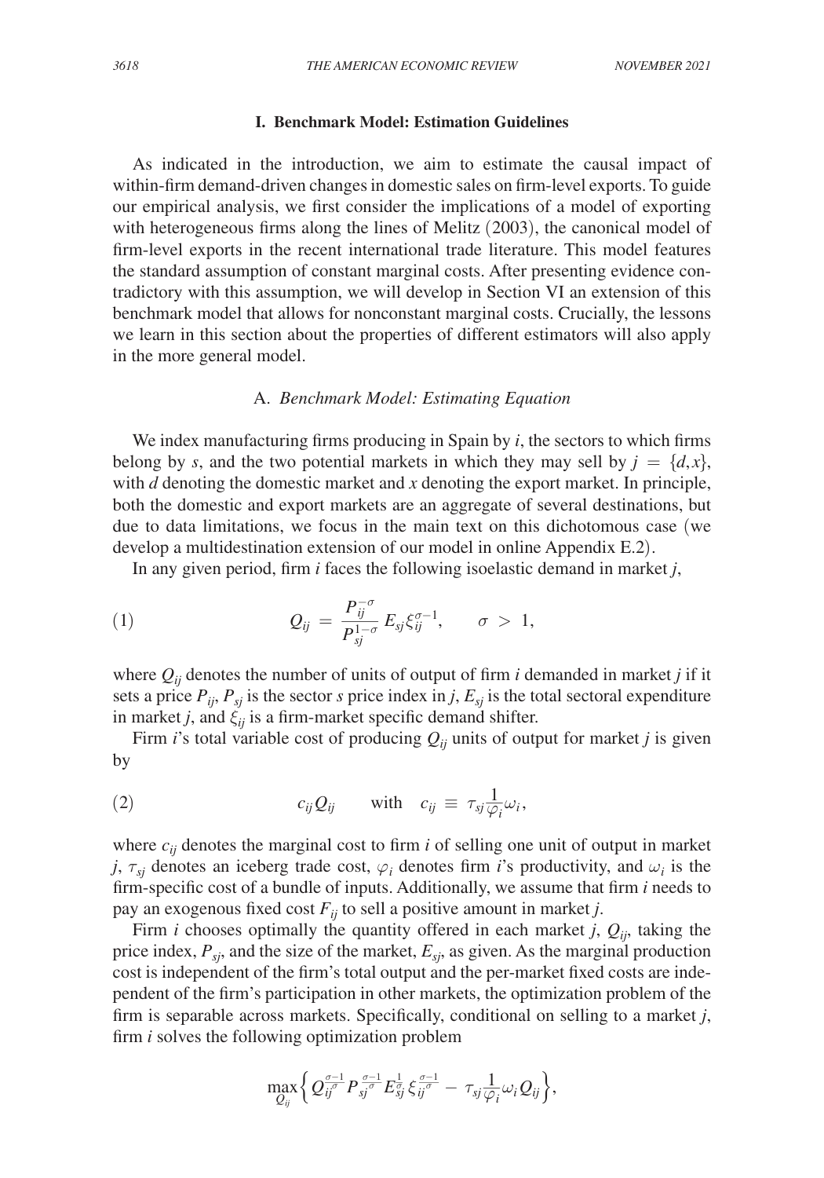## I. Benchmark Model: Estimation Guidelines

As indicated in the introduction, we aim to estimate the causal impact of within-firm demand-driven changes in domestic sales on firm-level exports. To guide our empirical analysis, we first consider the implications of a model of exporting with heterogeneous firms along the lines of Melitz (2003), the canonical model of firm-level exports in the recent international trade literature. This model features the standard assumption of constant marginal costs. After presenting evidence contradictory with this assumption, we will develop in Section VI an extension of this benchmark model that allows for nonconstant marginal costs. Crucially, the lessons we learn in this section about the properties of different estimators will also apply in the more general model.

### A. *Benchmark Model: Estimating Equation*

We index manufacturing firms producing in Spain by $i$, the sectors to which firms belong by $s$, and the two potential markets in which they may sell by $j = \{d,x\}$, with $d$ denoting the domestic market and $x$ denoting the export market. In principle, both the domestic and export markets are an aggregate of several destinations, but due to data limitations, we focus in the main text on this dichotomous case (we develop a multidestination extension of our model in online Appendix E.2).

In any given period, firm $i$ faces the following isoelastic demand in market $j$,

$$
(1) \qquad Q_{ij} = \frac{P_{ij}^{-\sigma}}{P_{sj}^{1-\sigma}} E_{sj} \xi_{ij}^{\sigma-1}, \qquad \sigma > 1,
$$

where $Q_{ij}$ denotes the number of units of output of firm $i$ demanded in market $j$ if it sets a price $P_{ij}$, $P_{sj}$ is the sector $s$ price index in $j$, $E_{sj}$ is the total sectoral expenditure in market $j$, and $\xi_{ij}$ is a firm-market specific demand shifter.

Firm $i$'s total variable cost of producing $Q_{ij}$ units of output for market $j$ is given by

$$
(2) \qquad c_{ij} Q_{ij} \qquad \text{with} \quad c_{ij} \equiv \tau_{sj} \frac{1}{\varphi_i} \omega_i,
$$

where $c_{ij}$ denotes the marginal cost to firm $i$ of selling one unit of output in market $j$, $\tau_{sj}$ denotes an iceberg trade cost, $\varphi_i$ denotes firm $i$'s productivity, and $\omega_i$ is the firm-specific cost of a bundle of inputs. Additionally, we assume that firm $i$ needs to pay an exogenous fixed cost $F_{ij}$ to sell a positive amount in market $j$.

Firm $i$ chooses optimally the quantity offered in each market $j$, $Q_{ij}$, taking the price index, $P_{sj}$, and the size of the market, $E_{sj}$, as given. As the marginal production cost is independent of the firm's total output and the per-market fixed costs are independent of the firm's participation in other markets, the optimization problem of the firm is separable across markets. Specifically, conditional on selling to a market $j$, firm $i$ solves the following optimization problem

$$
\max_{Q_{ij}} \Big\{ Q_{ij}^{\frac{\sigma-1}{\sigma}} P_{sj}^{\frac{\sigma-1}{\sigma}} E_{sj}^{\frac{1}{\sigma}} \xi_{ij}^{\frac{\sigma-1}{\sigma}} - \tau_{sj} \frac{1}{\varphi_i} \omega_i Q_{ij} \Big\},
$$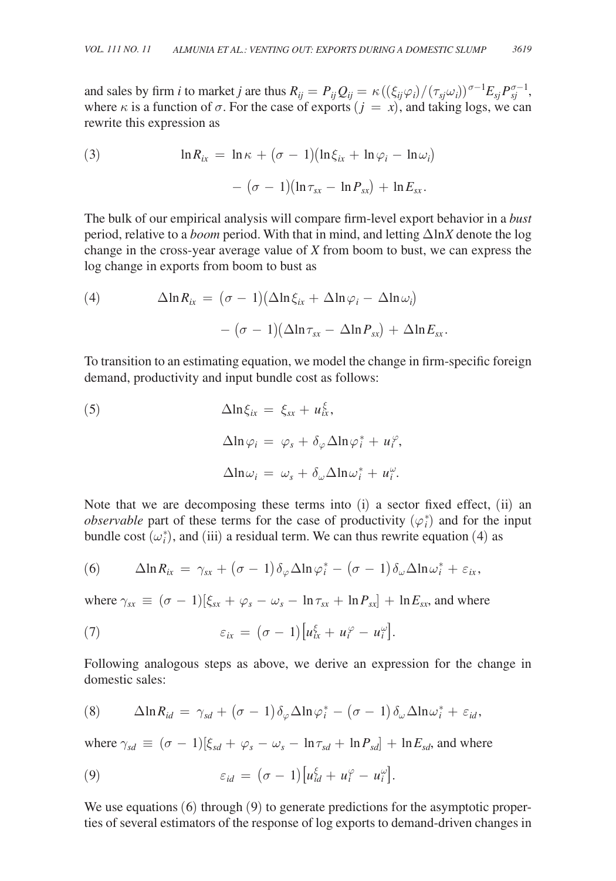and sales by firm *i* to market *j* are thus $R_{ij} = P_{ij} Q_{ij} = \kappa((\xi_{ij}\varphi_i)/(\tau_{sj}\omega_i))^{\sigma-1} E_{sj} P_{sj}^{\sigma-1}$, where $\kappa$ is a function of $\sigma$. For the case of exports ($j = x$), and taking logs, we can rewrite this expression as

$$
(3) \qquad \ln R_{ix} = \ln \kappa + (\sigma - 1)(\ln \xi_{ix} + \ln \varphi_i - \ln \omega_i) - (\sigma - 1)(\ln \tau_{sx} - \ln P_{sx}) + \ln E_{sx}.
$$

The bulk of our empirical analysis will compare firm-level export behavior in a *bust* period, relative to a *boom* period. With that in mind, and letting $\Delta \ln X$ denote the log change in the cross-year average value of $X$ from boom to bust, we can express the log change in exports from boom to bust as

$$
(4) \qquad \Delta \ln R_{ix} = (\sigma - 1)(\Delta \ln \xi_{ix} + \Delta \ln \varphi_i - \Delta \ln \omega_i) - (\sigma - 1)(\Delta \ln \tau_{sx} - \Delta \ln P_{sx}) + \Delta \ln E_{sx}.
$$

To transition to an estimating equation, we model the change in firm-specific foreign demand, productivity and input bundle cost as follows:

$$
(5) \qquad \Delta \ln \xi_{ix} = \xi_{sx} + u_{ix}^{\xi},
$$

$$
\Delta \ln \varphi_i = \varphi_s + \delta_{\varphi} \Delta \ln \varphi_i^* + u_i^{\varphi},
$$

$$
\Delta \ln \omega_i = \omega_s + \delta_{\omega} \Delta \ln \omega_i^* + u_i^{\omega}.
$$

Note that we are decomposing these terms into (i) a sector fixed effect, (ii) an *observable* part of these terms for the case of productivity ($\varphi_i^*$) and for the input bundle cost ($\omega_i^*$), and (iii) a residual term. We can thus rewrite equation (4) as

$$
(6) \qquad \Delta \ln R_{ix} = \gamma_{sx} + (\sigma - 1)\delta_{\varphi} \Delta \ln \varphi_i^* - (\sigma - 1)\delta_{\omega} \Delta \ln \omega_i^* + \varepsilon_{ix},
$$

where $\gamma_{sx} \equiv (\sigma - 1)[\xi_{sx} + \varphi_s - \omega_s - \ln \tau_{sx} + \ln P_{sx}] + \ln E_{sx}$, and where

$$
(7) \qquad \varepsilon_{ix} = (\sigma - 1)\left[u_{ix}^{\xi} + u_i^{\varphi} - u_i^{\omega}\right].
$$

Following analogous steps as above, we derive an expression for the change in domestic sales:

$$
(8) \qquad \Delta \ln R_{id} = \gamma_{sd} + (\sigma - 1)\delta_{\varphi} \Delta \ln \varphi_i^* - (\sigma - 1)\delta_{\omega} \Delta \ln \omega_i^* + \varepsilon_{id},
$$

where $\gamma_{sd} \equiv (\sigma - 1)[\xi_{sd} + \varphi_s - \omega_s - \ln \tau_{sd} + \ln P_{sd}] + \ln E_{sd}$, and where

$$
(9) \qquad \varepsilon_{id} = (\sigma - 1)\left[u_{id}^{\xi} + u_i^{\varphi} - u_i^{\omega}\right].
$$

We use equations (6) through (9) to generate predictions for the asymptotic properties of several estimators of the response of log exports to demand-driven changes in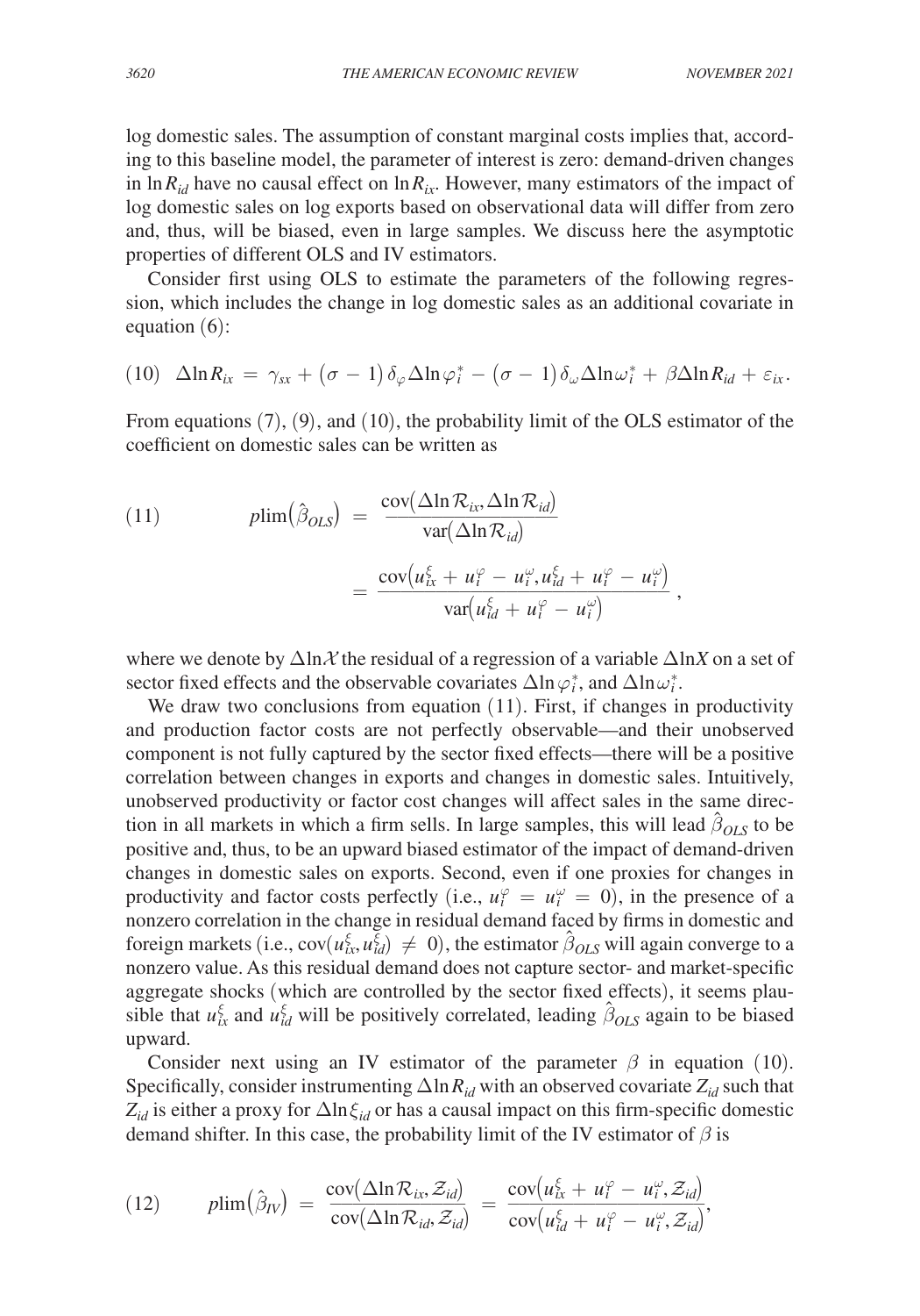log domestic sales. The assumption of constant marginal costs implies that, according to this baseline model, the parameter of interest is zero: demand-driven changes in $\ln R_{id}$ have no causal effect on $\ln R_{ix}$. However, many estimators of the impact of log domestic sales on log exports based on observational data will differ from zero and, thus, will be biased, even in large samples. We discuss here the asymptotic properties of different OLS and IV estimators.

Consider first using OLS to estimate the parameters of the following regression, which includes the change in log domestic sales as an additional covariate in equation (6):

$$(10)\quad \Delta \ln R_{ix} = \gamma_{sx} + (\sigma - 1)\delta_{\varphi}\Delta \ln \varphi_i^* - (\sigma - 1)\delta_{\omega}\Delta \ln \omega_i^* + \beta \Delta \ln R_{id} + \varepsilon_{ix}.$$

From equations (7), (9), and (10), the probability limit of the OLS estimator of the coefficient on domestic sales can be written as

$$(11)\qquad plim(\hat{\beta}_{OLS}) = \frac{\text{cov}(\Delta \ln \mathcal{R}_{ix}, \Delta \ln \mathcal{R}_{id})}{\text{var}(\Delta \ln \mathcal{R}_{id})}$$

$$= \frac{\text{cov}(u_{ix}^{\xi} + u_i^{\varphi} - u_i^{\omega}, u_{id}^{\xi} + u_i^{\varphi} - u_i^{\omega})}{\text{var}(u_{id}^{\xi} + u_i^{\varphi} - u_i^{\omega})},$$

where we denote by $\Delta \ln \mathcal{X}$ the residual of a regression of a variable $\Delta \ln X$ on a set of sector fixed effects and the observable covariates $\Delta \ln \varphi_i^*$, and $\Delta \ln \omega_i^*$.

We draw two conclusions from equation (11). First, if changes in productivity and production factor costs are not perfectly observable—and their unobserved component is not fully captured by the sector fixed effects—there will be a positive correlation between changes in exports and changes in domestic sales. Intuitively, unobserved productivity or factor cost changes will affect sales in the same direction in all markets in which a firm sells. In large samples, this will lead $\hat{\beta}_{OLS}$ to be positive and, thus, to be an upward biased estimator of the impact of demand-driven changes in domestic sales on exports. Second, even if one proxies for changes in productivity and factor costs perfectly (i.e., $u_i^{\varphi} = u_i^{\omega} = 0$), in the presence of a nonzero correlation in the change in residual demand faced by firms in domestic and foreign markets (i.e., $\text{cov}(u_{ix}^{\xi}, u_{id}^{\xi}) \neq 0$), the estimator $\hat{\beta}_{OLS}$ will again converge to a nonzero value. As this residual demand does not capture sector- and market-specific aggregate shocks (which are controlled by the sector fixed effects), it seems plausible that $u_{ix}^{\xi}$ and $u_{id}^{\xi}$ will be positively correlated, leading $\hat{\beta}_{OLS}$ again to be biased upward.

Consider next using an IV estimator of the parameter $\beta$ in equation (10). Specifically, consider instrumenting $\Delta \ln R_{id}$ with an observed covariate $Z_{id}$ such that $Z_{id}$ is either a proxy for $\Delta \ln \xi_{id}$ or has a causal impact on this firm-specific domestic demand shifter. In this case, the probability limit of the IV estimator of $\beta$ is

$$(12)\qquad plim(\hat{\beta}_{IV}) = \frac{\text{cov}(\Delta \ln \mathcal{R}_{ix}, \mathcal{Z}_{id})}{\text{cov}(\Delta \ln \mathcal{R}_{id}, \mathcal{Z}_{id})} = \frac{\text{cov}(u_{ix}^{\xi} + u_i^{\varphi} - u_i^{\omega}, \mathcal{Z}_{id})}{\text{cov}(u_{id}^{\xi} + u_i^{\varphi} - u_i^{\omega}, \mathcal{Z}_{id})},$$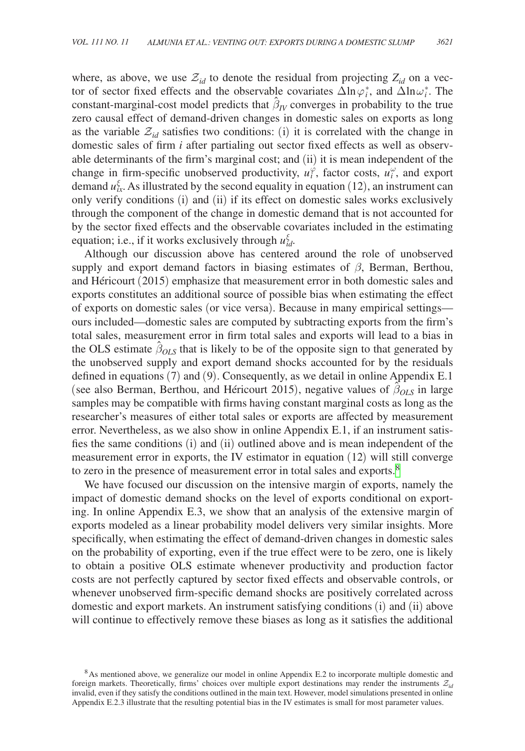where, as above, we use $\mathcal{Z}_{id}$ to denote the residual from projecting $Z_{id}$ on a vector of sector fixed effects and the observable covariates $\Delta \ln \varphi_i^*$, and $\Delta \ln \omega_i^*$. The constant-marginal-cost model predicts that $\hat{\beta}_{IV}$ converges in probability to the true zero causal effect of demand-driven changes in domestic sales on exports as long as the variable $\mathcal{Z}_{id}$ satisfies two conditions: (i) it is correlated with the change in domestic sales of firm $i$ after partialing out sector fixed effects as well as observable determinants of the firm's marginal cost; and (ii) it is mean independent of the change in firm-specific unobserved productivity, $u_i^{\varphi}$, factor costs, $u_i^{\omega}$, and export demand $u_{ix}^{\xi}$. As illustrated by the second equality in equation (12), an instrument can only verify conditions (i) and (ii) if its effect on domestic sales works exclusively through the component of the change in domestic demand that is not accounted for by the sector fixed effects and the observable covariates included in the estimating equation; i.e., if it works exclusively through $u_{id}^{\xi}$.

Although our discussion above has centered around the role of unobserved supply and export demand factors in biasing estimates of $\beta$, Berman, Berthou, and Héricourt (2015) emphasize that measurement error in both domestic sales and exports constitutes an additional source of possible bias when estimating the effect of exports on domestic sales (or vice versa). Because in many empirical settings—ours included—domestic sales are computed by subtracting exports from the firm's total sales, measurement error in firm total sales and exports will lead to a bias in the OLS estimate $\hat{\beta}_{OLS}$ that is likely to be of the opposite sign to that generated by the unobserved supply and export demand shocks accounted for by the residuals defined in equations (7) and (9). Consequently, as we detail in online Appendix E.1 (see also Berman, Berthou, and Héricourt 2015), negative values of $\hat{\beta}_{OLS}$ in large samples may be compatible with firms having constant marginal costs as long as the researcher's measures of either total sales or exports are affected by measurement error. Nevertheless, as we also show in online Appendix E.1, if an instrument satisfies the same conditions (i) and (ii) outlined above and is mean independent of the measurement error in exports, the IV estimator in equation (12) will still converge to zero in the presence of measurement error in total sales and exports.[8]

We have focused our discussion on the intensive margin of exports, namely the impact of domestic demand shocks on the level of exports conditional on exporting. In online Appendix E.3, we show that an analysis of the extensive margin of exports modeled as a linear probability model delivers very similar insights. More specifically, when estimating the effect of demand-driven changes in domestic sales on the probability of exporting, even if the true effect were to be zero, one is likely to obtain a positive OLS estimate whenever productivity and production factor costs are not perfectly captured by sector fixed effects and observable controls, or whenever unobserved firm-specific demand shocks are positively correlated across domestic and export markets. An instrument satisfying conditions (i) and (ii) above will continue to effectively remove these biases as long as it satisfies the additional

[8] As mentioned above, we generalize our model in online Appendix E.2 to incorporate multiple domestic and foreign markets. Theoretically, firms' choices over multiple export destinations may render the instruments $\mathcal{Z}_{id}$ invalid, even if they satisfy the conditions outlined in the main text. However, model simulations presented in online Appendix E.2.3 illustrate that the resulting potential bias in the IV estimates is small for most parameter values.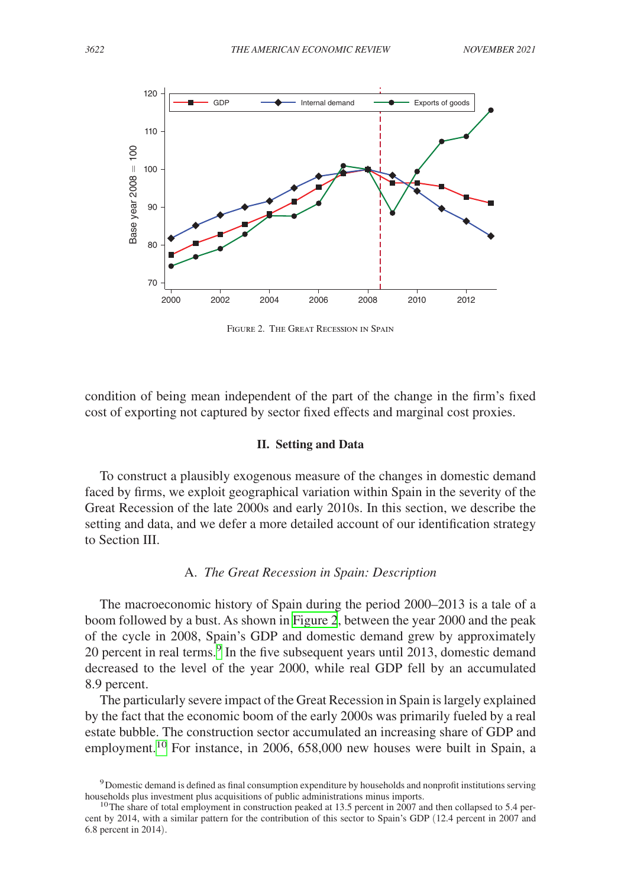120

110

100

90

80

70

Base year 2008 = 100

2000 2002 2004 2006 2008 2010 2012

GDP

Internal demand

Exports of goods

Figure 2. The Great Recession in Spain

condition of being mean independent of the part of the change in the firm's fixed cost of exporting not captured by sector fixed effects and marginal cost proxies.

## II. Setting and Data

To construct a plausibly exogenous measure of the changes in domestic demand faced by firms, we exploit geographical variation within Spain in the severity of the Great Recession of the late 2000s and early 2010s. In this section, we describe the setting and data, and we defer a more detailed account of our identification strategy to Section III.

### A. *The Great Recession in Spain: Description*

The macroeconomic history of Spain during the period 2000–2013 is a tale of a boom followed by a bust. As shown in Figure 2, between the year 2000 and the peak of the cycle in 2008, Spain's GDP and domestic demand grew by approximately 20 percent in real terms.[9] In the five subsequent years until 2013, domestic demand decreased to the level of the year 2000, while real GDP fell by an accumulated 8.9 percent.

The particularly severe impact of the Great Recession in Spain is largely explained by the fact that the economic boom of the early 2000s was primarily fueled by a real estate bubble. The construction sector accumulated an increasing share of GDP and employment.[10] For instance, in 2006, 658,000 new houses were built in Spain, a

[9] Domestic demand is defined as final consumption expenditure by households and nonprofit institutions serving households plus investment plus acquisitions of public administrations minus imports.

[10] The share of total employment in construction peaked at 13.5 percent in 2007 and then collapsed to 5.4 percent by 2014, with a similar pattern for the contribution of this sector to Spain's GDP (12.4 percent in 2007 and 6.8 percent in 2014).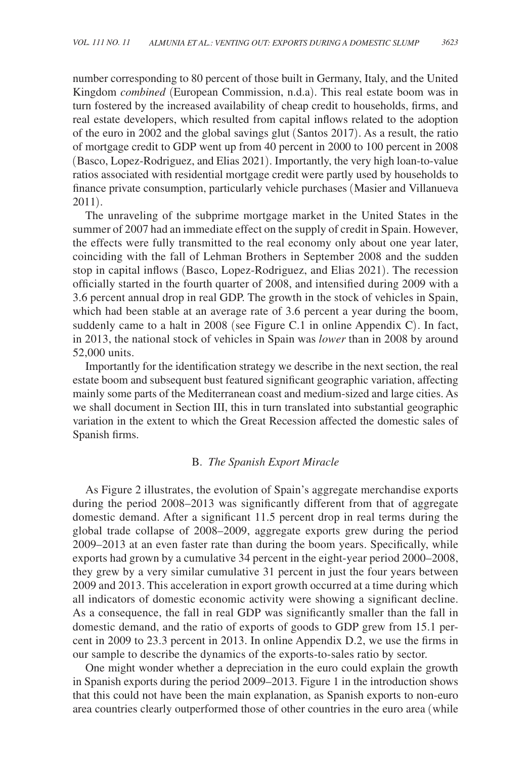number corresponding to 80 percent of those built in Germany, Italy, and the United Kingdom *combined* (European Commission, n.d.a). This real estate boom was in turn fostered by the increased availability of cheap credit to households, firms, and real estate developers, which resulted from capital inflows related to the adoption of the euro in 2002 and the global savings glut (Santos 2017). As a result, the ratio of mortgage credit to GDP went up from 40 percent in 2000 to 100 percent in 2008 (Basco, Lopez-Rodriguez, and Elias 2021). Importantly, the very high loan-to-value ratios associated with residential mortgage credit were partly used by households to finance private consumption, particularly vehicle purchases (Masier and Villanueva 2011).

The unraveling of the subprime mortgage market in the United States in the summer of 2007 had an immediate effect on the supply of credit in Spain. However, the effects were fully transmitted to the real economy only about one year later, coinciding with the fall of Lehman Brothers in September 2008 and the sudden stop in capital inflows (Basco, Lopez-Rodriguez, and Elias 2021). The recession officially started in the fourth quarter of 2008, and intensified during 2009 with a 3.6 percent annual drop in real GDP. The growth in the stock of vehicles in Spain, which had been stable at an average rate of 3.6 percent a year during the boom, suddenly came to a halt in 2008 (see Figure C.1 in online Appendix C). In fact, in 2013, the national stock of vehicles in Spain was *lower* than in 2008 by around 52,000 units.

Importantly for the identification strategy we describe in the next section, the real estate boom and subsequent bust featured significant geographic variation, affecting mainly some parts of the Mediterranean coast and medium-sized and large cities. As we shall document in Section III, this in turn translated into substantial geographic variation in the extent to which the Great Recession affected the domestic sales of Spanish firms.

### B. *The Spanish Export Miracle*

As Figure 2 illustrates, the evolution of Spain's aggregate merchandise exports during the period 2008–2013 was significantly different from that of aggregate domestic demand. After a significant 11.5 percent drop in real terms during the global trade collapse of 2008–2009, aggregate exports grew during the period 2009–2013 at an even faster rate than during the boom years. Specifically, while exports had grown by a cumulative 34 percent in the eight-year period 2000–2008, they grew by a very similar cumulative 31 percent in just the four years between 2009 and 2013. This acceleration in export growth occurred at a time during which all indicators of domestic economic activity were showing a significant decline. As a consequence, the fall in real GDP was significantly smaller than the fall in domestic demand, and the ratio of exports of goods to GDP grew from 15.1 percent in 2009 to 23.3 percent in 2013. In online Appendix D.2, we use the firms in our sample to describe the dynamics of the exports-to-sales ratio by sector.

One might wonder whether a depreciation in the euro could explain the growth in Spanish exports during the period 2009–2013. Figure 1 in the introduction shows that this could not have been the main explanation, as Spanish exports to non-euro area countries clearly outperformed those of other countries in the euro area (while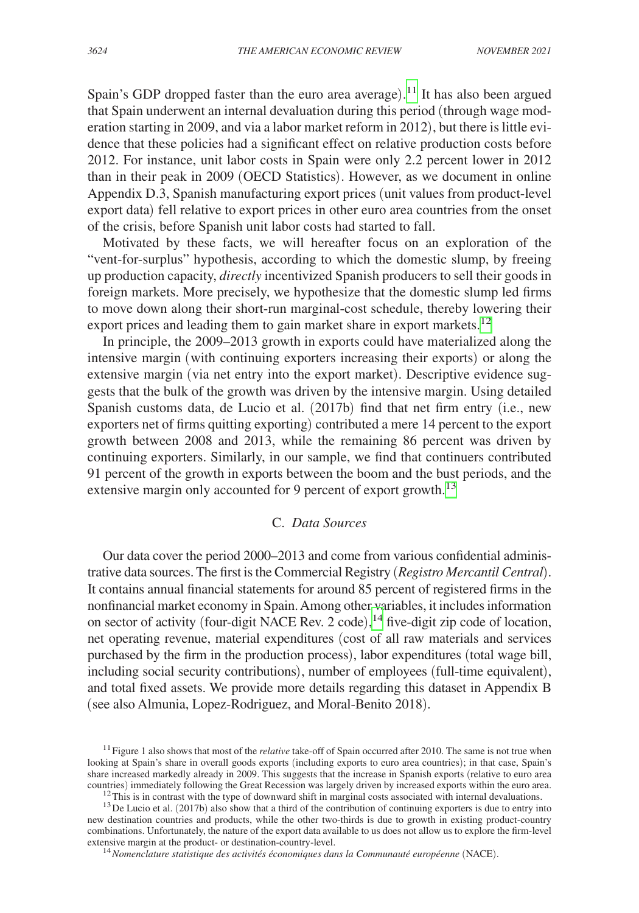Spain's GDP dropped faster than the euro area average).[11] It has also been argued that Spain underwent an internal devaluation during this period (through wage moderation starting in 2009, and via a labor market reform in 2012), but there is little evidence that these policies had a significant effect on relative production costs before 2012. For instance, unit labor costs in Spain were only 2.2 percent lower in 2012 than in their peak in 2009 (OECD Statistics). However, as we document in online Appendix D.3, Spanish manufacturing export prices (unit values from product-level export data) fell relative to export prices in other euro area countries from the onset of the crisis, before Spanish unit labor costs had started to fall.

Motivated by these facts, we will hereafter focus on an exploration of the "vent-for-surplus" hypothesis, according to which the domestic slump, by freeing up production capacity, *directly* incentivized Spanish producers to sell their goods in foreign markets. More precisely, we hypothesize that the domestic slump led firms to move down along their short-run marginal-cost schedule, thereby lowering their export prices and leading them to gain market share in export markets.[12]

In principle, the 2009–2013 growth in exports could have materialized along the intensive margin (with continuing exporters increasing their exports) or along the extensive margin (via net entry into the export market). Descriptive evidence suggests that the bulk of the growth was driven by the intensive margin. Using detailed Spanish customs data, de Lucio et al. (2017b) find that net firm entry (i.e., new exporters net of firms quitting exporting) contributed a mere 14 percent to the export growth between 2008 and 2013, while the remaining 86 percent was driven by continuing exporters. Similarly, in our sample, we find that continuers contributed 91 percent of the growth in exports between the boom and the bust periods, and the extensive margin only accounted for 9 percent of export growth.[13]

### C. *Data Sources*

Our data cover the period 2000–2013 and come from various confidential administrative data sources. The first is the Commercial Registry (*Registro Mercantil Central*). It contains annual financial statements for around 85 percent of registered firms in the nonfinancial market economy in Spain. Among other variables, it includes information on sector of activity (four-digit NACE Rev. 2 code),[14] five-digit zip code of location, net operating revenue, material expenditures (cost of all raw materials and services purchased by the firm in the production process), labor expenditures (total wage bill, including social security contributions), number of employees (full-time equivalent), and total fixed assets. We provide more details regarding this dataset in Appendix B (see also Almunia, Lopez-Rodriguez, and Moral-Benito 2018).

[11] Figure 1 also shows that most of the *relative* take-off of Spain occurred after 2010. The same is not true when looking at Spain's share in overall goods exports (including exports to euro area countries); in that case, Spain's share increased markedly already in 2009. This suggests that the increase in Spanish exports (relative to euro area countries) immediately following the Great Recession was largely driven by increased exports within the euro area.

[12] This is in contrast with the type of downward shift in marginal costs associated with internal devaluations.

[13] De Lucio et al. (2017b) also show that a third of the contribution of continuing exporters is due to entry into new destination countries and products, while the other two-thirds is due to growth in existing product-country combinations. Unfortunately, the nature of the export data available to us does not allow us to explore the firm-level extensive margin at the product- or destination-country-level.

[14] *Nomenclature statistique des activités économiques dans la Communauté européenne* (NACE).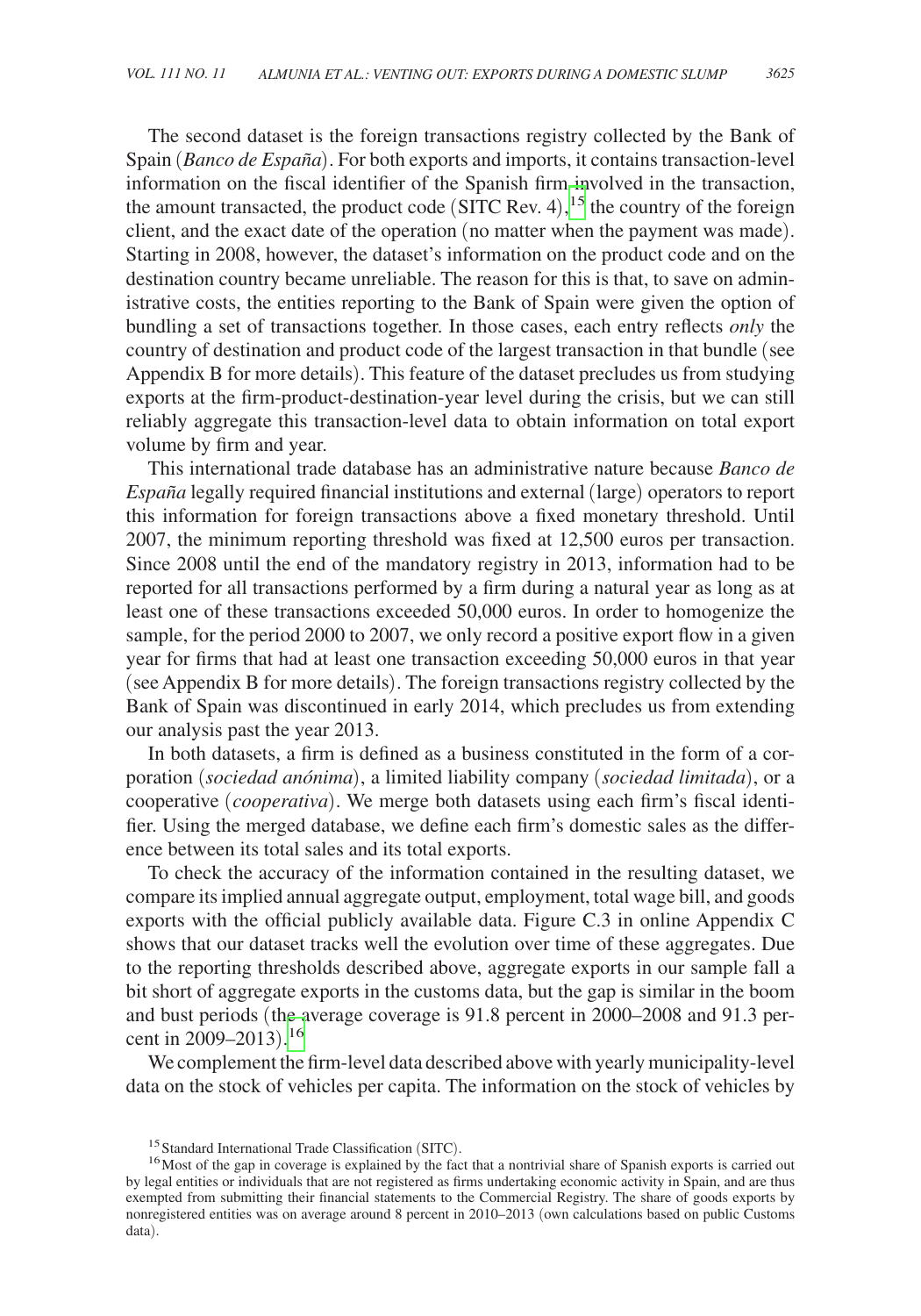The second dataset is the foreign transactions registry collected by the Bank of Spain (*Banco de España*). For both exports and imports, it contains transaction-level information on the fiscal identifier of the Spanish firm involved in the transaction, the amount transacted, the product code (SITC Rev. 4),[15] the country of the foreign client, and the exact date of the operation (no matter when the payment was made). Starting in 2008, however, the dataset's information on the product code and on the destination country became unreliable. The reason for this is that, to save on administrative costs, the entities reporting to the Bank of Spain were given the option of bundling a set of transactions together. In those cases, each entry reflects *only* the country of destination and product code of the largest transaction in that bundle (see Appendix B for more details). This feature of the dataset precludes us from studying exports at the firm-product-destination-year level during the crisis, but we can still reliably aggregate this transaction-level data to obtain information on total export volume by firm and year.

This international trade database has an administrative nature because *Banco de España* legally required financial institutions and external (large) operators to report this information for foreign transactions above a fixed monetary threshold. Until 2007, the minimum reporting threshold was fixed at 12,500 euros per transaction. Since 2008 until the end of the mandatory registry in 2013, information had to be reported for all transactions performed by a firm during a natural year as long as at least one of these transactions exceeded 50,000 euros. In order to homogenize the sample, for the period 2000 to 2007, we only record a positive export flow in a given year for firms that had at least one transaction exceeding 50,000 euros in that year (see Appendix B for more details). The foreign transactions registry collected by the Bank of Spain was discontinued in early 2014, which precludes us from extending our analysis past the year 2013.

In both datasets, a firm is defined as a business constituted in the form of a corporation (*sociedad anónima*), a limited liability company (*sociedad limitada*), or a cooperative (*cooperativa*). We merge both datasets using each firm's fiscal identifier. Using the merged database, we define each firm's domestic sales as the difference between its total sales and its total exports.

To check the accuracy of the information contained in the resulting dataset, we compare its implied annual aggregate output, employment, total wage bill, and goods exports with the official publicly available data. Figure C.3 in online Appendix C shows that our dataset tracks well the evolution over time of these aggregates. Due to the reporting thresholds described above, aggregate exports in our sample fall a bit short of aggregate exports in the customs data, but the gap is similar in the boom and bust periods (the average coverage is 91.8 percent in 2000–2008 and 91.3 percent in 2009–2013).[16]

We complement the firm-level data described above with yearly municipality-level data on the stock of vehicles per capita. The information on the stock of vehicles by

[15] Standard International Trade Classification (SITC).

[16] Most of the gap in coverage is explained by the fact that a nontrivial share of Spanish exports is carried out by legal entities or individuals that are not registered as firms undertaking economic activity in Spain, and are thus exempted from submitting their financial statements to the Commercial Registry. The share of goods exports by nonregistered entities was on average around 8 percent in 2010–2013 (own calculations based on public Customs data).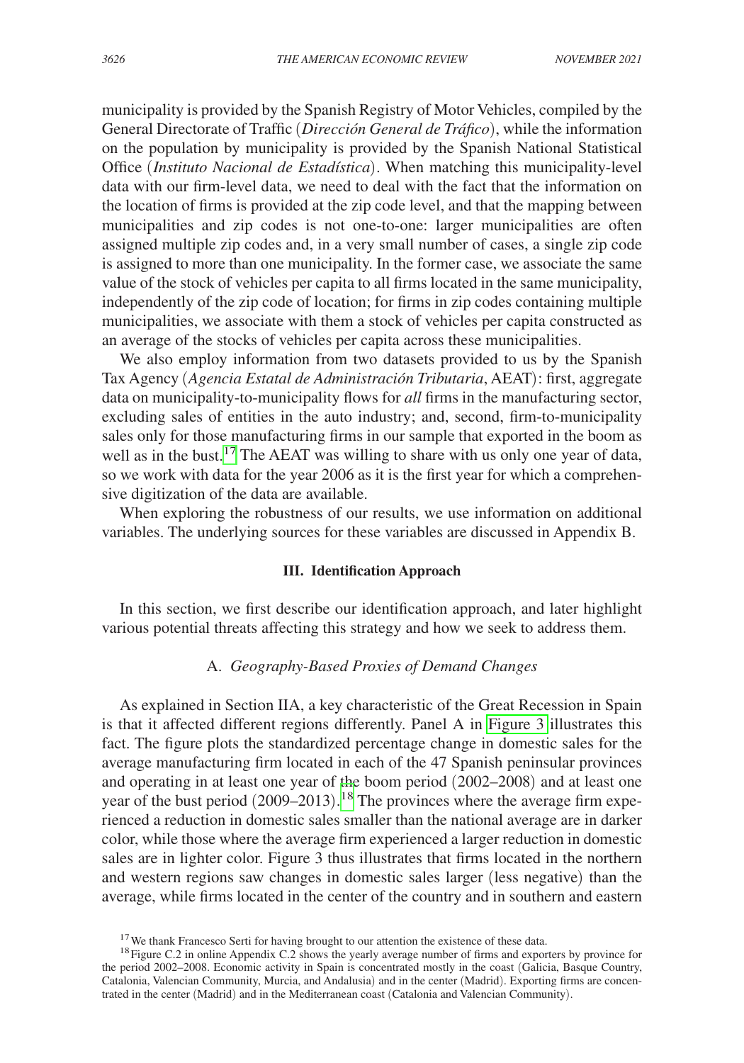municipality is provided by the Spanish Registry of Motor Vehicles, compiled by the General Directorate of Traffic (*Dirección General de Tráfico*), while the information on the population by municipality is provided by the Spanish National Statistical Office (*Instituto Nacional de Estadística*). When matching this municipality-level data with our firm-level data, we need to deal with the fact that the information on the location of firms is provided at the zip code level, and that the mapping between municipalities and zip codes is not one-to-one: larger municipalities are often assigned multiple zip codes and, in a very small number of cases, a single zip code is assigned to more than one municipality. In the former case, we associate the same value of the stock of vehicles per capita to all firms located in the same municipality, independently of the zip code of location; for firms in zip codes containing multiple municipalities, we associate with them a stock of vehicles per capita constructed as an average of the stocks of vehicles per capita across these municipalities.

We also employ information from two datasets provided to us by the Spanish Tax Agency (*Agencia Estatal de Administración Tributaria*, AEAT): first, aggregate data on municipality-to-municipality flows for *all* firms in the manufacturing sector, excluding sales of entities in the auto industry; and, second, firm-to-municipality sales only for those manufacturing firms in our sample that exported in the boom as well as in the bust.[17] The AEAT was willing to share with us only one year of data, so we work with data for the year 2006 as it is the first year for which a comprehensive digitization of the data are available.

When exploring the robustness of our results, we use information on additional variables. The underlying sources for these variables are discussed in Appendix B.

## III. Identification Approach

In this section, we first describe our identification approach, and later highlight various potential threats affecting this strategy and how we seek to address them.

### A. *Geography-Based Proxies of Demand Changes*

As explained in Section IIA, a key characteristic of the Great Recession in Spain is that it affected different regions differently. Panel A in Figure 3 illustrates this fact. The figure plots the standardized percentage change in domestic sales for the average manufacturing firm located in each of the 47 Spanish peninsular provinces and operating in at least one year of the boom period (2002–2008) and at least one year of the bust period (2009–2013).[18] The provinces where the average firm experienced a reduction in domestic sales smaller than the national average are in darker color, while those where the average firm experienced a larger reduction in domestic sales are in lighter color. Figure 3 thus illustrates that firms located in the northern and western regions saw changes in domestic sales larger (less negative) than the average, while firms located in the center of the country and in southern and eastern

[17] We thank Francesco Serti for having brought to our attention the existence of these data.

[18] Figure C.2 in online Appendix C.2 shows the yearly average number of firms and exporters by province for the period 2002–2008. Economic activity in Spain is concentrated mostly in the coast (Galicia, Basque Country, Catalonia, Valencian Community, Murcia, and Andalusia) and in the center (Madrid). Exporting firms are concentrated in the center (Madrid) and in the Mediterranean coast (Catalonia and Valencian Community).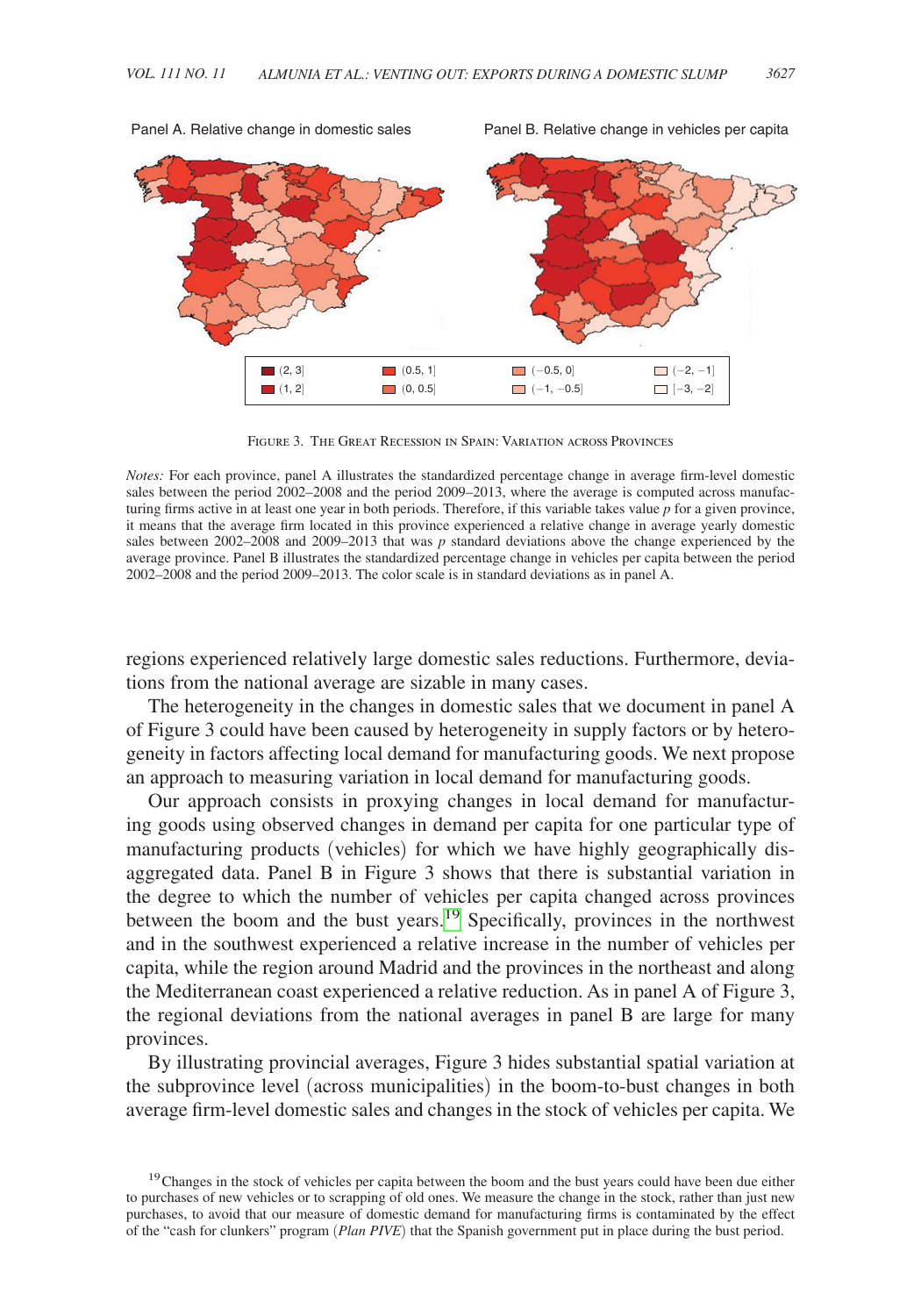Panel A. Relative change in domestic sales

Panel B. Relative change in vehicles per capita

(2, 3] (1, 2] (0.5, 1] (0, 0.5] (−0.5, 0] (−1, −0.5] (−2, −1] [−3, −2]

Figure 3. The Great Recession in Spain: Variation across Provinces

*Notes:* For each province, panel A illustrates the standardized percentage change in average firm-level domestic sales between the period 2002–2008 and the period 2009–2013, where the average is computed across manufacturing firms active in at least one year in both periods. Therefore, if this variable takes value $p$ for a given province, it means that the average firm located in this province experienced a relative change in average yearly domestic sales between 2002–2008 and 2009–2013 that was $p$ standard deviations above the change experienced by the average province. Panel B illustrates the standardized percentage change in vehicles per capita between the period 2002–2008 and the period 2009–2013. The color scale is in standard deviations as in panel A.

regions experienced relatively large domestic sales reductions. Furthermore, deviations from the national average are sizable in many cases.

The heterogeneity in the changes in domestic sales that we document in panel A of Figure 3 could have been caused by heterogeneity in supply factors or by heterogeneity in factors affecting local demand for manufacturing goods. We next propose an approach to measuring variation in local demand for manufacturing goods.

Our approach consists in proxying changes in local demand for manufacturing goods using observed changes in demand per capita for one particular type of manufacturing products (vehicles) for which we have highly geographically disaggregated data. Panel B in Figure 3 shows that there is substantial variation in the degree to which the number of vehicles per capita changed across provinces between the boom and the bust years.[19] Specifically, provinces in the northwest and in the southwest experienced a relative increase in the number of vehicles per capita, while the region around Madrid and the provinces in the northeast and along the Mediterranean coast experienced a relative reduction. As in panel A of Figure 3, the regional deviations from the national averages in panel B are large for many provinces.

By illustrating provincial averages, Figure 3 hides substantial spatial variation at the subprovince level (across municipalities) in the boom-to-bust changes in both average firm-level domestic sales and changes in the stock of vehicles per capita. We

[19] Changes in the stock of vehicles per capita between the boom and the bust years could have been due either to purchases of new vehicles or to scrapping of old ones. We measure the change in the stock, rather than just new purchases, to avoid that our measure of domestic demand for manufacturing firms is contaminated by the effect of the "cash for clunkers" program (*Plan PIVE*) that the Spanish government put in place during the bust period.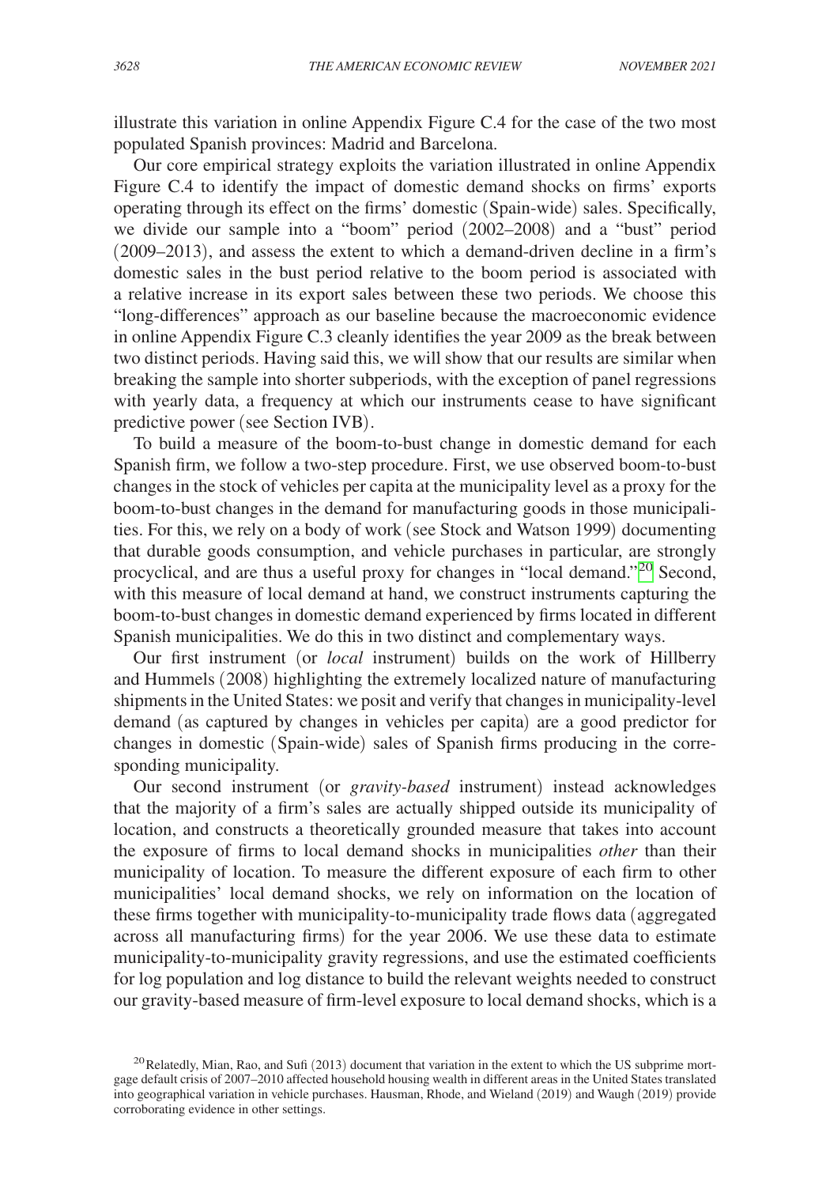illustrate this variation in online Appendix Figure C.4 for the case of the two most populated Spanish provinces: Madrid and Barcelona.

Our core empirical strategy exploits the variation illustrated in online Appendix Figure C.4 to identify the impact of domestic demand shocks on firms' exports operating through its effect on the firms' domestic (Spain-wide) sales. Specifically, we divide our sample into a "boom" period (2002–2008) and a "bust" period (2009–2013), and assess the extent to which a demand-driven decline in a firm's domestic sales in the bust period relative to the boom period is associated with a relative increase in its export sales between these two periods. We choose this "long-differences" approach as our baseline because the macroeconomic evidence in online Appendix Figure C.3 cleanly identifies the year 2009 as the break between two distinct periods. Having said this, we will show that our results are similar when breaking the sample into shorter subperiods, with the exception of panel regressions with yearly data, a frequency at which our instruments cease to have significant predictive power (see Section IVB).

To build a measure of the boom-to-bust change in domestic demand for each Spanish firm, we follow a two-step procedure. First, we use observed boom-to-bust changes in the stock of vehicles per capita at the municipality level as a proxy for the boom-to-bust changes in the demand for manufacturing goods in those municipalities. For this, we rely on a body of work (see Stock and Watson 1999) documenting that durable goods consumption, and vehicle purchases in particular, are strongly procyclical, and are thus a useful proxy for changes in "local demand."[20] Second, with this measure of local demand at hand, we construct instruments capturing the boom-to-bust changes in domestic demand experienced by firms located in different Spanish municipalities. We do this in two distinct and complementary ways.

Our first instrument (or *local* instrument) builds on the work of Hillberry and Hummels (2008) highlighting the extremely localized nature of manufacturing shipments in the United States: we posit and verify that changes in municipality-level demand (as captured by changes in vehicles per capita) are a good predictor for changes in domestic (Spain-wide) sales of Spanish firms producing in the corresponding municipality.

Our second instrument (or *gravity-based* instrument) instead acknowledges that the majority of a firm's sales are actually shipped outside its municipality of location, and constructs a theoretically grounded measure that takes into account the exposure of firms to local demand shocks in municipalities *other* than their municipality of location. To measure the different exposure of each firm to other municipalities' local demand shocks, we rely on information on the location of these firms together with municipality-to-municipality trade flows data (aggregated across all manufacturing firms) for the year 2006. We use these data to estimate municipality-to-municipality gravity regressions, and use the estimated coefficients for log population and log distance to build the relevant weights needed to construct our gravity-based measure of firm-level exposure to local demand shocks, which is a

[20] Relatedly, Mian, Rao, and Sufi (2013) document that variation in the extent to which the US subprime mortgage default crisis of 2007–2010 affected household housing wealth in different areas in the United States translated into geographical variation in vehicle purchases. Hausman, Rhode, and Wieland (2019) and Waugh (2019) provide corroborating evidence in other settings.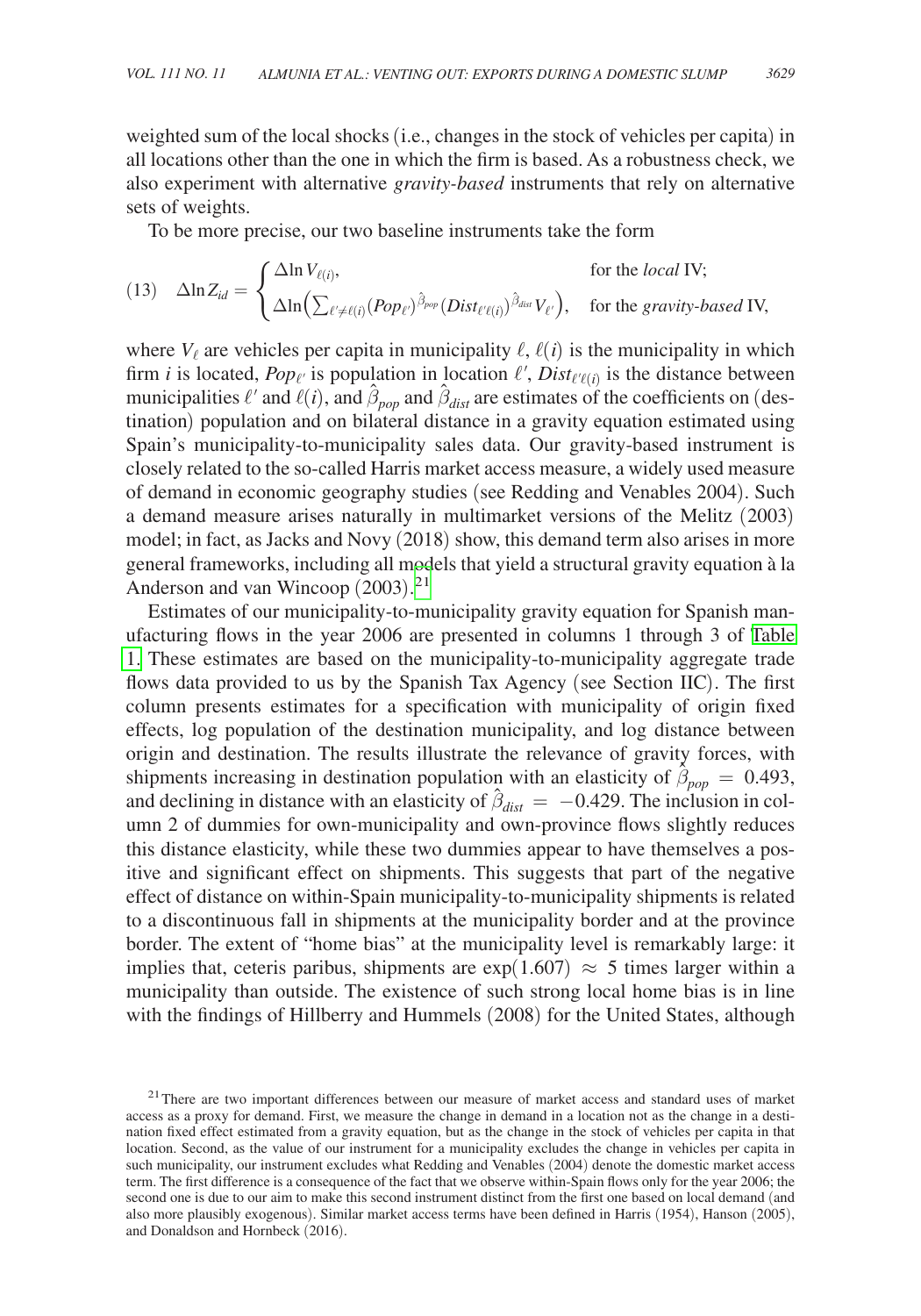weighted sum of the local shocks (i.e., changes in the stock of vehicles per capita) in all locations other than the one in which the firm is based. As a robustness check, we also experiment with alternative *gravity-based* instruments that rely on alternative sets of weights.

To be more precise, our two baseline instruments take the form

$$(13) \quad \Delta \ln Z_{id} = \begin{cases} \Delta \ln V_{\ell(i)}, & \text{for the } \textit{local} \text{ IV;} \\ \Delta \ln\Big(\sum_{\ell' \neq \ell(i)} (Pop_{\ell'})^{\hat{\beta}_{pop}} (Dist_{\ell'\ell(i)})^{\hat{\beta}_{dist}} V_{\ell'}\Big), & \text{for the } \textit{gravity-based} \text{ IV,} \end{cases}$$

where $V_\ell$ are vehicles per capita in municipality $\ell$, $\ell(i)$ is the municipality in which firm $i$ is located, $Pop_{\ell'}$ is population in location $\ell'$, $Dist_{\ell'\ell(i)}$ is the distance between municipalities $\ell'$ and $\ell(i)$, and $\hat{\beta}_{pop}$ and $\hat{\beta}_{dist}$ are estimates of the coefficients on (destination) population and on bilateral distance in a gravity equation estimated using Spain's municipality-to-municipality sales data. Our gravity-based instrument is closely related to the so-called Harris market access measure, a widely used measure of demand in economic geography studies (see Redding and Venables 2004). Such a demand measure arises naturally in multimarket versions of the Melitz (2003) model; in fact, as Jacks and Novy (2018) show, this demand term also arises in more general frameworks, including all models that yield a structural gravity equation à la Anderson and van Wincoop (2003).[21]

Estimates of our municipality-to-municipality gravity equation for Spanish manufacturing flows in the year 2006 are presented in columns 1 through 3 of Table 1. These estimates are based on the municipality-to-municipality aggregate trade flows data provided to us by the Spanish Tax Agency (see Section IIC). The first column presents estimates for a specification with municipality of origin fixed effects, log population of the destination municipality, and log distance between origin and destination. The results illustrate the relevance of gravity forces, with shipments increasing in destination population with an elasticity of $\hat{\beta}_{pop} = 0.493$, and declining in distance with an elasticity of $\hat{\beta}_{dist} = -0.429$. The inclusion in column 2 of dummies for own-municipality and own-province flows slightly reduces this distance elasticity, while these two dummies appear to have themselves a positive and significant effect on shipments. This suggests that part of the negative effect of distance on within-Spain municipality-to-municipality shipments is related to a discontinuous fall in shipments at the municipality border and at the province border. The extent of "home bias" at the municipality level is remarkably large: it implies that, ceteris paribus, shipments are $\exp(1.607) \approx 5$ times larger within a municipality than outside. The existence of such strong local home bias is in line with the findings of Hillberry and Hummels (2008) for the United States, although

[21] There are two important differences between our measure of market access and standard uses of market access as a proxy for demand. First, we measure the change in demand in a location not as the change in a destination fixed effect estimated from a gravity equation, but as the change in the stock of vehicles per capita in that location. Second, as the value of our instrument for a municipality excludes the change in vehicles per capita in such municipality, our instrument excludes what Redding and Venables (2004) denote the domestic market access term. The first difference is a consequence of the fact that we observe within-Spain flows only for the year 2006; the second one is due to our aim to make this second instrument distinct from the first one based on local demand (and also more plausibly exogenous). Similar market access terms have been defined in Harris (1954), Hanson (2005), and Donaldson and Hornbeck (2016).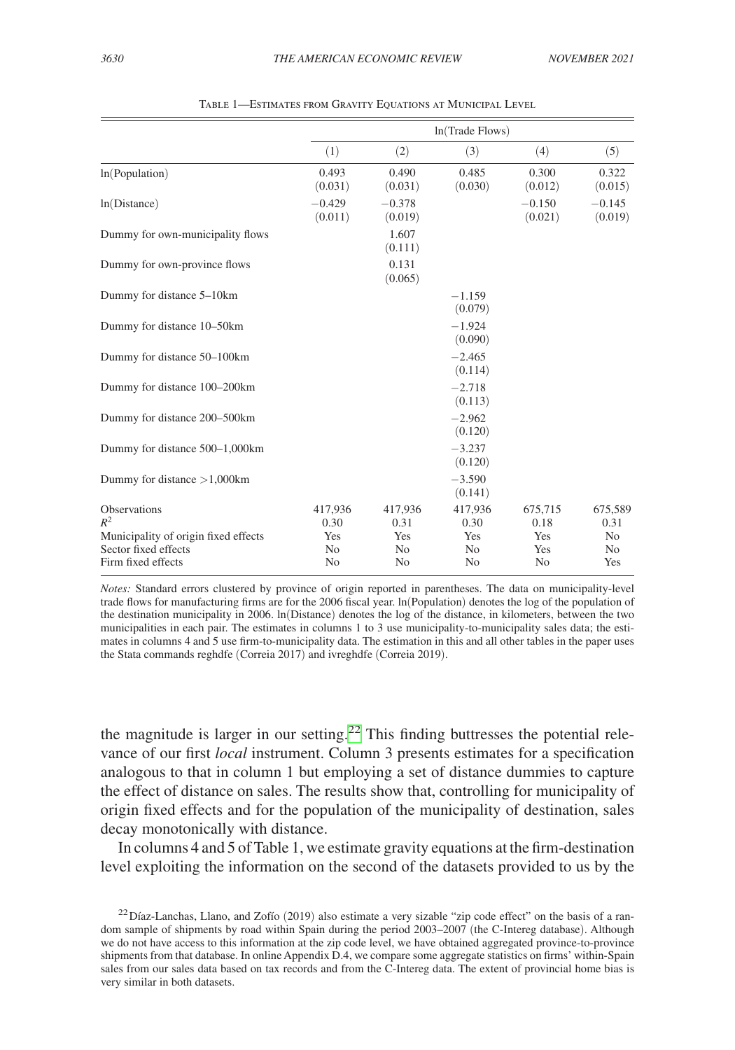Table 1—Estimates from Gravity Equations at Municipal Level

| | ln(Trade Flows) | | | | |
|---|---|---|---|---|---|
| | (1) | (2) | (3) | (4) | (5) |
| ln(Population) | 0.493 | 0.490 | 0.485 | 0.300 | 0.322 |
| | (0.031) | (0.031) | (0.030) | (0.012) | (0.015) |
| ln(Distance) | −0.429 | −0.378 | | −0.150 | −0.145 |
| | (0.011) | (0.019) | | (0.021) | (0.019) |
| Dummy for own-municipality flows | | 1.607 | | | |
| | | (0.111) | | | |
| Dummy for own-province flows | | 0.131 | | | |
| | | (0.065) | | | |
| Dummy for distance 5–10km | | | −1.159 | | |
| | | | (0.079) | | |
| Dummy for distance 10–50km | | | −1.924 | | |
| | | | (0.090) | | |
| Dummy for distance 50–100km | | | −2.465 | | |
| | | | (0.114) | | |
| Dummy for distance 100–200km | | | −2.718 | | |
| | | | (0.113) | | |
| Dummy for distance 200–500km | | | −2.962 | | |
| | | | (0.120) | | |
| Dummy for distance 500–1,000km | | | −3.237 | | |
| | | | (0.120) | | |
| Dummy for distance >1,000km | | | −3.590 | | |
| | | | (0.141) | | |
| Observations | 417,936 | 417,936 | 417,936 | 675,715 | 675,589 |
| $R^2$ | 0.30 | 0.31 | 0.30 | 0.18 | 0.31 |
| Municipality of origin fixed effects | Yes | Yes | Yes | Yes | No |
| Sector fixed effects | No | No | No | Yes | No |
| Firm fixed effects | No | No | No | No | Yes |

*Notes:* Standard errors clustered by province of origin reported in parentheses. The data on municipality-level trade flows for manufacturing firms are for the 2006 fiscal year. ln(Population) denotes the log of the population of the destination municipality in 2006. ln(Distance) denotes the log of the distance, in kilometers, between the two municipalities in each pair. The estimates in columns 1 to 3 use municipality-to-municipality sales data; the estimates in columns 4 and 5 use firm-to-municipality data. The estimation in this and all other tables in the paper uses the Stata commands reghdfe (Correia 2017) and ivreghdfe (Correia 2019).

the magnitude is larger in our setting.[22] This finding buttresses the potential relevance of our first *local* instrument. Column 3 presents estimates for a specification analogous to that in column 1 but employing a set of distance dummies to capture the effect of distance on sales. The results show that, controlling for municipality of origin fixed effects and for the population of the municipality of destination, sales decay monotonically with distance.

In columns 4 and 5 of Table 1, we estimate gravity equations at the firm-destination level exploiting the information on the second of the datasets provided to us by the

[22] Díaz-Lanchas, Llano, and Zofío (2019) also estimate a very sizable "zip code effect" on the basis of a random sample of shipments by road within Spain during the period 2003–2007 (the C-Intereg database). Although we do not have access to this information at the zip code level, we have obtained aggregated province-to-province shipments from that database. In online Appendix D.4, we compare some aggregate statistics on firms' within-Spain sales from our sales data based on tax records and from the C-Intereg data. The extent of provincial home bias is very similar in both datasets.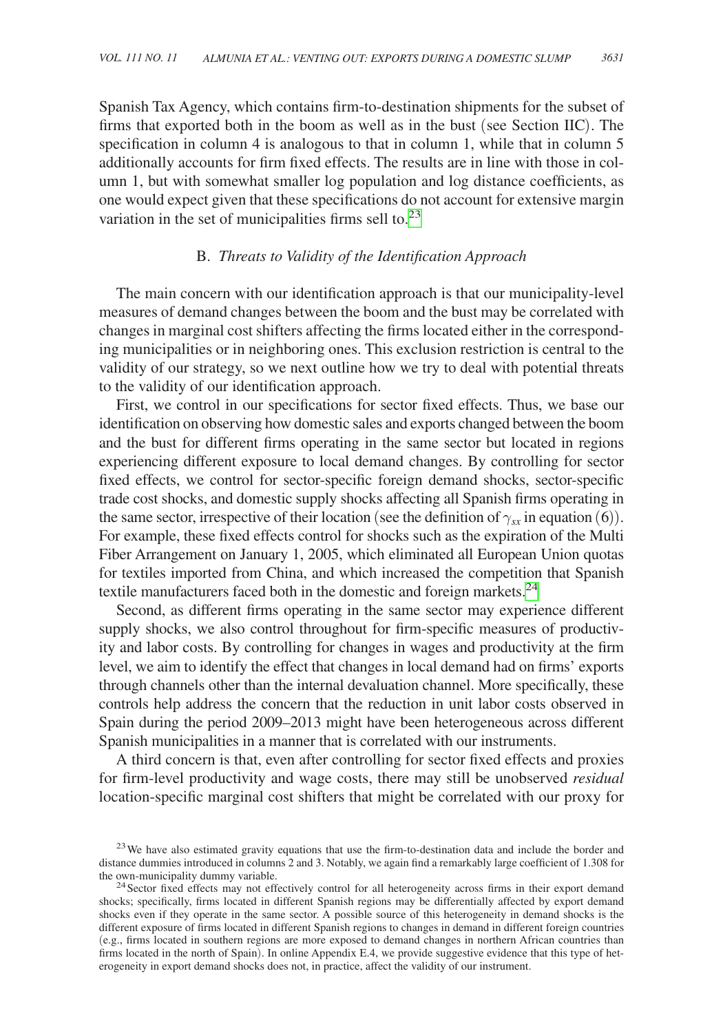Spanish Tax Agency, which contains firm-to-destination shipments for the subset of firms that exported both in the boom as well as in the bust (see Section IIC). The specification in column 4 is analogous to that in column 1, while that in column 5 additionally accounts for firm fixed effects. The results are in line with those in column 1, but with somewhat smaller log population and log distance coefficients, as one would expect given that these specifications do not account for extensive margin variation in the set of municipalities firms sell to.[23]

### B. *Threats to Validity of the Identification Approach*

The main concern with our identification approach is that our municipality-level measures of demand changes between the boom and the bust may be correlated with changes in marginal cost shifters affecting the firms located either in the corresponding municipalities or in neighboring ones. This exclusion restriction is central to the validity of our strategy, so we next outline how we try to deal with potential threats to the validity of our identification approach.

First, we control in our specifications for sector fixed effects. Thus, we base our identification on observing how domestic sales and exports changed between the boom and the bust for different firms operating in the same sector but located in regions experiencing different exposure to local demand changes. By controlling for sector fixed effects, we control for sector-specific foreign demand shocks, sector-specific trade cost shocks, and domestic supply shocks affecting all Spanish firms operating in the same sector, irrespective of their location (see the definition of $\gamma_{sx}$ in equation (6)). For example, these fixed effects control for shocks such as the expiration of the Multi Fiber Arrangement on January 1, 2005, which eliminated all European Union quotas for textiles imported from China, and which increased the competition that Spanish textile manufacturers faced both in the domestic and foreign markets.[24]

Second, as different firms operating in the same sector may experience different supply shocks, we also control throughout for firm-specific measures of productivity and labor costs. By controlling for changes in wages and productivity at the firm level, we aim to identify the effect that changes in local demand had on firms' exports through channels other than the internal devaluation channel. More specifically, these controls help address the concern that the reduction in unit labor costs observed in Spain during the period 2009–2013 might have been heterogeneous across different Spanish municipalities in a manner that is correlated with our instruments.

A third concern is that, even after controlling for sector fixed effects and proxies for firm-level productivity and wage costs, there may still be unobserved *residual* location-specific marginal cost shifters that might be correlated with our proxy for

[23] We have also estimated gravity equations that use the firm-to-destination data and include the border and distance dummies introduced in columns 2 and 3. Notably, we again find a remarkably large coefficient of 1.308 for the own-municipality dummy variable.

[24] Sector fixed effects may not effectively control for all heterogeneity across firms in their export demand shocks; specifically, firms located in different Spanish regions may be differentially affected by export demand shocks even if they operate in the same sector. A possible source of this heterogeneity in demand shocks is the different exposure of firms located in different Spanish regions to changes in demand in different foreign countries (e.g., firms located in southern regions are more exposed to demand changes in northern African countries than firms located in the north of Spain). In online Appendix E.4, we provide suggestive evidence that this type of heterogeneity in export demand shocks does not, in practice, affect the validity of our instrument.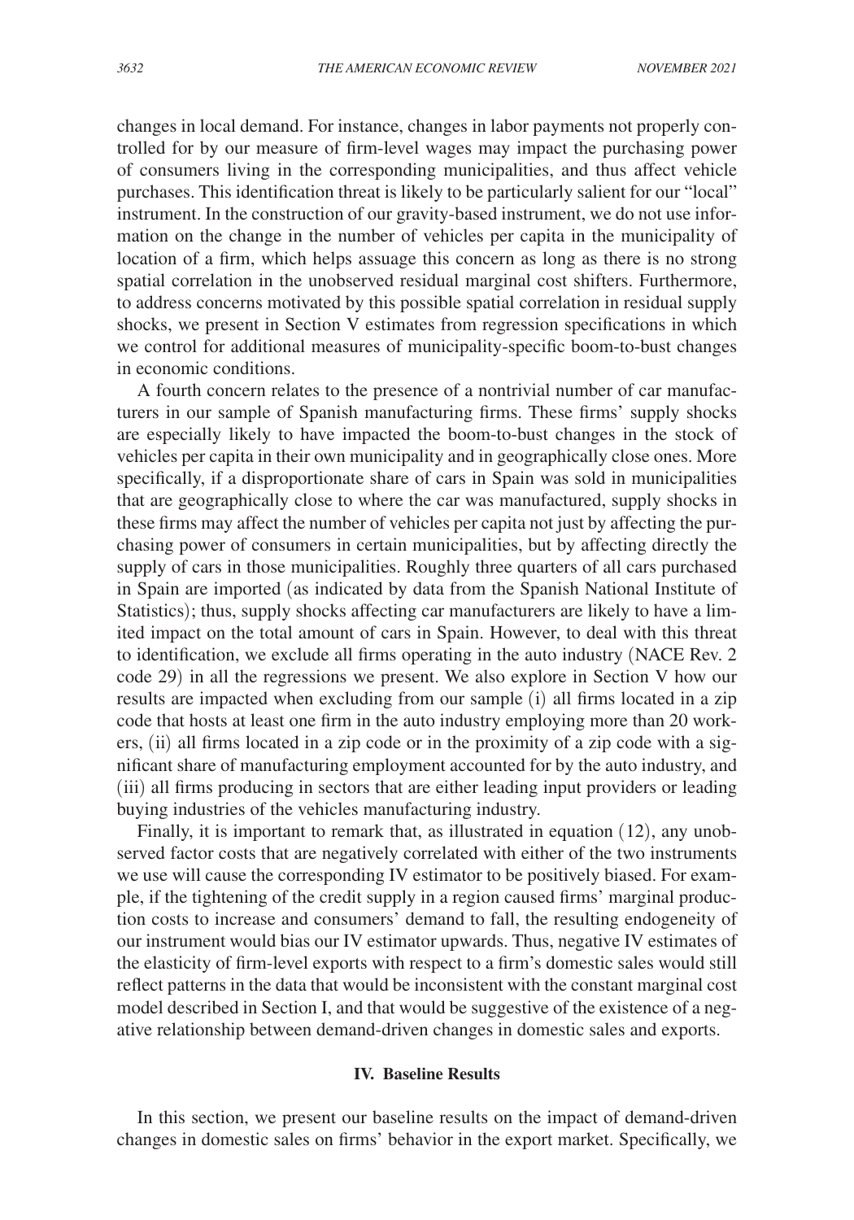changes in local demand. For instance, changes in labor payments not properly controlled for by our measure of firm-level wages may impact the purchasing power of consumers living in the corresponding municipalities, and thus affect vehicle purchases. This identification threat is likely to be particularly salient for our "local" instrument. In the construction of our gravity-based instrument, we do not use information on the change in the number of vehicles per capita in the municipality of location of a firm, which helps assuage this concern as long as there is no strong spatial correlation in the unobserved residual marginal cost shifters. Furthermore, to address concerns motivated by this possible spatial correlation in residual supply shocks, we present in Section V estimates from regression specifications in which we control for additional measures of municipality-specific boom-to-bust changes in economic conditions.

A fourth concern relates to the presence of a nontrivial number of car manufacturers in our sample of Spanish manufacturing firms. These firms' supply shocks are especially likely to have impacted the boom-to-bust changes in the stock of vehicles per capita in their own municipality and in geographically close ones. More specifically, if a disproportionate share of cars in Spain was sold in municipalities that are geographically close to where the car was manufactured, supply shocks in these firms may affect the number of vehicles per capita not just by affecting the purchasing power of consumers in certain municipalities, but by affecting directly the supply of cars in those municipalities. Roughly three quarters of all cars purchased in Spain are imported (as indicated by data from the Spanish National Institute of Statistics); thus, supply shocks affecting car manufacturers are likely to have a limited impact on the total amount of cars in Spain. However, to deal with this threat to identification, we exclude all firms operating in the auto industry (NACE Rev. 2 code 29) in all the regressions we present. We also explore in Section V how our results are impacted when excluding from our sample (i) all firms located in a zip code that hosts at least one firm in the auto industry employing more than 20 workers, (ii) all firms located in a zip code or in the proximity of a zip code with a significant share of manufacturing employment accounted for by the auto industry, and (iii) all firms producing in sectors that are either leading input providers or leading buying industries of the vehicles manufacturing industry.

Finally, it is important to remark that, as illustrated in equation (12), any unobserved factor costs that are negatively correlated with either of the two instruments we use will cause the corresponding IV estimator to be positively biased. For example, if the tightening of the credit supply in a region caused firms' marginal production costs to increase and consumers' demand to fall, the resulting endogeneity of our instrument would bias our IV estimator upwards. Thus, negative IV estimates of the elasticity of firm-level exports with respect to a firm's domestic sales would still reflect patterns in the data that would be inconsistent with the constant marginal cost model described in Section I, and that would be suggestive of the existence of a negative relationship between demand-driven changes in domestic sales and exports.

## IV. Baseline Results

In this section, we present our baseline results on the impact of demand-driven changes in domestic sales on firms' behavior in the export market. Specifically, we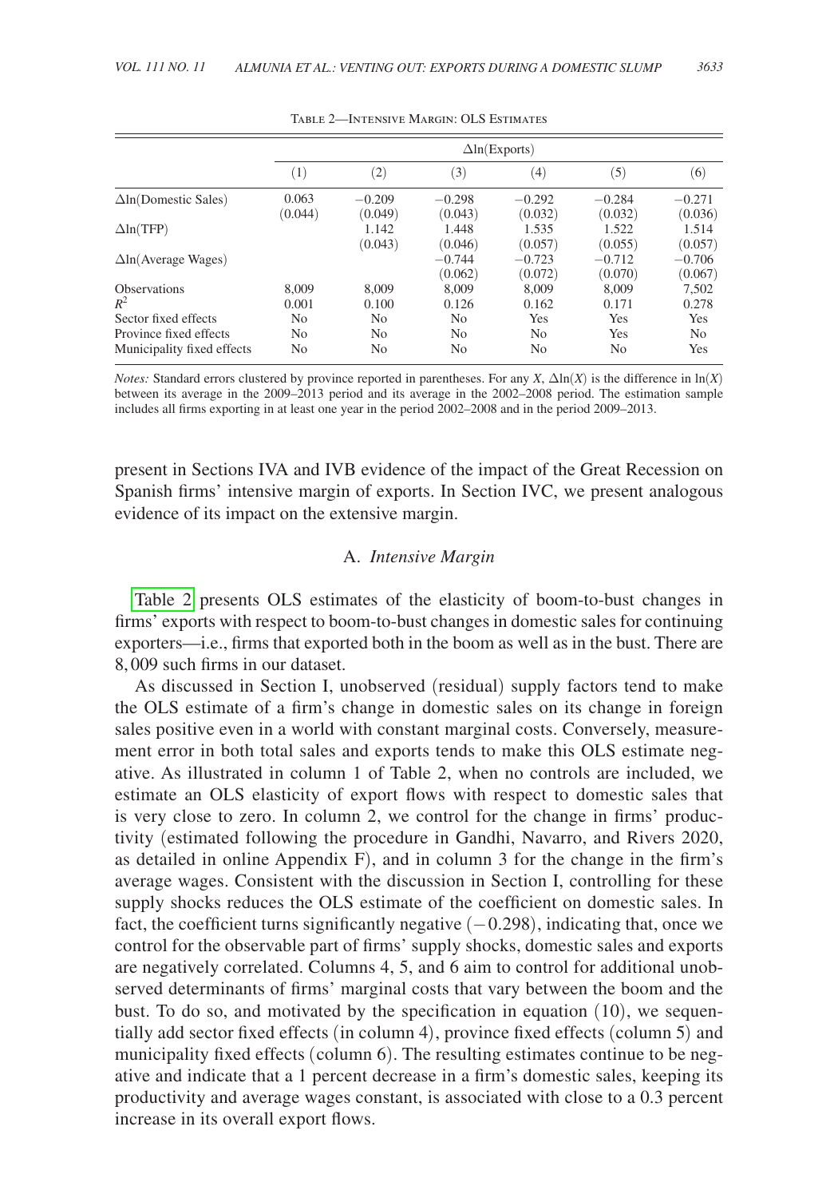Table 2—Intensive Margin: OLS Estimates

| | $\Delta\ln$(Exports) | | | | | |
|---|---|---|---|---|---|---|
| | (1) | (2) | (3) | (4) | (5) | (6) |
| $\Delta\ln$(Domestic Sales) | 0.063 | −0.209 | −0.298 | −0.292 | −0.284 | −0.271 |
| | (0.044) | (0.049) | (0.043) | (0.032) | (0.032) | (0.036) |
| $\Delta\ln$(TFP) | | 1.142 | 1.448 | 1.535 | 1.522 | 1.514 |
| | | (0.043) | (0.046) | (0.057) | (0.055) | (0.057) |
| $\Delta\ln$(Average Wages) | | | −0.744 | −0.723 | −0.712 | −0.706 |
| | | | (0.062) | (0.072) | (0.070) | (0.067) |
| Observations | 8,009 | 8,009 | 8,009 | 8,009 | 8,009 | 7,502 |
| $R^2$ | 0.001 | 0.100 | 0.126 | 0.162 | 0.171 | 0.278 |
| Sector fixed effects | No | No | No | Yes | Yes | Yes |
| Province fixed effects | No | No | No | No | Yes | No |
| Municipality fixed effects | No | No | No | No | No | Yes |

*Notes:* Standard errors clustered by province reported in parentheses. For any $X$, $\Delta\ln(X)$ is the difference in $\ln(X)$ between its average in the 2009–2013 period and its average in the 2002–2008 period. The estimation sample includes all firms exporting in at least one year in the period 2002–2008 and in the period 2009–2013.

present in Sections IVA and IVB evidence of the impact of the Great Recession on Spanish firms' intensive margin of exports. In Section IVC, we present analogous evidence of its impact on the extensive margin.

### A. *Intensive Margin*

Table 2 presents OLS estimates of the elasticity of boom-to-bust changes in firms' exports with respect to boom-to-bust changes in domestic sales for continuing exporters—i.e., firms that exported both in the boom as well as in the bust. There are 8,009 such firms in our dataset.

As discussed in Section I, unobserved (residual) supply factors tend to make the OLS estimate of a firm's change in domestic sales on its change in foreign sales positive even in a world with constant marginal costs. Conversely, measurement error in both total sales and exports tends to make this OLS estimate negative. As illustrated in column 1 of Table 2, when no controls are included, we estimate an OLS elasticity of export flows with respect to domestic sales that is very close to zero. In column 2, we control for the change in firms' productivity (estimated following the procedure in Gandhi, Navarro, and Rivers 2020, as detailed in online Appendix F), and in column 3 for the change in the firm's average wages. Consistent with the discussion in Section I, controlling for these supply shocks reduces the OLS estimate of the coefficient on domestic sales. In fact, the coefficient turns significantly negative (−0.298), indicating that, once we control for the observable part of firms' supply shocks, domestic sales and exports are negatively correlated. Columns 4, 5, and 6 aim to control for additional unobserved determinants of firms' marginal costs that vary between the boom and the bust. To do so, and motivated by the specification in equation (10), we sequentially add sector fixed effects (in column 4), province fixed effects (column 5) and municipality fixed effects (column 6). The resulting estimates continue to be negative and indicate that a 1 percent decrease in a firm's domestic sales, keeping its productivity and average wages constant, is associated with close to a 0.3 percent increase in its overall export flows.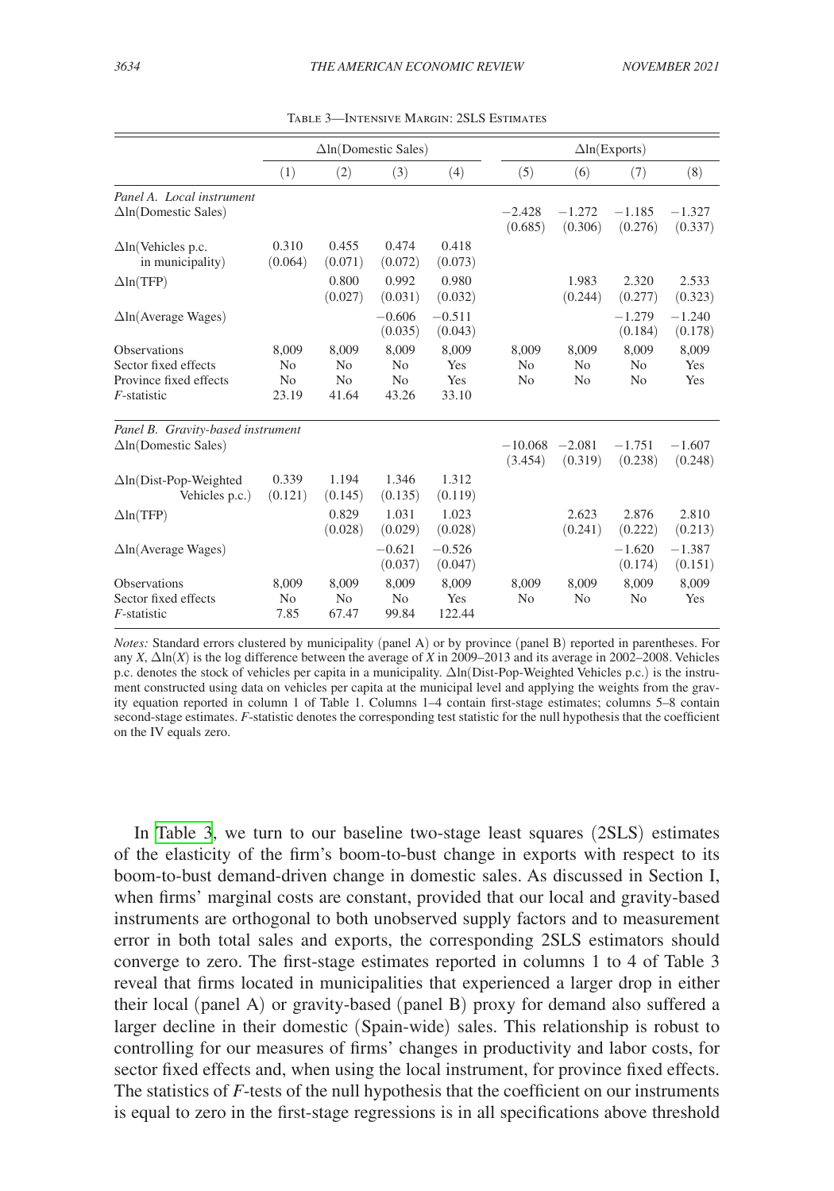Table 3—Intensive Margin: 2SLS Estimates

| | Δln(Domestic Sales) | | | | Δln(Exports) | | | |
|---|---|---|---|---|---|---|---|---|
| | (1) | (2) | (3) | (4) | (5) | (6) | (7) | (8) |
| *Panel A. Local instrument* | | | | | | | | |
| Δln(Domestic Sales) | | | | | −2.428 | −1.272 | −1.185 | −1.327 |
| | | | | | (0.685) | (0.306) | (0.276) | (0.337) |
| Δln(Vehicles p.c. in municipality) | 0.310 | 0.455 | 0.474 | 0.418 | | | | |
| | (0.064) | (0.071) | (0.072) | (0.073) | | | | |
| Δln(TFP) | | 0.800 | 0.992 | 0.980 | | 1.983 | 2.320 | 2.533 |
| | | (0.027) | (0.031) | (0.032) | | (0.244) | (0.277) | (0.323) |
| Δln(Average Wages) | | | −0.606 | −0.511 | | | −1.279 | −1.240 |
| | | | (0.035) | (0.043) | | | (0.184) | (0.178) |
| Observations | 8,009 | 8,009 | 8,009 | 8,009 | 8,009 | 8,009 | 8,009 | 8,009 |
| Sector fixed effects | No | No | No | Yes | No | No | No | Yes |
| Province fixed effects | No | No | No | Yes | No | No | No | Yes |
| *F*-statistic | 23.19 | 41.64 | 43.26 | 33.10 | | | | |
| *Panel B. Gravity-based instrument* | | | | | | | | |
| Δln(Domestic Sales) | | | | | −10.068 | −2.081 | −1.751 | −1.607 |
| | | | | | (3.454) | (0.319) | (0.238) | (0.248) |
| Δln(Dist-Pop-Weighted Vehicles p.c.) | 0.339 | 1.194 | 1.346 | 1.312 | | | | |
| | (0.121) | (0.145) | (0.135) | (0.119) | | | | |
| Δln(TFP) | | 0.829 | 1.031 | 1.023 | | 2.623 | 2.876 | 2.810 |
| | | (0.028) | (0.029) | (0.028) | | (0.241) | (0.222) | (0.213) |
| Δln(Average Wages) | | | −0.621 | −0.526 | | | −1.620 | −1.387 |
| | | | (0.037) | (0.047) | | | (0.174) | (0.151) |
| Observations | 8,009 | 8,009 | 8,009 | 8,009 | 8,009 | 8,009 | 8,009 | 8,009 |
| Sector fixed effects | No | No | No | Yes | No | No | No | Yes |
| *F*-statistic | 7.85 | 67.47 | 99.84 | 122.44 | | | | |

*Notes:* Standard errors clustered by municipality (panel A) or by province (panel B) reported in parentheses. For any $X$, $\Delta\ln(X)$ is the log difference between the average of $X$ in 2009–2013 and its average in 2002–2008. Vehicles p.c. denotes the stock of vehicles per capita in a municipality. Δln(Dist-Pop-Weighted Vehicles p.c.) is the instrument constructed using data on vehicles per capita at the municipal level and applying the weights from the gravity equation reported in column 1 of Table 1. Columns 1–4 contain first-stage estimates; columns 5–8 contain second-stage estimates. *F*-statistic denotes the corresponding test statistic for the null hypothesis that the coefficient on the IV equals zero.

In Table 3, we turn to our baseline two-stage least squares (2SLS) estimates of the elasticity of the firm's boom-to-bust change in exports with respect to its boom-to-bust demand-driven change in domestic sales. As discussed in Section I, when firms' marginal costs are constant, provided that our local and gravity-based instruments are orthogonal to both unobserved supply factors and to measurement error in both total sales and exports, the corresponding 2SLS estimators should converge to zero. The first-stage estimates reported in columns 1 to 4 of Table 3 reveal that firms located in municipalities that experienced a larger drop in either their local (panel A) or gravity-based (panel B) proxy for demand also suffered a larger decline in their domestic (Spain-wide) sales. This relationship is robust to controlling for our measures of firms' changes in productivity and labor costs, for sector fixed effects and, when using the local instrument, for province fixed effects. The statistics of *F*-tests of the null hypothesis that the coefficient on our instruments is equal to zero in the first-stage regressions is in all specifications above threshold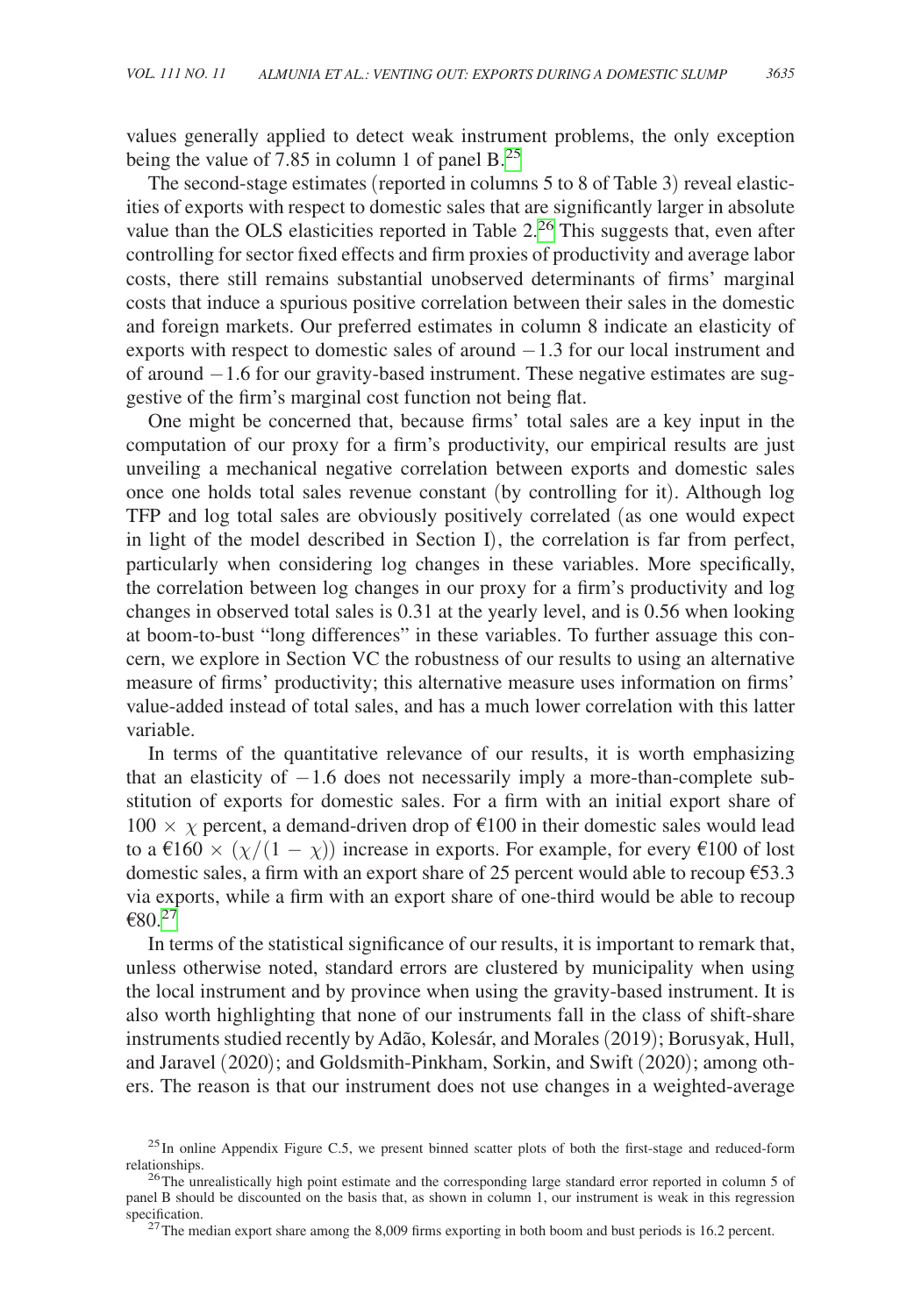values generally applied to detect weak instrument problems, the only exception being the value of 7.85 in column 1 of panel B.[25]

The second-stage estimates (reported in columns 5 to 8 of Table 3) reveal elasticities of exports with respect to domestic sales that are significantly larger in absolute value than the OLS elasticities reported in Table 2.[26] This suggests that, even after controlling for sector fixed effects and firm proxies of productivity and average labor costs, there still remains substantial unobserved determinants of firms' marginal costs that induce a spurious positive correlation between their sales in the domestic and foreign markets. Our preferred estimates in column 8 indicate an elasticity of exports with respect to domestic sales of around $-1.3$ for our local instrument and of around $-1.6$ for our gravity-based instrument. These negative estimates are suggestive of the firm's marginal cost function not being flat.

One might be concerned that, because firms' total sales are a key input in the computation of our proxy for a firm's productivity, our empirical results are just unveiling a mechanical negative correlation between exports and domestic sales once one holds total sales revenue constant (by controlling for it). Although log TFP and log total sales are obviously positively correlated (as one would expect in light of the model described in Section I), the correlation is far from perfect, particularly when considering log changes in these variables. More specifically, the correlation between log changes in our proxy for a firm's productivity and log changes in observed total sales is 0.31 at the yearly level, and is 0.56 when looking at boom-to-bust "long differences" in these variables. To further assuage this concern, we explore in Section VC the robustness of our results to using an alternative measure of firms' productivity; this alternative measure uses information on firms' value-added instead of total sales, and has a much lower correlation with this latter variable.

In terms of the quantitative relevance of our results, it is worth emphasizing that an elasticity of $-1.6$ does not necessarily imply a more-than-complete substitution of exports for domestic sales. For a firm with an initial export share of $100 \times \chi$ percent, a demand-driven drop of €100 in their domestic sales would lead to a €160 $\times$ $(\chi/(1-\chi))$ increase in exports. For example, for every €100 of lost domestic sales, a firm with an export share of 25 percent would able to recoup €53.3 via exports, while a firm with an export share of one-third would be able to recoup €80.[27]

In terms of the statistical significance of our results, it is important to remark that, unless otherwise noted, standard errors are clustered by municipality when using the local instrument and by province when using the gravity-based instrument. It is also worth highlighting that none of our instruments fall in the class of shift-share instruments studied recently by Adão, Kolesár, and Morales (2019); Borusyak, Hull, and Jaravel (2020); and Goldsmith-Pinkham, Sorkin, and Swift (2020); among others. The reason is that our instrument does not use changes in a weighted-average

[25] In online Appendix Figure C.5, we present binned scatter plots of both the first-stage and reduced-form relationships.

[26] The unrealistically high point estimate and the corresponding large standard error reported in column 5 of panel B should be discounted on the basis that, as shown in column 1, our instrument is weak in this regression specification.

[27] The median export share among the 8,009 firms exporting in both boom and bust periods is 16.2 percent.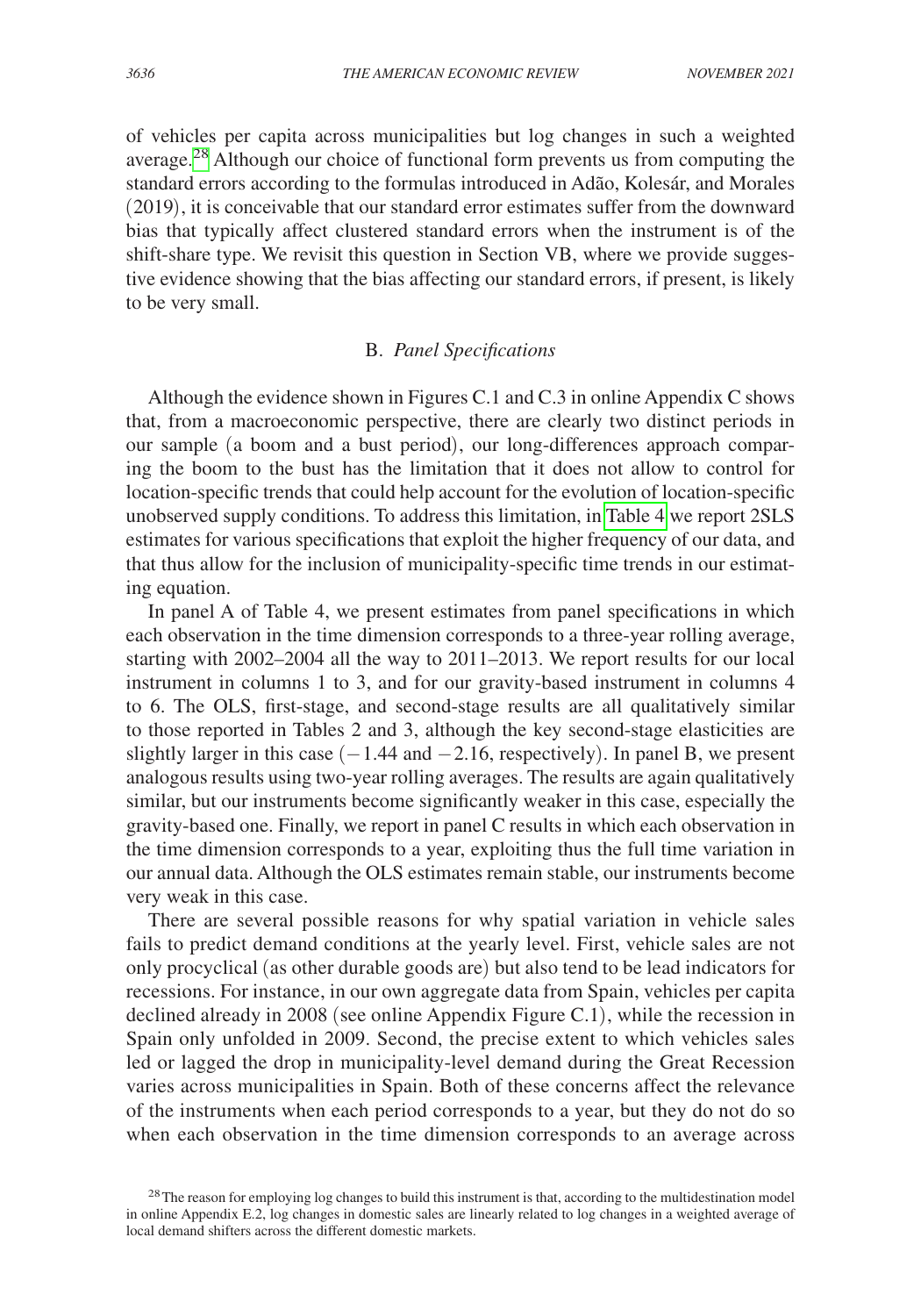of vehicles per capita across municipalities but log changes in such a weighted average.[28] Although our choice of functional form prevents us from computing the standard errors according to the formulas introduced in Adão, Kolesár, and Morales (2019), it is conceivable that our standard error estimates suffer from the downward bias that typically affect clustered standard errors when the instrument is of the shift-share type. We revisit this question in Section VB, where we provide suggestive evidence showing that the bias affecting our standard errors, if present, is likely to be very small.

### B. *Panel Specifications*

Although the evidence shown in Figures C.1 and C.3 in online Appendix C shows that, from a macroeconomic perspective, there are clearly two distinct periods in our sample (a boom and a bust period), our long-differences approach comparing the boom to the bust has the limitation that it does not allow to control for location-specific trends that could help account for the evolution of location-specific unobserved supply conditions. To address this limitation, in Table 4 we report 2SLS estimates for various specifications that exploit the higher frequency of our data, and that thus allow for the inclusion of municipality-specific time trends in our estimating equation.

In panel A of Table 4, we present estimates from panel specifications in which each observation in the time dimension corresponds to a three-year rolling average, starting with 2002–2004 all the way to 2011–2013. We report results for our local instrument in columns 1 to 3, and for our gravity-based instrument in columns 4 to 6. The OLS, first-stage, and second-stage results are all qualitatively similar to those reported in Tables 2 and 3, although the key second-stage elasticities are slightly larger in this case ($-1.44$ and $-2.16$, respectively). In panel B, we present analogous results using two-year rolling averages. The results are again qualitatively similar, but our instruments become significantly weaker in this case, especially the gravity-based one. Finally, we report in panel C results in which each observation in the time dimension corresponds to a year, exploiting thus the full time variation in our annual data. Although the OLS estimates remain stable, our instruments become very weak in this case.

There are several possible reasons for why spatial variation in vehicle sales fails to predict demand conditions at the yearly level. First, vehicle sales are not only procyclical (as other durable goods are) but also tend to be lead indicators for recessions. For instance, in our own aggregate data from Spain, vehicles per capita declined already in 2008 (see online Appendix Figure C.1), while the recession in Spain only unfolded in 2009. Second, the precise extent to which vehicles sales led or lagged the drop in municipality-level demand during the Great Recession varies across municipalities in Spain. Both of these concerns affect the relevance of the instruments when each period corresponds to a year, but they do not do so when each observation in the time dimension corresponds to an average across

[28] The reason for employing log changes to build this instrument is that, according to the multidestination model in online Appendix E.2, log changes in domestic sales are linearly related to log changes in a weighted average of local demand shifters across the different domestic markets.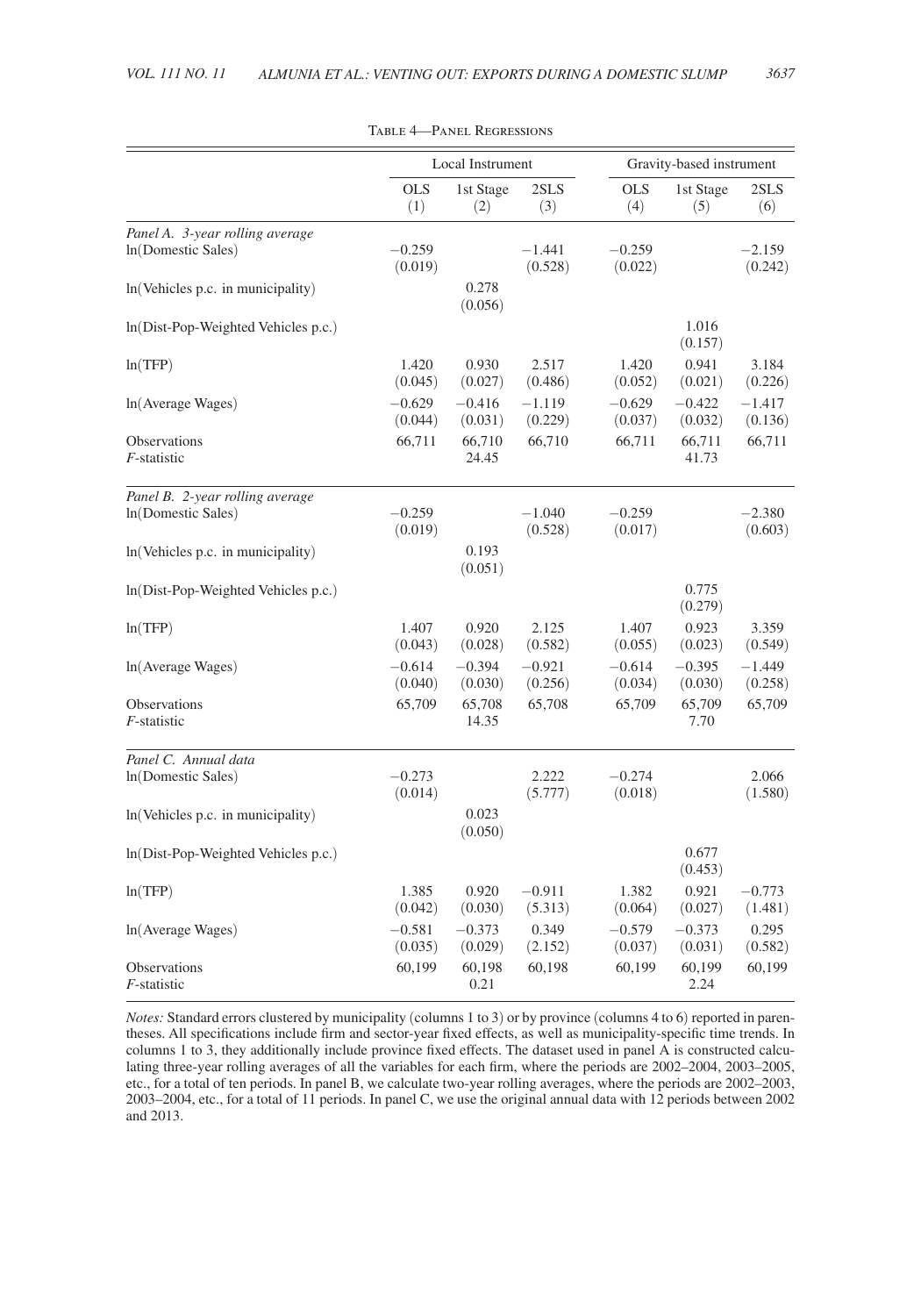Table 4—Panel Regressions

| | Local Instrument | | | Gravity-based instrument | | |
|---|---|---|---|---|---|---|
| | OLS (1) | 1st Stage (2) | 2SLS (3) | OLS (4) | 1st Stage (5) | 2SLS (6) |
| *Panel A. 3-year rolling average* | | | | | | |
| ln(Domestic Sales) | −0.259 | | −1.441 | −0.259 | | −2.159 |
| | (0.019) | | (0.528) | (0.022) | | (0.242) |
| ln(Vehicles p.c. in municipality) | | 0.278 | | | | |
| | | (0.056) | | | | |
| ln(Dist-Pop-Weighted Vehicles p.c.) | | | | | 1.016 | |
| | | | | | (0.157) | |
| ln(TFP) | 1.420 | 0.930 | 2.517 | 1.420 | 0.941 | 3.184 |
| | (0.045) | (0.027) | (0.486) | (0.052) | (0.021) | (0.226) |
| ln(Average Wages) | −0.629 | −0.416 | −1.119 | −0.629 | −0.422 | −1.417 |
| | (0.044) | (0.031) | (0.229) | (0.037) | (0.032) | (0.136) |
| Observations | 66,711 | 66,710 | 66,710 | 66,711 | 66,711 | 66,711 |
| *F*-statistic | | 24.45 | | | 41.73 | |
| *Panel B. 2-year rolling average* | | | | | | |
| ln(Domestic Sales) | −0.259 | | −1.040 | −0.259 | | −2.380 |
| | (0.019) | | (0.528) | (0.017) | | (0.603) |
| ln(Vehicles p.c. in municipality) | | 0.193 | | | | |
| | | (0.051) | | | | |
| ln(Dist-Pop-Weighted Vehicles p.c.) | | | | | 0.775 | |
| | | | | | (0.279) | |
| ln(TFP) | 1.407 | 0.920 | 2.125 | 1.407 | 0.923 | 3.359 |
| | (0.043) | (0.028) | (0.582) | (0.055) | (0.023) | (0.549) |
| ln(Average Wages) | −0.614 | −0.394 | −0.921 | −0.614 | −0.395 | −1.449 |
| | (0.040) | (0.030) | (0.256) | (0.034) | (0.030) | (0.258) |
| Observations | 65,709 | 65,708 | 65,708 | 65,709 | 65,709 | 65,709 |
| *F*-statistic | | 14.35 | | | 7.70 | |
| *Panel C. Annual data* | | | | | | |
| ln(Domestic Sales) | −0.273 | | 2.222 | −0.274 | | 2.066 |
| | (0.014) | | (5.777) | (0.018) | | (1.580) |
| ln(Vehicles p.c. in municipality) | | 0.023 | | | | |
| | | (0.050) | | | | |
| ln(Dist-Pop-Weighted Vehicles p.c.) | | | | | 0.677 | |
| | | | | | (0.453) | |
| ln(TFP) | 1.385 | 0.920 | −0.911 | 1.382 | 0.921 | −0.773 |
| | (0.042) | (0.030) | (5.313) | (0.064) | (0.027) | (1.481) |
| ln(Average Wages) | −0.581 | −0.373 | 0.349 | −0.579 | −0.373 | 0.295 |
| | (0.035) | (0.029) | (2.152) | (0.037) | (0.031) | (0.582) |
| Observations | 60,199 | 60,198 | 60,198 | 60,199 | 60,199 | 60,199 |
| *F*-statistic | | 0.21 | | | 2.24 | |

*Notes:* Standard errors clustered by municipality (columns 1 to 3) or by province (columns 4 to 6) reported in parentheses. All specifications include firm and sector-year fixed effects, as well as municipality-specific time trends. In columns 1 to 3, they additionally include province fixed effects. The dataset used in panel A is constructed calculating three-year rolling averages of all the variables for each firm, where the periods are 2002–2004, 2003–2005, etc., for a total of ten periods. In panel B, we calculate two-year rolling averages, where the periods are 2002–2003, 2003–2004, etc., for a total of 11 periods. In panel C, we use the original annual data with 12 periods between 2002 and 2013.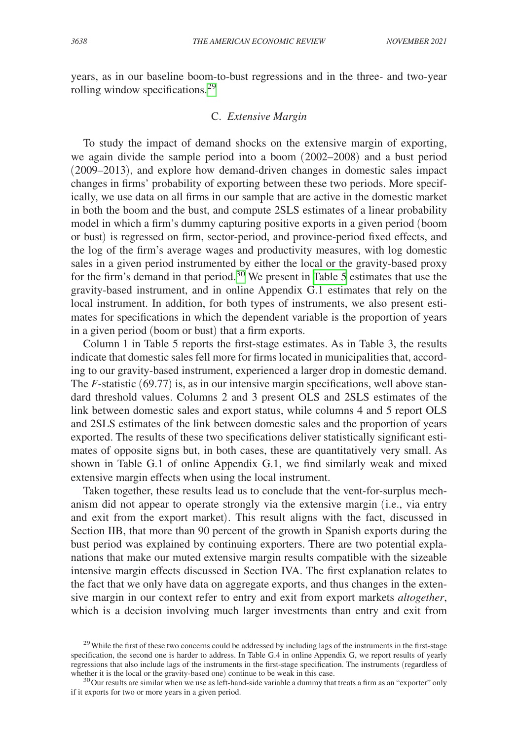years, as in our baseline boom-to-bust regressions and in the three- and two-year rolling window specifications.[29]

### C. *Extensive Margin*

To study the impact of demand shocks on the extensive margin of exporting, we again divide the sample period into a boom (2002–2008) and a bust period (2009–2013), and explore how demand-driven changes in domestic sales impact changes in firms' probability of exporting between these two periods. More specifically, we use data on all firms in our sample that are active in the domestic market in both the boom and the bust, and compute 2SLS estimates of a linear probability model in which a firm's dummy capturing positive exports in a given period (boom or bust) is regressed on firm, sector-period, and province-period fixed effects, and the log of the firm's average wages and productivity measures, with log domestic sales in a given period instrumented by either the local or the gravity-based proxy for the firm's demand in that period.[30] We present in Table 5 estimates that use the gravity-based instrument, and in online Appendix G.1 estimates that rely on the local instrument. In addition, for both types of instruments, we also present estimates for specifications in which the dependent variable is the proportion of years in a given period (boom or bust) that a firm exports.

Column 1 in Table 5 reports the first-stage estimates. As in Table 3, the results indicate that domestic sales fell more for firms located in municipalities that, according to our gravity-based instrument, experienced a larger drop in domestic demand. The *F*-statistic (69.77) is, as in our intensive margin specifications, well above standard threshold values. Columns 2 and 3 present OLS and 2SLS estimates of the link between domestic sales and export status, while columns 4 and 5 report OLS and 2SLS estimates of the link between domestic sales and the proportion of years exported. The results of these two specifications deliver statistically significant estimates of opposite signs but, in both cases, these are quantitatively very small. As shown in Table G.1 of online Appendix G.1, we find similarly weak and mixed extensive margin effects when using the local instrument.

Taken together, these results lead us to conclude that the vent-for-surplus mechanism did not appear to operate strongly via the extensive margin (i.e., via entry and exit from the export market). This result aligns with the fact, discussed in Section IIB, that more than 90 percent of the growth in Spanish exports during the bust period was explained by continuing exporters. There are two potential explanations that make our muted extensive margin results compatible with the sizeable intensive margin effects discussed in Section IVA. The first explanation relates to the fact that we only have data on aggregate exports, and thus changes in the extensive margin in our context refer to entry and exit from export markets *altogether*, which is a decision involving much larger investments than entry and exit from

[29] While the first of these two concerns could be addressed by including lags of the instruments in the first-stage specification, the second one is harder to address. In Table G.4 in online Appendix G, we report results of yearly regressions that also include lags of the instruments in the first-stage specification. The instruments (regardless of whether it is the local or the gravity-based one) continue to be weak in this case.

[30] Our results are similar when we use as left-hand-side variable a dummy that treats a firm as an "exporter" only if it exports for two or more years in a given period.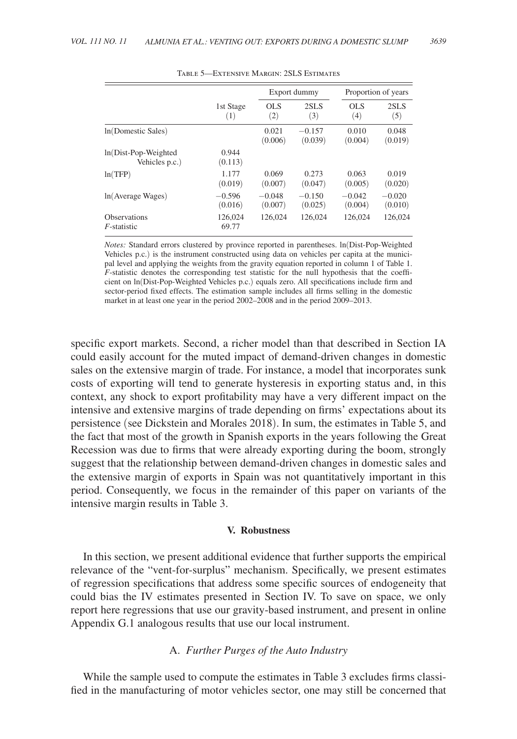Table 5—Extensive Margin: 2SLS Estimates

| | | Export dummy | | Proportion of years | |
|---|---|---|---|---|---|
| | 1st Stage (1) | OLS (2) | 2SLS (3) | OLS (4) | 2SLS (5) |
| ln(Domestic Sales) | | 0.021 (0.006) | −0.157 (0.039) | 0.010 (0.004) | 0.048 (0.019) |
| ln(Dist-Pop-Weighted Vehicles p.c.) | 0.944 (0.113) | | | | |
| ln(TFP) | 1.177 (0.019) | 0.069 (0.007) | 0.273 (0.047) | 0.063 (0.005) | 0.019 (0.020) |
| ln(Average Wages) | −0.596 (0.016) | −0.048 (0.007) | −0.150 (0.025) | −0.042 (0.004) | −0.020 (0.010) |
| Observations | 126,024 | 126,024 | 126,024 | 126,024 | 126,024 |
| *F*-statistic | 69.77 | | | | |

*Notes:* Standard errors clustered by province reported in parentheses. ln(Dist-Pop-Weighted Vehicles p.c.) is the instrument constructed using data on vehicles per capita at the municipal level and applying the weights from the gravity equation reported in column 1 of Table 1. *F*-statistic denotes the corresponding test statistic for the null hypothesis that the coefficient on ln(Dist-Pop-Weighted Vehicles p.c.) equals zero. All specifications include firm and sector-period fixed effects. The estimation sample includes all firms selling in the domestic market in at least one year in the period 2002–2008 and in the period 2009–2013.

specific export markets. Second, a richer model than that described in Section IA could easily account for the muted impact of demand-driven changes in domestic sales on the extensive margin of trade. For instance, a model that incorporates sunk costs of exporting will tend to generate hysteresis in exporting status and, in this context, any shock to export profitability may have a very different impact on the intensive and extensive margins of trade depending on firms' expectations about its persistence (see Dickstein and Morales 2018). In sum, the estimates in Table 5, and the fact that most of the growth in Spanish exports in the years following the Great Recession was due to firms that were already exporting during the boom, strongly suggest that the relationship between demand-driven changes in domestic sales and the extensive margin of exports in Spain was not quantitatively important in this period. Consequently, we focus in the remainder of this paper on variants of the intensive margin results in Table 3.

## V. Robustness

In this section, we present additional evidence that further supports the empirical relevance of the "vent-for-surplus" mechanism. Specifically, we present estimates of regression specifications that address some specific sources of endogeneity that could bias the IV estimates presented in Section IV. To save on space, we only report here regressions that use our gravity-based instrument, and present in online Appendix G.1 analogous results that use our local instrument.

### A. *Further Purges of the Auto Industry*

While the sample used to compute the estimates in Table 3 excludes firms classified in the manufacturing of motor vehicles sector, one may still be concerned that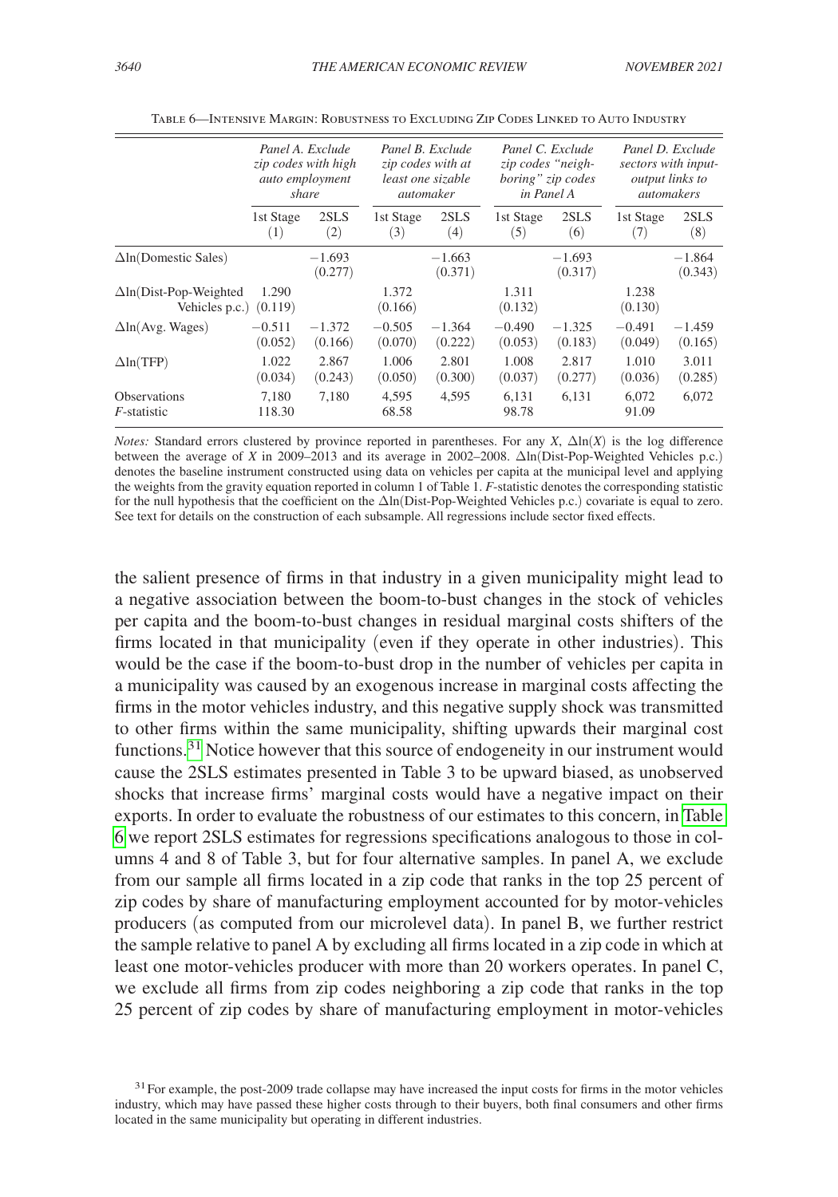Table 6—Intensive Margin: Robustness to Excluding Zip Codes Linked to Auto Industry

| | Panel A. Exclude zip codes with high auto employment share | | Panel B. Exclude zip codes with at least one sizable automaker | | Panel C. Exclude zip codes "neighboring" zip codes in Panel A | | Panel D. Exclude sectors with input-output links to automakers | |
|---|---|---|---|---|---|---|---|---|
| | 1st Stage (1) | 2SLS (2) | 1st Stage (3) | 2SLS (4) | 1st Stage (5) | 2SLS (6) | 1st Stage (7) | 2SLS (8) |
| $\Delta$ln(Domestic Sales) | | −1.693 (0.277) | | −1.663 (0.371) | | −1.693 (0.317) | | −1.864 (0.343) |
| $\Delta$ln(Dist-Pop-Weighted Vehicles p.c.) | 1.290 (0.119) | | 1.372 (0.166) | | 1.311 (0.132) | | 1.238 (0.130) | |
| $\Delta$ln(Avg. Wages) | −0.511 (0.052) | −1.372 (0.166) | −0.505 (0.070) | −1.364 (0.222) | −0.490 (0.053) | −1.325 (0.183) | −0.491 (0.049) | −1.459 (0.165) |
| $\Delta$ln(TFP) | 1.022 (0.034) | 2.867 (0.243) | 1.006 (0.050) | 2.801 (0.300) | 1.008 (0.037) | 2.817 (0.277) | 1.010 (0.036) | 3.011 (0.285) |
| Observations | 7,180 | 7,180 | 4,595 | 4,595 | 6,131 | 6,131 | 6,072 | 6,072 |
| *F*-statistic | 118.30 | | 68.58 | | 98.78 | | 91.09 | |

*Notes:* Standard errors clustered by province reported in parentheses. For any $X$, $\Delta\ln(X)$ is the log difference between the average of $X$ in 2009–2013 and its average in 2002–2008. $\Delta$ln(Dist-Pop-Weighted Vehicles p.c.) denotes the baseline instrument constructed using data on vehicles per capita at the municipal level and applying the weights from the gravity equation reported in column 1 of Table 1. *F*-statistic denotes the corresponding statistic for the null hypothesis that the coefficient on the $\Delta$ln(Dist-Pop-Weighted Vehicles p.c.) covariate is equal to zero. See text for details on the construction of each subsample. All regressions include sector fixed effects.

the salient presence of firms in that industry in a given municipality might lead to a negative association between the boom-to-bust changes in the stock of vehicles per capita and the boom-to-bust changes in residual marginal costs shifters of the firms located in that municipality (even if they operate in other industries). This would be the case if the boom-to-bust drop in the number of vehicles per capita in a municipality was caused by an exogenous increase in marginal costs affecting the firms in the motor vehicles industry, and this negative supply shock was transmitted to other firms within the same municipality, shifting upwards their marginal cost functions.[31] Notice however that this source of endogeneity in our instrument would cause the 2SLS estimates presented in Table 3 to be upward biased, as unobserved shocks that increase firms' marginal costs would have a negative impact on their exports. In order to evaluate the robustness of our estimates to this concern, in Table 6 we report 2SLS estimates for regressions specifications analogous to those in columns 4 and 8 of Table 3, but for four alternative samples. In panel A, we exclude from our sample all firms located in a zip code that ranks in the top 25 percent of zip codes by share of manufacturing employment accounted for by motor-vehicles producers (as computed from our microlevel data). In panel B, we further restrict the sample relative to panel A by excluding all firms located in a zip code in which at least one motor-vehicles producer with more than 20 workers operates. In panel C, we exclude all firms from zip codes neighboring a zip code that ranks in the top 25 percent of zip codes by share of manufacturing employment in motor-vehicles

[31] For example, the post-2009 trade collapse may have increased the input costs for firms in the motor vehicles industry, which may have passed these higher costs through to their buyers, both final consumers and other firms located in the same municipality but operating in different industries.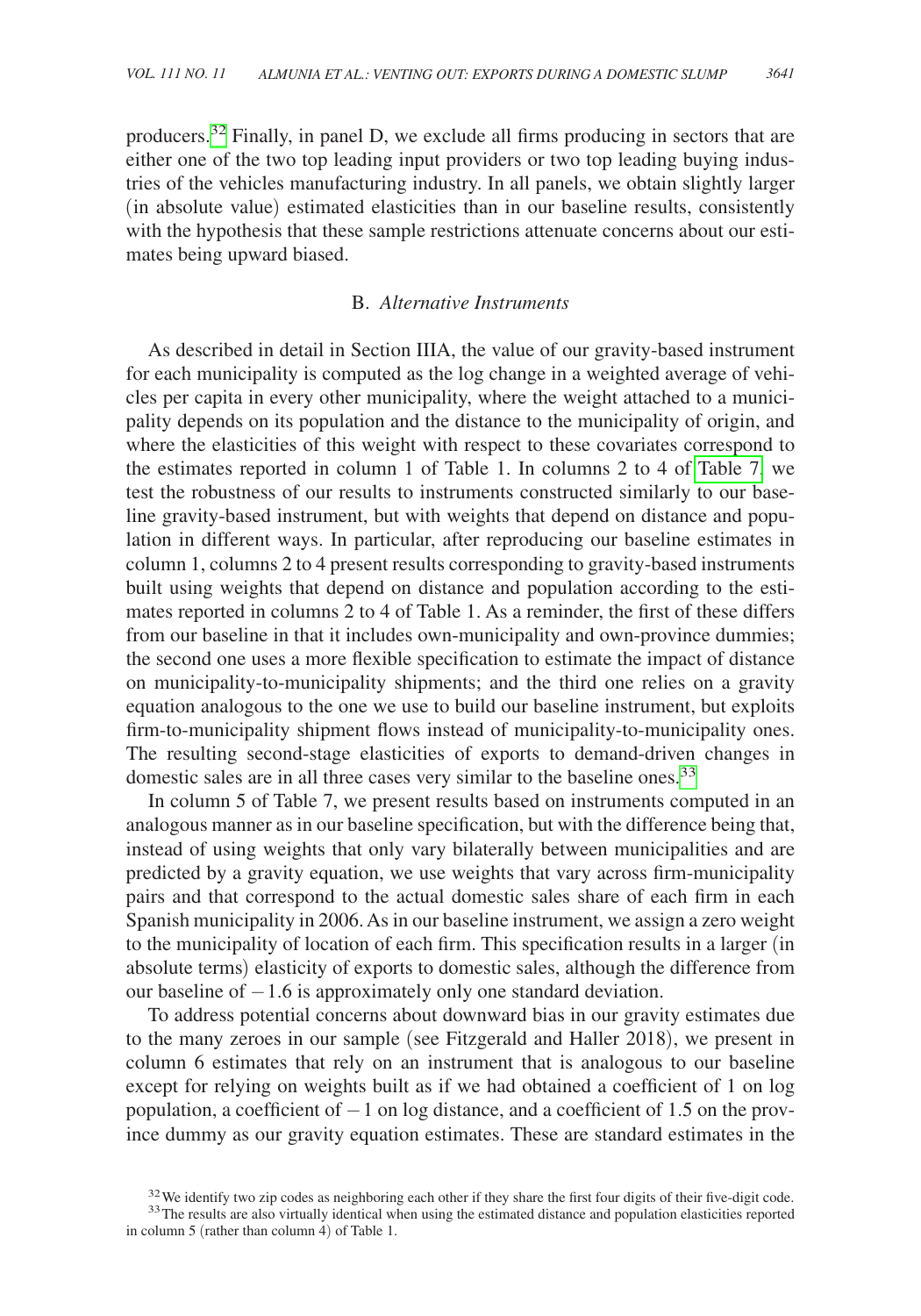producers.[32] Finally, in panel D, we exclude all firms producing in sectors that are either one of the two top leading input providers or two top leading buying industries of the vehicles manufacturing industry. In all panels, we obtain slightly larger (in absolute value) estimated elasticities than in our baseline results, consistently with the hypothesis that these sample restrictions attenuate concerns about our estimates being upward biased.

### B. *Alternative Instruments*

As described in detail in Section IIIA, the value of our gravity-based instrument for each municipality is computed as the log change in a weighted average of vehicles per capita in every other municipality, where the weight attached to a municipality depends on its population and the distance to the municipality of origin, and where the elasticities of this weight with respect to these covariates correspond to the estimates reported in column 1 of Table 1. In columns 2 to 4 of Table 7, we test the robustness of our results to instruments constructed similarly to our baseline gravity-based instrument, but with weights that depend on distance and population in different ways. In particular, after reproducing our baseline estimates in column 1, columns 2 to 4 present results corresponding to gravity-based instruments built using weights that depend on distance and population according to the estimates reported in columns 2 to 4 of Table 1. As a reminder, the first of these differs from our baseline in that it includes own-municipality and own-province dummies; the second one uses a more flexible specification to estimate the impact of distance on municipality-to-municipality shipments; and the third one relies on a gravity equation analogous to the one we use to build our baseline instrument, but exploits firm-to-municipality shipment flows instead of municipality-to-municipality ones. The resulting second-stage elasticities of exports to demand-driven changes in domestic sales are in all three cases very similar to the baseline ones.[33]

In column 5 of Table 7, we present results based on instruments computed in an analogous manner as in our baseline specification, but with the difference being that, instead of using weights that only vary bilaterally between municipalities and are predicted by a gravity equation, we use weights that vary across firm-municipality pairs and that correspond to the actual domestic sales share of each firm in each Spanish municipality in 2006. As in our baseline instrument, we assign a zero weight to the municipality of location of each firm. This specification results in a larger (in absolute terms) elasticity of exports to domestic sales, although the difference from our baseline of $-1.6$ is approximately only one standard deviation.

To address potential concerns about downward bias in our gravity estimates due to the many zeroes in our sample (see Fitzgerald and Haller 2018), we present in column 6 estimates that rely on an instrument that is analogous to our baseline except for relying on weights built as if we had obtained a coefficient of 1 on log population, a coefficient of $-1$ on log distance, and a coefficient of 1.5 on the province dummy as our gravity equation estimates. These are standard estimates in the

[32] We identify two zip codes as neighboring each other if they share the first four digits of their five-digit code.

[33] The results are also virtually identical when using the estimated distance and population elasticities reported in column 5 (rather than column 4) of Table 1.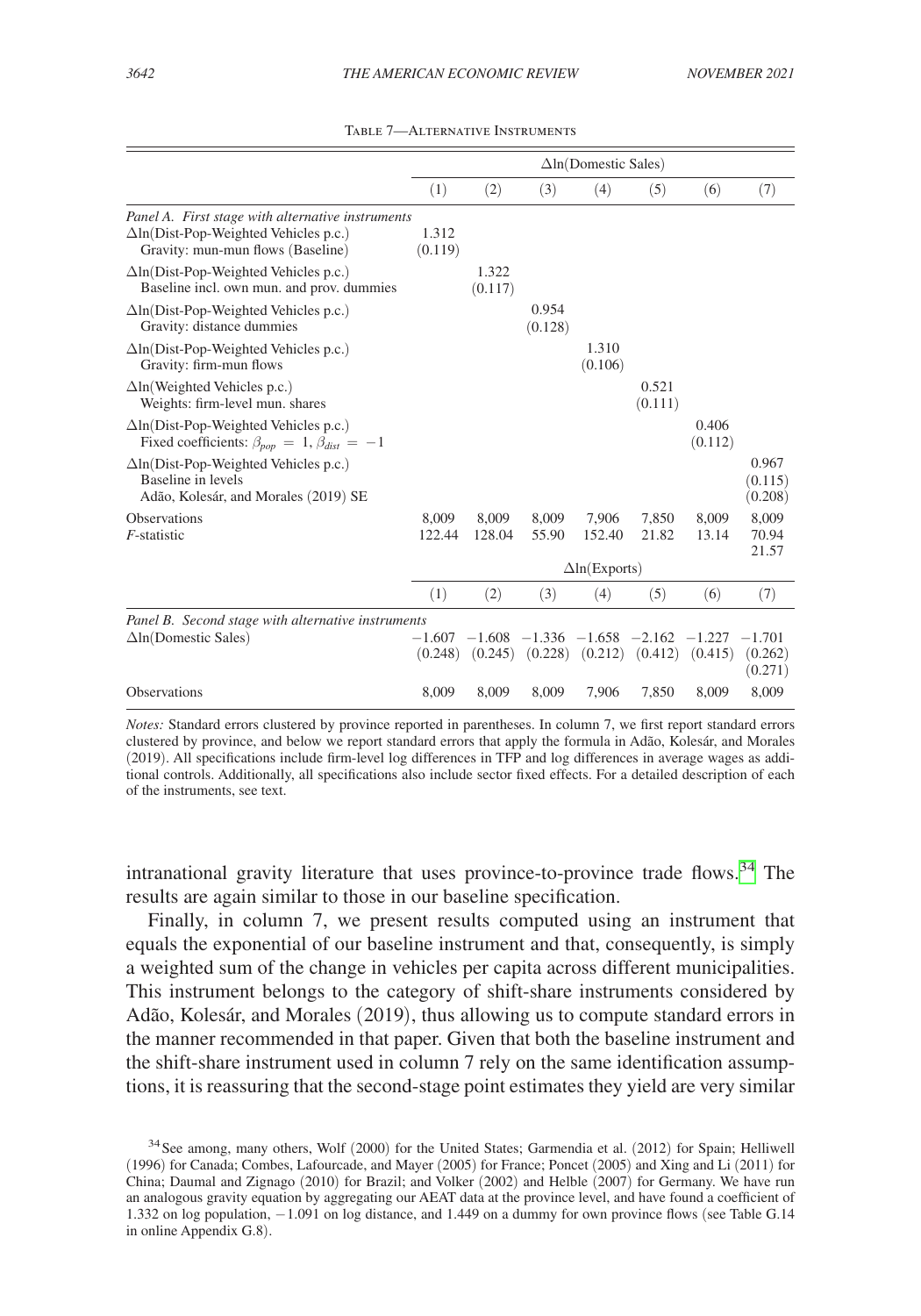Table 7—Alternative Instruments

| | Δln(Domestic Sales) | | | | | | |
|---|---|---|---|---|---|---|---|
| | (1) | (2) | (3) | (4) | (5) | (6) | (7) |
| *Panel A. First stage with alternative instruments* | | | | | | | |
| Δln(Dist-Pop-Weighted Vehicles p.c.) Gravity: mun-mun flows (Baseline) | 1.312 (0.119) | | | | | | |
| Δln(Dist-Pop-Weighted Vehicles p.c.) Baseline incl. own mun. and prov. dummies | | 1.322 (0.117) | | | | | |
| Δln(Dist-Pop-Weighted Vehicles p.c.) Gravity: distance dummies | | | 0.954 (0.128) | | | | |
| Δln(Dist-Pop-Weighted Vehicles p.c.) Gravity: firm-mun flows | | | | 1.310 (0.106) | | | |
| Δln(Weighted Vehicles p.c.) Weights: firm-level mun. shares | | | | | 0.521 (0.111) | | |
| Δln(Dist-Pop-Weighted Vehicles p.c.) Fixed coefficients: $\beta_{pop} = 1, \beta_{dist} = -1$ | | | | | | 0.406 (0.112) | |
| Δln(Dist-Pop-Weighted Vehicles p.c.) Baseline in levels Adão, Kolesár, and Morales (2019) SE | | | | | | | 0.967 (0.115) (0.208) |
| Observations | 8,009 | 8,009 | 8,009 | 7,906 | 7,850 | 8,009 | 8,009 |
| $F$-statistic | 122.44 | 128.04 | 55.90 | 152.40 | 21.82 | 13.14 | 70.94 21.57 |
| | Δln(Exports) | | | | | | |
| | (1) | (2) | (3) | (4) | (5) | (6) | (7) |
| *Panel B. Second stage with alternative instruments* | | | | | | | |
| Δln(Domestic Sales) | −1.607 (0.248) | −1.608 (0.245) | −1.336 (0.228) | −1.658 (0.212) | −2.162 (0.412) | −1.227 (0.415) | −1.701 (0.262) (0.271) |
| Observations | 8,009 | 8,009 | 8,009 | 7,906 | 7,850 | 8,009 | 8,009 |

*Notes:* Standard errors clustered by province reported in parentheses. In column 7, we first report standard errors clustered by province, and below we report standard errors that apply the formula in Adão, Kolesár, and Morales (2019). All specifications include firm-level log differences in TFP and log differences in average wages as additional controls. Additionally, all specifications also include sector fixed effects. For a detailed description of each of the instruments, see text.

intranational gravity literature that uses province-to-province trade flows.[34] The results are again similar to those in our baseline specification.

Finally, in column 7, we present results computed using an instrument that equals the exponential of our baseline instrument and that, consequently, is simply a weighted sum of the change in vehicles per capita across different municipalities. This instrument belongs to the category of shift-share instruments considered by Adão, Kolesár, and Morales (2019), thus allowing us to compute standard errors in the manner recommended in that paper. Given that both the baseline instrument and the shift-share instrument used in column 7 rely on the same identification assumptions, it is reassuring that the second-stage point estimates they yield are very similar

[34] See among, many others, Wolf (2000) for the United States; Garmendia et al. (2012) for Spain; Helliwell (1996) for Canada; Combes, Lafourcade, and Mayer (2005) for France; Poncet (2005) and Xing and Li (2011) for China; Daumal and Zignago (2010) for Brazil; and Volker (2002) and Helble (2007) for Germany. We have run an analogous gravity equation by aggregating our AEAT data at the province level, and have found a coefficient of 1.332 on log population, −1.091 on log distance, and 1.449 on a dummy for own province flows (see Table G.14 in online Appendix G.8).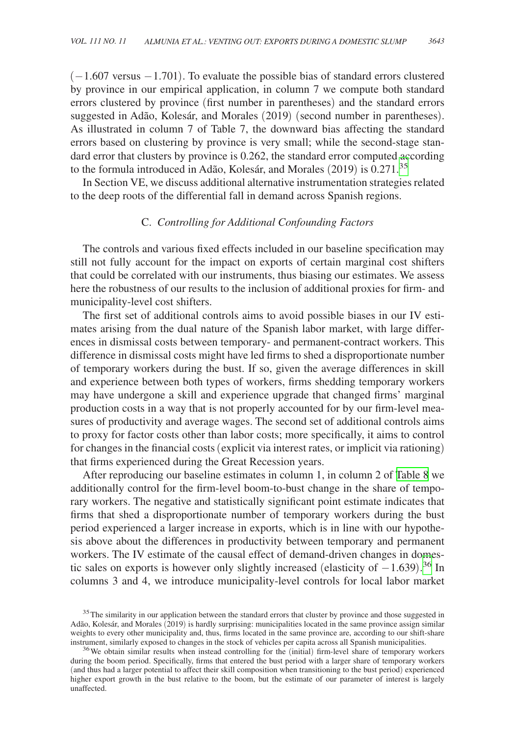(−1.607 versus −1.701). To evaluate the possible bias of standard errors clustered by province in our empirical application, in column 7 we compute both standard errors clustered by province (first number in parentheses) and the standard errors suggested in Adão, Kolesár, and Morales (2019) (second number in parentheses). As illustrated in column 7 of Table 7, the downward bias affecting the standard errors based on clustering by province is very small; while the second-stage standard error that clusters by province is 0.262, the standard error computed according to the formula introduced in Adão, Kolesár, and Morales (2019) is 0.271.[35]

In Section VE, we discuss additional alternative instrumentation strategies related to the deep roots of the differential fall in demand across Spanish regions.

### C. *Controlling for Additional Confounding Factors*

The controls and various fixed effects included in our baseline specification may still not fully account for the impact on exports of certain marginal cost shifters that could be correlated with our instruments, thus biasing our estimates. We assess here the robustness of our results to the inclusion of additional proxies for firm- and municipality-level cost shifters.

The first set of additional controls aims to avoid possible biases in our IV estimates arising from the dual nature of the Spanish labor market, with large differences in dismissal costs between temporary- and permanent-contract workers. This difference in dismissal costs might have led firms to shed a disproportionate number of temporary workers during the bust. If so, given the average differences in skill and experience between both types of workers, firms shedding temporary workers may have undergone a skill and experience upgrade that changed firms' marginal production costs in a way that is not properly accounted for by our firm-level measures of productivity and average wages. The second set of additional controls aims to proxy for factor costs other than labor costs; more specifically, it aims to control for changes in the financial costs (explicit via interest rates, or implicit via rationing) that firms experienced during the Great Recession years.

After reproducing our baseline estimates in column 1, in column 2 of Table 8 we additionally control for the firm-level boom-to-bust change in the share of temporary workers. The negative and statistically significant point estimate indicates that firms that shed a disproportionate number of temporary workers during the bust period experienced a larger increase in exports, which is in line with our hypothesis above about the differences in productivity between temporary and permanent workers. The IV estimate of the causal effect of demand-driven changes in domestic sales on exports is however only slightly increased (elasticity of −1.639).[36] In columns 3 and 4, we introduce municipality-level controls for local labor market

[35] The similarity in our application between the standard errors that cluster by province and those suggested in Adão, Kolesár, and Morales (2019) is hardly surprising: municipalities located in the same province assign similar weights to every other municipality and, thus, firms located in the same province are, according to our shift-share instrument, similarly exposed to changes in the stock of vehicles per capita across all Spanish municipalities.

[36] We obtain similar results when instead controlling for the (initial) firm-level share of temporary workers during the boom period. Specifically, firms that entered the bust period with a larger share of temporary workers (and thus had a larger potential to affect their skill composition when transitioning to the bust period) experienced higher export growth in the bust relative to the boom, but the estimate of our parameter of interest is largely unaffected.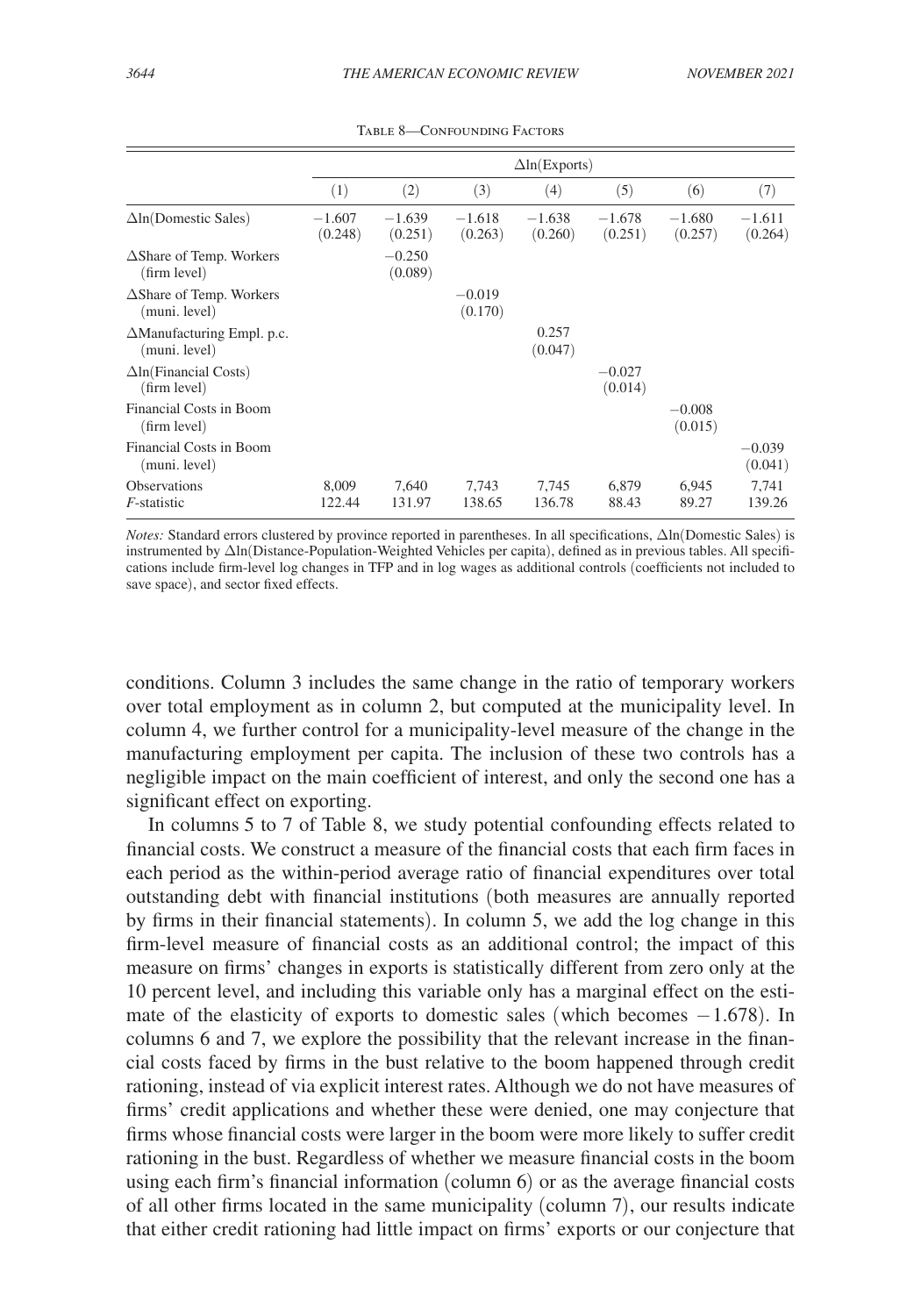Table 8—Confounding Factors

| | Δln(Exports) | | | | | | |
|---|---|---|---|---|---|---|---|
| | (1) | (2) | (3) | (4) | (5) | (6) | (7) |
| Δln(Domestic Sales) | −1.607<br>(0.248) | −1.639<br>(0.251) | −1.618<br>(0.263) | −1.638<br>(0.260) | −1.678<br>(0.251) | −1.680<br>(0.257) | −1.611<br>(0.264) |
| ΔShare of Temp. Workers<br>(firm level) | | −0.250<br>(0.089) | | | | | |
| ΔShare of Temp. Workers<br>(muni. level) | | | −0.019<br>(0.170) | | | | |
| ΔManufacturing Empl. p.c.<br>(muni. level) | | | | 0.257<br>(0.047) | | | |
| Δln(Financial Costs)<br>(firm level) | | | | | −0.027<br>(0.014) | | |
| Financial Costs in Boom<br>(firm level) | | | | | | −0.008<br>(0.015) | |
| Financial Costs in Boom<br>(muni. level) | | | | | | | −0.039<br>(0.041) |
| Observations | 8,009 | 7,640 | 7,743 | 7,745 | 6,879 | 6,945 | 7,741 |
| *F*-statistic | 122.44 | 131.97 | 138.65 | 136.78 | 88.43 | 89.27 | 139.26 |

*Notes:* Standard errors clustered by province reported in parentheses. In all specifications, Δln(Domestic Sales) is instrumented by Δln(Distance-Population-Weighted Vehicles per capita), defined as in previous tables. All specifications include firm-level log changes in TFP and in log wages as additional controls (coefficients not included to save space), and sector fixed effects.

conditions. Column 3 includes the same change in the ratio of temporary workers over total employment as in column 2, but computed at the municipality level. In column 4, we further control for a municipality-level measure of the change in the manufacturing employment per capita. The inclusion of these two controls has a negligible impact on the main coefficient of interest, and only the second one has a significant effect on exporting.

In columns 5 to 7 of Table 8, we study potential confounding effects related to financial costs. We construct a measure of the financial costs that each firm faces in each period as the within-period average ratio of financial expenditures over total outstanding debt with financial institutions (both measures are annually reported by firms in their financial statements). In column 5, we add the log change in this firm-level measure of financial costs as an additional control; the impact of this measure on firms' changes in exports is statistically different from zero only at the 10 percent level, and including this variable only has a marginal effect on the estimate of the elasticity of exports to domestic sales (which becomes $-1.678$). In columns 6 and 7, we explore the possibility that the relevant increase in the financial costs faced by firms in the bust relative to the boom happened through credit rationing, instead of via explicit interest rates. Although we do not have measures of firms' credit applications and whether these were denied, one may conjecture that firms whose financial costs were larger in the boom were more likely to suffer credit rationing in the bust. Regardless of whether we measure financial costs in the boom using each firm's financial information (column 6) or as the average financial costs of all other firms located in the same municipality (column 7), our results indicate that either credit rationing had little impact on firms' exports or our conjecture that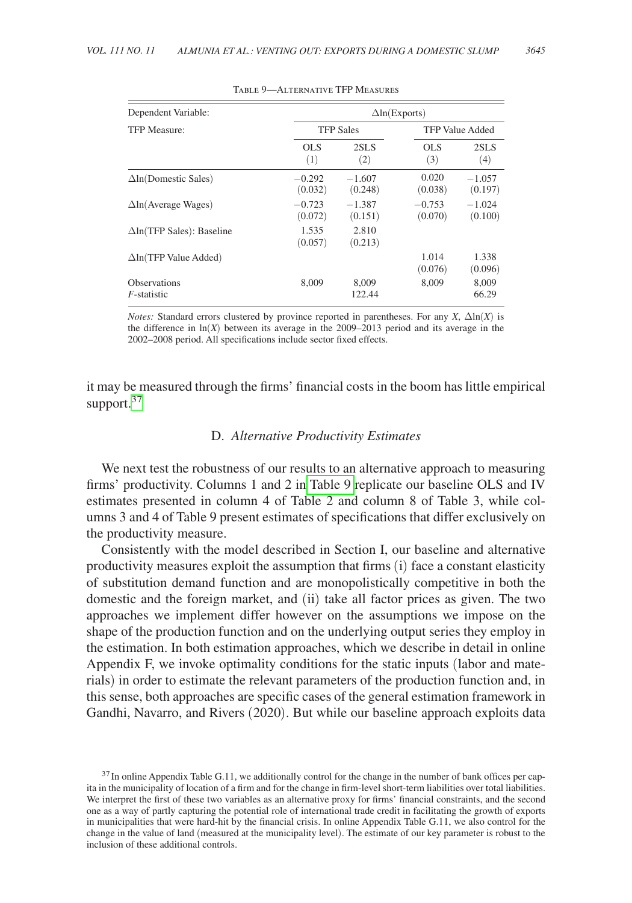Table 9—Alternative TFP Measures

| Dependent Variable: | $\Delta\ln(\text{Exports})$ | | | |
|---|---|---|---|---|
| TFP Measure: | TFP Sales | | TFP Value Added | |
| | OLS (1) | 2SLS (2) | OLS (3) | 2SLS (4) |
| $\Delta\ln$(Domestic Sales) | −0.292 (0.032) | −1.607 (0.248) | 0.020 (0.038) | −1.057 (0.197) |
| $\Delta\ln$(Average Wages) | −0.723 (0.072) | −1.387 (0.151) | −0.753 (0.070) | −1.024 (0.100) |
| $\Delta\ln$(TFP Sales): Baseline | 1.535 (0.057) | 2.810 (0.213) | | |
| $\Delta\ln$(TFP Value Added) | | | 1.014 (0.076) | 1.338 (0.096) |
| Observations | 8,009 | 8,009 | 8,009 | 8,009 |
| $F$-statistic | | 122.44 | | 66.29 |

*Notes:* Standard errors clustered by province reported in parentheses. For any $X$, $\Delta\ln(X)$ is the difference in $\ln(X)$ between its average in the 2009–2013 period and its average in the 2002–2008 period. All specifications include sector fixed effects.

it may be measured through the firms' financial costs in the boom has little empirical support.[37]

### D. *Alternative Productivity Estimates*

We next test the robustness of our results to an alternative approach to measuring firms' productivity. Columns 1 and 2 in Table 9 replicate our baseline OLS and IV estimates presented in column 4 of Table 2 and column 8 of Table 3, while columns 3 and 4 of Table 9 present estimates of specifications that differ exclusively on the productivity measure.

Consistently with the model described in Section I, our baseline and alternative productivity measures exploit the assumption that firms (i) face a constant elasticity of substitution demand function and are monopolistically competitive in both the domestic and the foreign market, and (ii) take all factor prices as given. The two approaches we implement differ however on the assumptions we impose on the shape of the production function and on the underlying output series they employ in the estimation. In both estimation approaches, which we describe in detail in online Appendix F, we invoke optimality conditions for the static inputs (labor and materials) in order to estimate the relevant parameters of the production function and, in this sense, both approaches are specific cases of the general estimation framework in Gandhi, Navarro, and Rivers (2020). But while our baseline approach exploits data

[37] In online Appendix Table G.11, we additionally control for the change in the number of bank offices per capita in the municipality of location of a firm and for the change in firm-level short-term liabilities over total liabilities. We interpret the first of these two variables as an alternative proxy for firms' financial constraints, and the second one as a way of partly capturing the potential role of international trade credit in facilitating the growth of exports in municipalities that were hard-hit by the financial crisis. In online Appendix Table G.11, we also control for the change in the value of land (measured at the municipality level). The estimate of our key parameter is robust to the inclusion of these additional controls.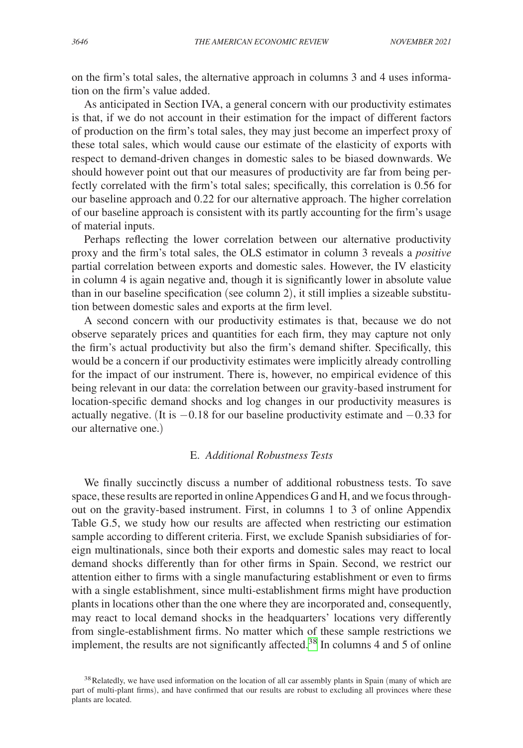on the firm's total sales, the alternative approach in columns 3 and 4 uses information on the firm's value added.

As anticipated in Section IVA, a general concern with our productivity estimates is that, if we do not account in their estimation for the impact of different factors of production on the firm's total sales, they may just become an imperfect proxy of these total sales, which would cause our estimate of the elasticity of exports with respect to demand-driven changes in domestic sales to be biased downwards. We should however point out that our measures of productivity are far from being perfectly correlated with the firm's total sales; specifically, this correlation is 0.56 for our baseline approach and 0.22 for our alternative approach. The higher correlation of our baseline approach is consistent with its partly accounting for the firm's usage of material inputs.

Perhaps reflecting the lower correlation between our alternative productivity proxy and the firm's total sales, the OLS estimator in column 3 reveals a *positive* partial correlation between exports and domestic sales. However, the IV elasticity in column 4 is again negative and, though it is significantly lower in absolute value than in our baseline specification (see column 2), it still implies a sizeable substitution between domestic sales and exports at the firm level.

A second concern with our productivity estimates is that, because we do not observe separately prices and quantities for each firm, they may capture not only the firm's actual productivity but also the firm's demand shifter. Specifically, this would be a concern if our productivity estimates were implicitly already controlling for the impact of our instrument. There is, however, no empirical evidence of this being relevant in our data: the correlation between our gravity-based instrument for location-specific demand shocks and log changes in our productivity measures is actually negative. (It is $-0.18$ for our baseline productivity estimate and $-0.33$ for our alternative one.)

## E. *Additional Robustness Tests*

We finally succinctly discuss a number of additional robustness tests. To save space, these results are reported in online Appendices G and H, and we focus throughout on the gravity-based instrument. First, in columns 1 to 3 of online Appendix Table G.5, we study how our results are affected when restricting our estimation sample according to different criteria. First, we exclude Spanish subsidiaries of foreign multinationals, since both their exports and domestic sales may react to local demand shocks differently than for other firms in Spain. Second, we restrict our attention either to firms with a single manufacturing establishment or even to firms with a single establishment, since multi-establishment firms might have production plants in locations other than the one where they are incorporated and, consequently, may react to local demand shocks in the headquarters' locations very differently from single-establishment firms. No matter which of these sample restrictions we implement, the results are not significantly affected.[38] In columns 4 and 5 of online

[38] Relatedly, we have used information on the location of all car assembly plants in Spain (many of which are part of multi-plant firms), and have confirmed that our results are robust to excluding all provinces where these plants are located.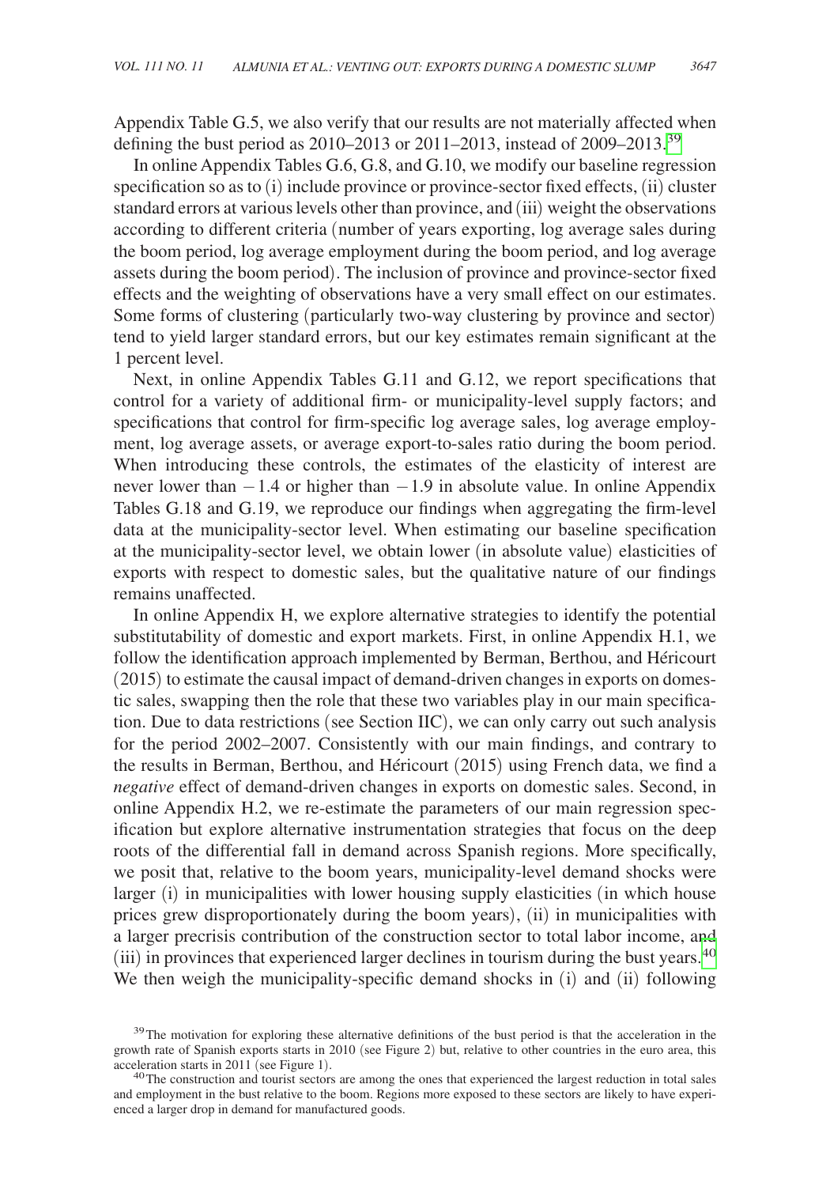Appendix Table G.5, we also verify that our results are not materially affected when defining the bust period as 2010–2013 or 2011–2013, instead of 2009–2013.[39]

In online Appendix Tables G.6, G.8, and G.10, we modify our baseline regression specification so as to (i) include province or province-sector fixed effects, (ii) cluster standard errors at various levels other than province, and (iii) weight the observations according to different criteria (number of years exporting, log average sales during the boom period, log average employment during the boom period, and log average assets during the boom period). The inclusion of province and province-sector fixed effects and the weighting of observations have a very small effect on our estimates. Some forms of clustering (particularly two-way clustering by province and sector) tend to yield larger standard errors, but our key estimates remain significant at the 1 percent level.

Next, in online Appendix Tables G.11 and G.12, we report specifications that control for a variety of additional firm- or municipality-level supply factors; and specifications that control for firm-specific log average sales, log average employment, log average assets, or average export-to-sales ratio during the boom period. When introducing these controls, the estimates of the elasticity of interest are never lower than $-1.4$ or higher than $-1.9$ in absolute value. In online Appendix Tables G.18 and G.19, we reproduce our findings when aggregating the firm-level data at the municipality-sector level. When estimating our baseline specification at the municipality-sector level, we obtain lower (in absolute value) elasticities of exports with respect to domestic sales, but the qualitative nature of our findings remains unaffected.

In online Appendix H, we explore alternative strategies to identify the potential substitutability of domestic and export markets. First, in online Appendix H.1, we follow the identification approach implemented by Berman, Berthou, and Héricourt (2015) to estimate the causal impact of demand-driven changes in exports on domestic sales, swapping then the role that these two variables play in our main specification. Due to data restrictions (see Section IIC), we can only carry out such analysis for the period 2002–2007. Consistently with our main findings, and contrary to the results in Berman, Berthou, and Héricourt (2015) using French data, we find a *negative* effect of demand-driven changes in exports on domestic sales. Second, in online Appendix H.2, we re-estimate the parameters of our main regression specification but explore alternative instrumentation strategies that focus on the deep roots of the differential fall in demand across Spanish regions. More specifically, we posit that, relative to the boom years, municipality-level demand shocks were larger (i) in municipalities with lower housing supply elasticities (in which house prices grew disproportionately during the boom years), (ii) in municipalities with a larger precrisis contribution of the construction sector to total labor income, and (iii) in provinces that experienced larger declines in tourism during the bust years.[40] We then weigh the municipality-specific demand shocks in (i) and (ii) following

[39] The motivation for exploring these alternative definitions of the bust period is that the acceleration in the growth rate of Spanish exports starts in 2010 (see Figure 2) but, relative to other countries in the euro area, this acceleration starts in 2011 (see Figure 1).

[40] The construction and tourist sectors are among the ones that experienced the largest reduction in total sales and employment in the bust relative to the boom. Regions more exposed to these sectors are likely to have experienced a larger drop in demand for manufactured goods.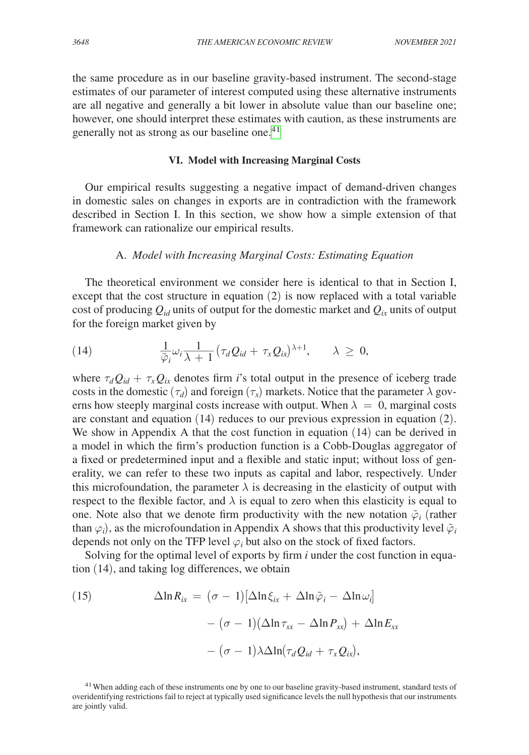the same procedure as in our baseline gravity-based instrument. The second-stage estimates of our parameter of interest computed using these alternative instruments are all negative and generally a bit lower in absolute value than our baseline one; however, one should interpret these estimates with caution, as these instruments are generally not as strong as our baseline one.[41]

## VI. Model with Increasing Marginal Costs

Our empirical results suggesting a negative impact of demand-driven changes in domestic sales on changes in exports are in contradiction with the framework described in Section I. In this section, we show how a simple extension of that framework can rationalize our empirical results.

### A. *Model with Increasing Marginal Costs: Estimating Equation*

The theoretical environment we consider here is identical to that in Section I, except that the cost structure in equation (2) is now replaced with a total variable cost of producing $Q_{id}$ units of output for the domestic market and $Q_{ix}$ units of output for the foreign market given by

$$
(14) \qquad \frac{1}{\tilde{\varphi}_i}\omega_i \frac{1}{\lambda + 1}\left(\tau_d Q_{id} + \tau_x Q_{ix}\right)^{\lambda+1}, \qquad \lambda \geq 0,
$$

where $\tau_d Q_{id} + \tau_x Q_{ix}$ denotes firm $i$'s total output in the presence of iceberg trade costs in the domestic ($\tau_d$) and foreign ($\tau_x$) markets. Notice that the parameter $\lambda$ governs how steeply marginal costs increase with output. When $\lambda = 0$, marginal costs are constant and equation (14) reduces to our previous expression in equation (2). We show in Appendix A that the cost function in equation (14) can be derived in a model in which the firm's production function is a Cobb-Douglas aggregator of a fixed or predetermined input and a flexible and static input; without loss of generality, we can refer to these two inputs as capital and labor, respectively. Under this microfoundation, the parameter $\lambda$ is decreasing in the elasticity of output with respect to the flexible factor, and $\lambda$ is equal to zero when this elasticity is equal to one. Note also that we denote firm productivity with the new notation $\tilde{\varphi}_i$ (rather than $\varphi_i$), as the microfoundation in Appendix A shows that this productivity level $\tilde{\varphi}_i$ depends not only on the TFP level $\varphi_i$ but also on the stock of fixed factors.

Solving for the optimal level of exports by firm $i$ under the cost function in equation (14), and taking log differences, we obtain

$$
\begin{aligned}
(15) \qquad \Delta \ln R_{ix} = {} & (\sigma - 1)\left[\Delta \ln \xi_{ix} + \Delta \ln \tilde{\varphi}_i - \Delta \ln \omega_i\right] \\
& - (\sigma - 1)\left(\Delta \ln \tau_{sx} - \Delta \ln P_{sx}\right) + \Delta \ln E_{sx} \\
& - (\sigma - 1)\lambda \Delta \ln\left(\tau_d Q_{id} + \tau_x Q_{ix}\right),
\end{aligned}
$$

[41] When adding each of these instruments one by one to our baseline gravity-based instrument, standard tests of overidentifying restrictions fail to reject at typically used significance levels the null hypothesis that our instruments are jointly valid.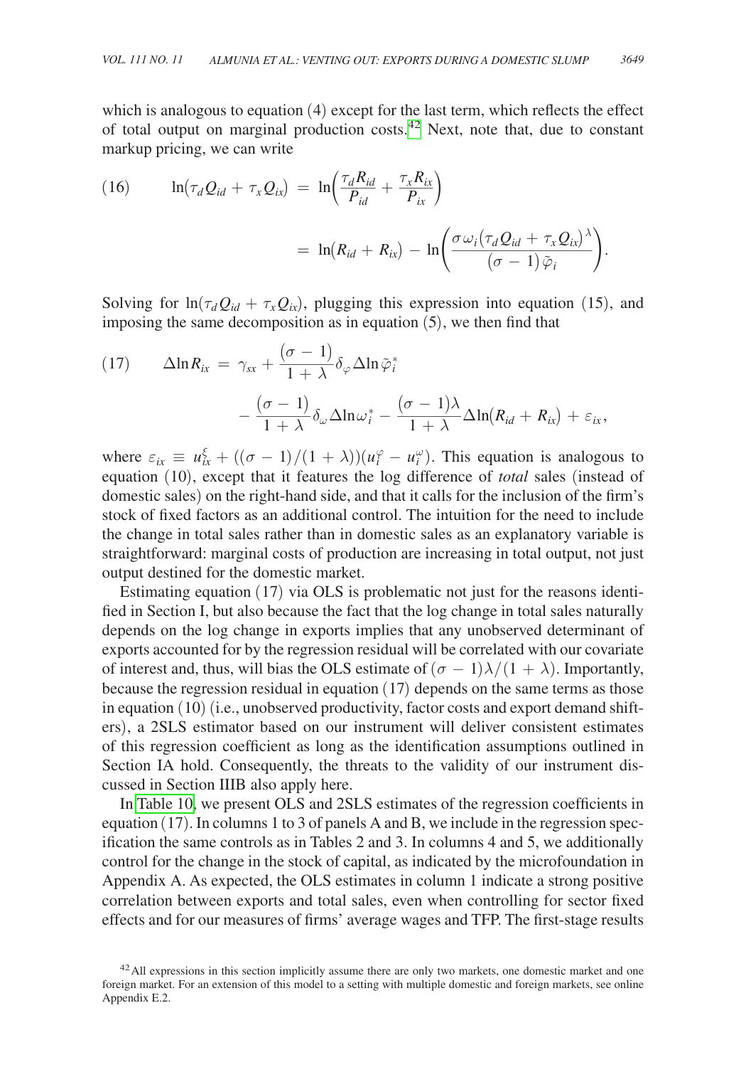which is analogous to equation (4) except for the last term, which reflects the effect of total output on marginal production costs.[42] Next, note that, due to constant markup pricing, we can write

$$
(16) \qquad \ln(\tau_d Q_{id} + \tau_x Q_{ix}) = \ln\left(\frac{\tau_d R_{id}}{P_{id}} + \frac{\tau_x R_{ix}}{P_{ix}}\right)
$$

$$
= \ln(R_{id} + R_{ix}) - \ln\left(\frac{\sigma \omega_i (\tau_d Q_{id} + \tau_x Q_{ix})^{\lambda}}{(\sigma - 1)\tilde{\varphi}_i}\right).
$$

Solving for $\ln(\tau_d Q_{id} + \tau_x Q_{ix})$, plugging this expression into equation (15), and imposing the same decomposition as in equation (5), we then find that

$$
(17) \qquad \Delta \ln R_{ix} = \gamma_{sx} + \frac{(\sigma - 1)}{1 + \lambda}\delta_{\varphi} \Delta \ln \tilde{\varphi}_i^*
$$

$$
- \frac{(\sigma - 1)}{1 + \lambda}\delta_{\omega} \Delta \ln \omega_i^* - \frac{(\sigma - 1)\lambda}{1 + \lambda}\Delta \ln(R_{id} + R_{ix}) + \varepsilon_{ix},
$$

where $\varepsilon_{ix} \equiv u_{ix}^{\xi} + ((\sigma - 1)/(1 + \lambda))(u_i^{\varphi} - u_i^{\omega})$. This equation is analogous to equation (10), except that it features the log difference of *total* sales (instead of domestic sales) on the right-hand side, and that it calls for the inclusion of the firm's stock of fixed factors as an additional control. The intuition for the need to include the change in total sales rather than in domestic sales as an explanatory variable is straightforward: marginal costs of production are increasing in total output, not just output destined for the domestic market.

Estimating equation (17) via OLS is problematic not just for the reasons identified in Section I, but also because the fact that the log change in total sales naturally depends on the log change in exports implies that any unobserved determinant of exports accounted for by the regression residual will be correlated with our covariate of interest and, thus, will bias the OLS estimate of $(\sigma - 1)\lambda/(1 + \lambda)$. Importantly, because the regression residual in equation (17) depends on the same terms as those in equation (10) (i.e., unobserved productivity, factor costs and export demand shifters), a 2SLS estimator based on our instrument will deliver consistent estimates of this regression coefficient as long as the identification assumptions outlined in Section IA hold. Consequently, the threats to the validity of our instrument discussed in Section IIIB also apply here.

In Table 10, we present OLS and 2SLS estimates of the regression coefficients in equation (17). In columns 1 to 3 of panels A and B, we include in the regression specification the same controls as in Tables 2 and 3. In columns 4 and 5, we additionally control for the change in the stock of capital, as indicated by the microfoundation in Appendix A. As expected, the OLS estimates in column 1 indicate a strong positive correlation between exports and total sales, even when controlling for sector fixed effects and for our measures of firms' average wages and TFP. The first-stage results

[42] All expressions in this section implicitly assume there are only two markets, one domestic market and one foreign market. For an extension of this model to a setting with multiple domestic and foreign markets, see online Appendix E.2.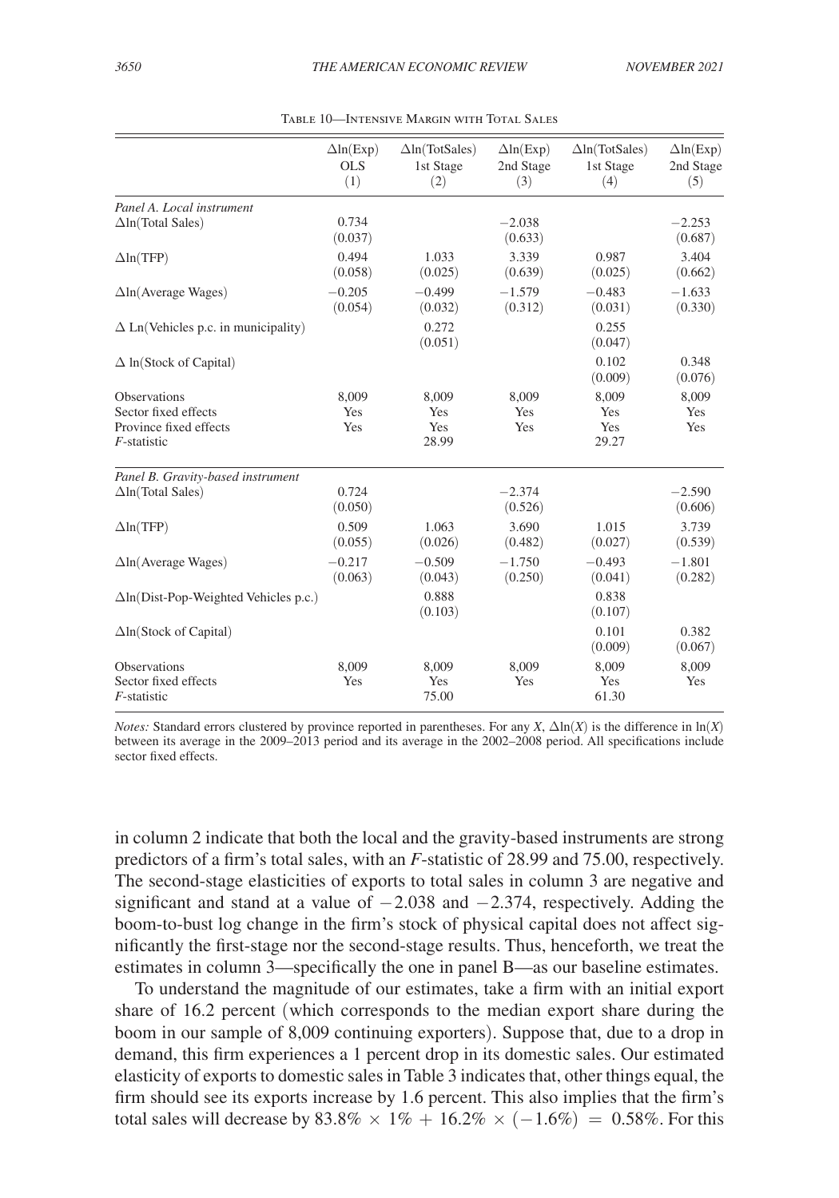Table 10—Intensive Margin with Total Sales

| | $\Delta$ln(Exp) OLS (1) | $\Delta$ln(TotSales) 1st Stage (2) | $\Delta$ln(Exp) 2nd Stage (3) | $\Delta$ln(TotSales) 1st Stage (4) | $\Delta$ln(Exp) 2nd Stage (5) |
|---|---|---|---|---|---|
| *Panel A. Local instrument* | | | | | |
| $\Delta$ln(Total Sales) | 0.734 | | −2.038 | | −2.253 |
| | (0.037) | | (0.633) | | (0.687) |
| $\Delta$ln(TFP) | 0.494 | 1.033 | 3.339 | 0.987 | 3.404 |
| | (0.058) | (0.025) | (0.639) | (0.025) | (0.662) |
| $\Delta$ln(Average Wages) | −0.205 | −0.499 | −1.579 | −0.483 | −1.633 |
| | (0.054) | (0.032) | (0.312) | (0.031) | (0.330) |
| $\Delta$ Ln(Vehicles p.c. in municipality) | | 0.272 | | 0.255 | |
| | | (0.051) | | (0.047) | |
| $\Delta$ ln(Stock of Capital) | | | | 0.102 | 0.348 |
| | | | | (0.009) | (0.076) |
| Observations | 8,009 | 8,009 | 8,009 | 8,009 | 8,009 |
| Sector fixed effects | Yes | Yes | Yes | Yes | Yes |
| Province fixed effects | Yes | Yes | Yes | Yes | Yes |
| *F*-statistic | | 28.99 | | 29.27 | |
| *Panel B. Gravity-based instrument* | | | | | |
| $\Delta$ln(Total Sales) | 0.724 | | −2.374 | | −2.590 |
| | (0.050) | | (0.526) | | (0.606) |
| $\Delta$ln(TFP) | 0.509 | 1.063 | 3.690 | 1.015 | 3.739 |
| | (0.055) | (0.026) | (0.482) | (0.027) | (0.539) |
| $\Delta$ln(Average Wages) | −0.217 | −0.509 | −1.750 | −0.493 | −1.801 |
| | (0.063) | (0.043) | (0.250) | (0.041) | (0.282) |
| $\Delta$ln(Dist-Pop-Weighted Vehicles p.c.) | | 0.888 | | 0.838 | |
| | | (0.103) | | (0.107) | |
| $\Delta$ln(Stock of Capital) | | | | 0.101 | 0.382 |
| | | | | (0.009) | (0.067) |
| Observations | 8,009 | 8,009 | 8,009 | 8,009 | 8,009 |
| Sector fixed effects | Yes | Yes | Yes | Yes | Yes |
| *F*-statistic | | 75.00 | | 61.30 | |

*Notes:* Standard errors clustered by province reported in parentheses. For any $X$, $\Delta \ln(X)$ is the difference in $\ln(X)$ between its average in the 2009–2013 period and its average in the 2002–2008 period. All specifications include sector fixed effects.

in column 2 indicate that both the local and the gravity-based instruments are strong predictors of a firm's total sales, with an *F*-statistic of 28.99 and 75.00, respectively. The second-stage elasticities of exports to total sales in column 3 are negative and significant and stand at a value of $-2.038$ and $-2.374$, respectively. Adding the boom-to-bust log change in the firm's stock of physical capital does not affect significantly the first-stage nor the second-stage results. Thus, henceforth, we treat the estimates in column 3—specifically the one in panel B—as our baseline estimates.

To understand the magnitude of our estimates, take a firm with an initial export share of 16.2 percent (which corresponds to the median export share during the boom in our sample of 8,009 continuing exporters). Suppose that, due to a drop in demand, this firm experiences a 1 percent drop in its domestic sales. Our estimated elasticity of exports to domestic sales in Table 3 indicates that, other things equal, the firm should see its exports increase by 1.6 percent. This also implies that the firm's total sales will decrease by $83.8\% \times 1\% + 16.2\% \times (-1.6\%) = 0.58\%$. For this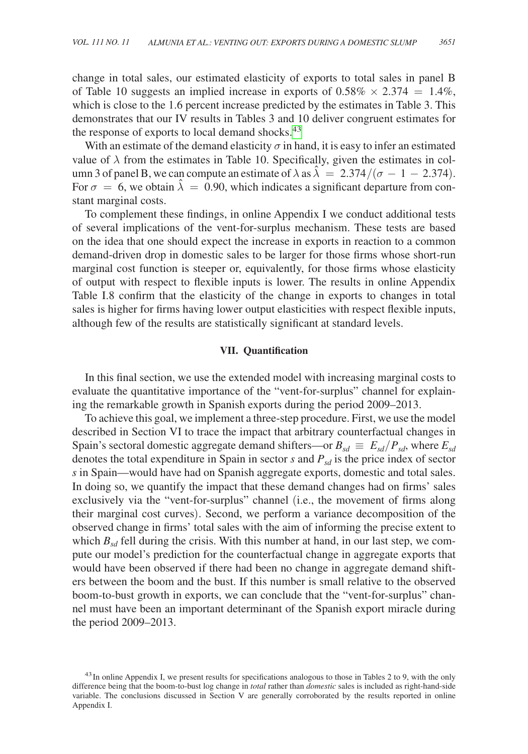change in total sales, our estimated elasticity of exports to total sales in panel B of Table 10 suggests an implied increase in exports of $0.58\% \times 2.374 = 1.4\%$, which is close to the 1.6 percent increase predicted by the estimates in Table 3. This demonstrates that our IV results in Tables 3 and 10 deliver congruent estimates for the response of exports to local demand shocks.[43]

With an estimate of the demand elasticity $\sigma$ in hand, it is easy to infer an estimated value of $\lambda$ from the estimates in Table 10. Specifically, given the estimates in column 3 of panel B, we can compute an estimate of $\lambda$ as $\hat{\lambda} = 2.374/(\sigma - 1 - 2.374)$. For $\sigma = 6$, we obtain $\hat{\lambda} = 0.90$, which indicates a significant departure from constant marginal costs.

To complement these findings, in online Appendix I we conduct additional tests of several implications of the vent-for-surplus mechanism. These tests are based on the idea that one should expect the increase in exports in reaction to a common demand-driven drop in domestic sales to be larger for those firms whose short-run marginal cost function is steeper or, equivalently, for those firms whose elasticity of output with respect to flexible inputs is lower. The results in online Appendix Table I.8 confirm that the elasticity of the change in exports to changes in total sales is higher for firms having lower output elasticities with respect flexible inputs, although few of the results are statistically significant at standard levels.

## VII. Quantification

In this final section, we use the extended model with increasing marginal costs to evaluate the quantitative importance of the "vent-for-surplus" channel for explaining the remarkable growth in Spanish exports during the period 2009–2013.

To achieve this goal, we implement a three-step procedure. First, we use the model described in Section VI to trace the impact that arbitrary counterfactual changes in Spain's sectoral domestic aggregate demand shifters—or $B_{sd} \equiv E_{sd}/P_{sd}$, where $E_{sd}$ denotes the total expenditure in Spain in sector $s$ and $P_{sd}$ is the price index of sector $s$ in Spain—would have had on Spanish aggregate exports, domestic and total sales. In doing so, we quantify the impact that these demand changes had on firms' sales exclusively via the "vent-for-surplus" channel (i.e., the movement of firms along their marginal cost curves). Second, we perform a variance decomposition of the observed change in firms' total sales with the aim of informing the precise extent to which $B_{sd}$ fell during the crisis. With this number at hand, in our last step, we compute our model's prediction for the counterfactual change in aggregate exports that would have been observed if there had been no change in aggregate demand shifters between the boom and the bust. If this number is small relative to the observed boom-to-bust growth in exports, we can conclude that the "vent-for-surplus" channel must have been an important determinant of the Spanish export miracle during the period 2009–2013.

[43] In online Appendix I, we present results for specifications analogous to those in Tables 2 to 9, with the only difference being that the boom-to-bust log change in *total* rather than *domestic* sales is included as right-hand-side variable. The conclusions discussed in Section V are generally corroborated by the results reported in online Appendix I.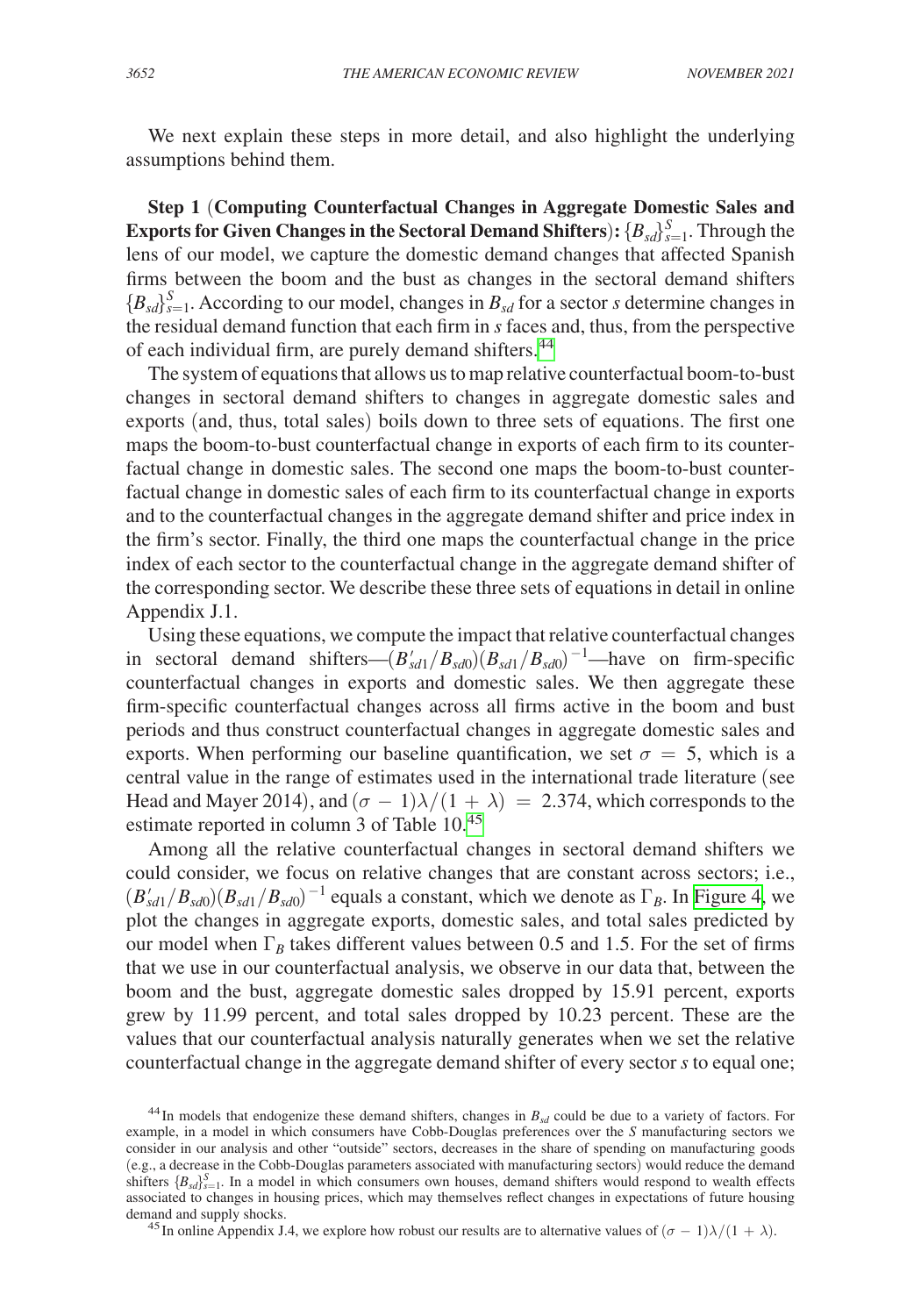We next explain these steps in more detail, and also highlight the underlying assumptions behind them.

**Step 1** (**Computing Counterfactual Changes in Aggregate Domestic Sales and Exports for Given Changes in the Sectoral Demand Shifters**): $\{B_{sd}\}_{s=1}^{S}$. Through the lens of our model, we capture the domestic demand changes that affected Spanish firms between the boom and the bust as changes in the sectoral demand shifters $\{B_{sd}\}_{s=1}^{S}$. According to our model, changes in $B_{sd}$ for a sector $s$ determine changes in the residual demand function that each firm in $s$ faces and, thus, from the perspective of each individual firm, are purely demand shifters.[44]

The system of equations that allows us to map relative counterfactual boom-to-bust changes in sectoral demand shifters to changes in aggregate domestic sales and exports (and, thus, total sales) boils down to three sets of equations. The first one maps the boom-to-bust counterfactual change in exports of each firm to its counterfactual change in domestic sales. The second one maps the boom-to-bust counterfactual change in domestic sales of each firm to its counterfactual change in exports and to the counterfactual changes in the aggregate demand shifter and price index in the firm's sector. Finally, the third one maps the counterfactual change in the price index of each sector to the counterfactual change in the aggregate demand shifter of the corresponding sector. We describe these three sets of equations in detail in online Appendix J.1.

Using these equations, we compute the impact that relative counterfactual changes in sectoral demand shifters—$(B'_{sd1}/B_{sd0})(B_{sd1}/B_{sd0})^{-1}$—have on firm-specific counterfactual changes in exports and domestic sales. We then aggregate these firm-specific counterfactual changes across all firms active in the boom and bust periods and thus construct counterfactual changes in aggregate domestic sales and exports. When performing our baseline quantification, we set $\sigma = 5$, which is a central value in the range of estimates used in the international trade literature (see Head and Mayer 2014), and $(\sigma - 1)\lambda/(1 + \lambda) = 2.374$, which corresponds to the estimate reported in column 3 of Table 10.[45]

Among all the relative counterfactual changes in sectoral demand shifters we could consider, we focus on relative changes that are constant across sectors; i.e., $(B'_{sd1}/B_{sd0})(B_{sd1}/B_{sd0})^{-1}$ equals a constant, which we denote as $\Gamma_B$. In Figure 4, we plot the changes in aggregate exports, domestic sales, and total sales predicted by our model when $\Gamma_B$ takes different values between 0.5 and 1.5. For the set of firms that we use in our counterfactual analysis, we observe in our data that, between the boom and the bust, aggregate domestic sales dropped by 15.91 percent, exports grew by 11.99 percent, and total sales dropped by 10.23 percent. These are the values that our counterfactual analysis naturally generates when we set the relative counterfactual change in the aggregate demand shifter of every sector $s$ to equal one;

[44] In models that endogenize these demand shifters, changes in $B_{sd}$ could be due to a variety of factors. For example, in a model in which consumers have Cobb-Douglas preferences over the $S$ manufacturing sectors we consider in our analysis and other "outside" sectors, decreases in the share of spending on manufacturing goods (e.g., a decrease in the Cobb-Douglas parameters associated with manufacturing sectors) would reduce the demand shifters $\{B_{sd}\}_{s=1}^{S}$. In a model in which consumers own houses, demand shifters would respond to wealth effects associated to changes in housing prices, which may themselves reflect changes in expectations of future housing demand and supply shocks.

[45] In online Appendix J.4, we explore how robust our results are to alternative values of $(\sigma - 1)\lambda/(1 + \lambda)$.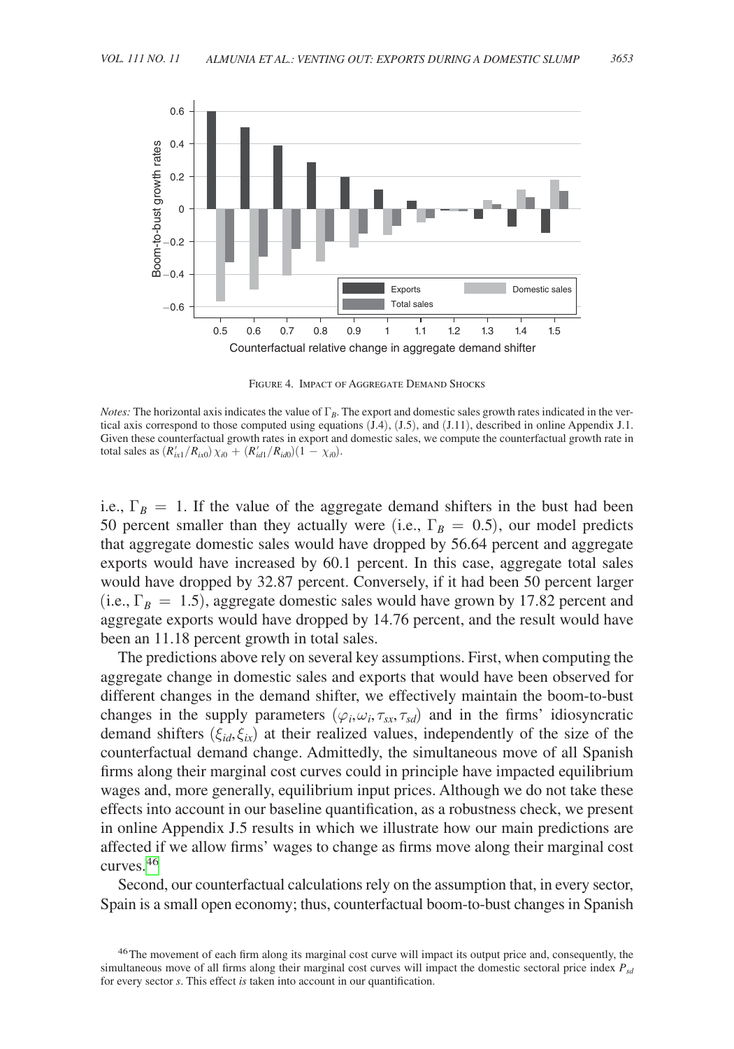0.6
0.4
0.2
0
−0.2
−0.4
−0.6

Boom-to-bust growth rates

Exports
Domestic sales
Total sales

0.5 0.6 0.7 0.8 0.9 1 1.1 1.2 1.3 1.4 1.5

Counterfactual relative change in aggregate demand shifter

Figure 4. Impact of Aggregate Demand Shocks

*Notes:* The horizontal axis indicates the value of $\Gamma_B$. The export and domestic sales growth rates indicated in the vertical axis correspond to those computed using equations (J.4), (J.5), and (J.11), described in online Appendix J.1. Given these counterfactual growth rates in export and domestic sales, we compute the counterfactual growth rate in total sales as $(R'_{ix1}/R_{ix0})\chi_{i0} + (R'_{id1}/R_{id0})(1-\chi_{i0})$.

i.e., $\Gamma_B = 1$. If the value of the aggregate demand shifters in the bust had been 50 percent smaller than they actually were (i.e., $\Gamma_B = 0.5$), our model predicts that aggregate domestic sales would have dropped by 56.64 percent and aggregate exports would have increased by 60.1 percent. In this case, aggregate total sales would have dropped by 32.87 percent. Conversely, if it had been 50 percent larger (i.e., $\Gamma_B = 1.5$), aggregate domestic sales would have grown by 17.82 percent and aggregate exports would have dropped by 14.76 percent, and the result would have been an 11.18 percent growth in total sales.

The predictions above rely on several key assumptions. First, when computing the aggregate change in domestic sales and exports that would have been observed for different changes in the demand shifter, we effectively maintain the boom-to-bust changes in the supply parameters $(\varphi_i, \omega_i, \tau_{sx}, \tau_{sd})$ and in the firms' idiosyncratic demand shifters $(\xi_{id}, \xi_{ix})$ at their realized values, independently of the size of the counterfactual demand change. Admittedly, the simultaneous move of all Spanish firms along their marginal cost curves could in principle have impacted equilibrium wages and, more generally, equilibrium input prices. Although we do not take these effects into account in our baseline quantification, as a robustness check, we present in online Appendix J.5 results in which we illustrate how our main predictions are affected if we allow firms' wages to change as firms move along their marginal cost curves.[46]

Second, our counterfactual calculations rely on the assumption that, in every sector, Spain is a small open economy; thus, counterfactual boom-to-bust changes in Spanish

[46] The movement of each firm along its marginal cost curve will impact its output price and, consequently, the simultaneous move of all firms along their marginal cost curves will impact the domestic sectoral price index $P_{sd}$ for every sector $s$. This effect *is* taken into account in our quantification.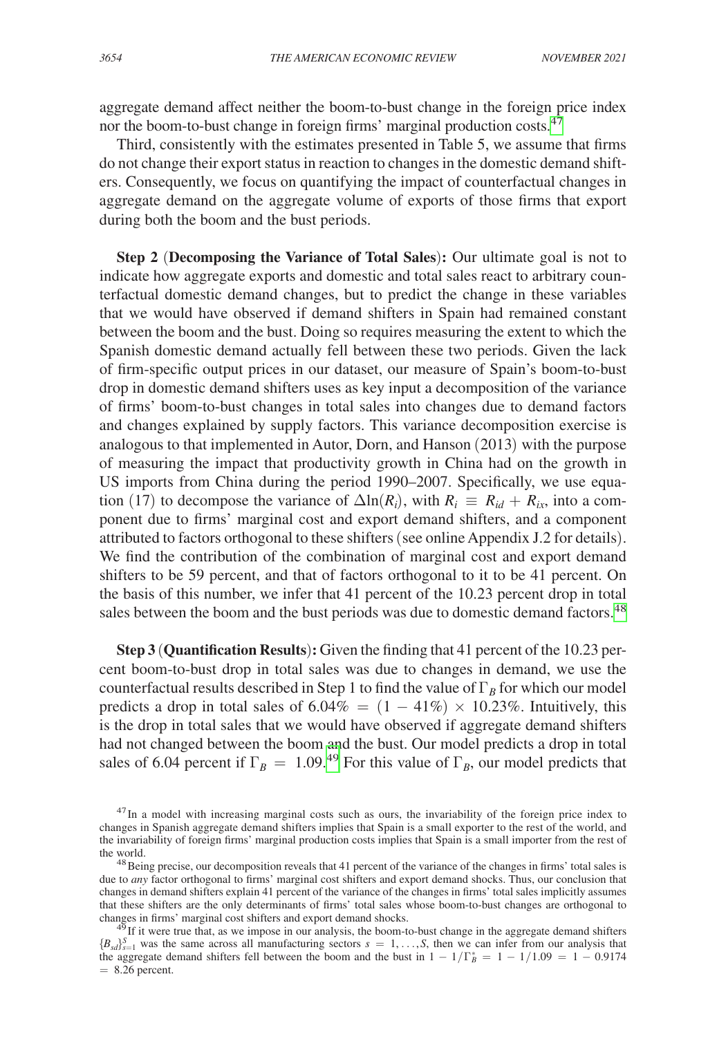aggregate demand affect neither the boom-to-bust change in the foreign price index nor the boom-to-bust change in foreign firms' marginal production costs.[47]

Third, consistently with the estimates presented in Table 5, we assume that firms do not change their export status in reaction to changes in the domestic demand shifters. Consequently, we focus on quantifying the impact of counterfactual changes in aggregate demand on the aggregate volume of exports of those firms that export during both the boom and the bust periods.

**Step 2** (**Decomposing the Variance of Total Sales**)**:** Our ultimate goal is not to indicate how aggregate exports and domestic and total sales react to arbitrary counterfactual domestic demand changes, but to predict the change in these variables that we would have observed if demand shifters in Spain had remained constant between the boom and the bust. Doing so requires measuring the extent to which the Spanish domestic demand actually fell between these two periods. Given the lack of firm-specific output prices in our dataset, our measure of Spain's boom-to-bust drop in domestic demand shifters uses as key input a decomposition of the variance of firms' boom-to-bust changes in total sales into changes due to demand factors and changes explained by supply factors. This variance decomposition exercise is analogous to that implemented in Autor, Dorn, and Hanson (2013) with the purpose of measuring the impact that productivity growth in China had on the growth in US imports from China during the period 1990–2007. Specifically, we use equation (17) to decompose the variance of $\Delta \ln(R_i)$, with $R_i \equiv R_{id} + R_{ix}$, into a component due to firms' marginal cost and export demand shifters, and a component attributed to factors orthogonal to these shifters (see online Appendix J.2 for details). We find the contribution of the combination of marginal cost and export demand shifters to be 59 percent, and that of factors orthogonal to it to be 41 percent. On the basis of this number, we infer that 41 percent of the 10.23 percent drop in total sales between the boom and the bust periods was due to domestic demand factors.[48]

**Step 3** (**Quantification Results**)**:** Given the finding that 41 percent of the 10.23 percent boom-to-bust drop in total sales was due to changes in demand, we use the counterfactual results described in Step 1 to find the value of $\Gamma_B$ for which our model predicts a drop in total sales of $6.04\% = (1 - 41\%) \times 10.23\%$. Intuitively, this is the drop in total sales that we would have observed if aggregate demand shifters had not changed between the boom and the bust. Our model predicts a drop in total sales of 6.04 percent if $\Gamma_B = 1.09$.[49] For this value of $\Gamma_B$, our model predicts that

[47] In a model with increasing marginal costs such as ours, the invariability of the foreign price index to changes in Spanish aggregate demand shifters implies that Spain is a small exporter to the rest of the world, and the invariability of foreign firms' marginal production costs implies that Spain is a small importer from the rest of the world.

[48] Being precise, our decomposition reveals that 41 percent of the variance of the changes in firms' total sales is due to *any* factor orthogonal to firms' marginal cost shifters and export demand shocks. Thus, our conclusion that changes in demand shifters explain 41 percent of the variance of the changes in firms' total sales implicitly assumes that these shifters are the only determinants of firms' total sales whose boom-to-bust changes are orthogonal to changes in firms' marginal cost shifters and export demand shocks.

[49] If it were true that, as we impose in our analysis, the boom-to-bust change in the aggregate demand shifters $\{B_{sd}\}_{s=1}^{S}$ was the same across all manufacturing sectors $s = 1, \ldots, S$, then we can infer from our analysis that the aggregate demand shifters fell between the boom and the bust in $1 - 1/\Gamma_B^* = 1 - 1/1.09 = 1 - 0.9174 = 8.26$ percent.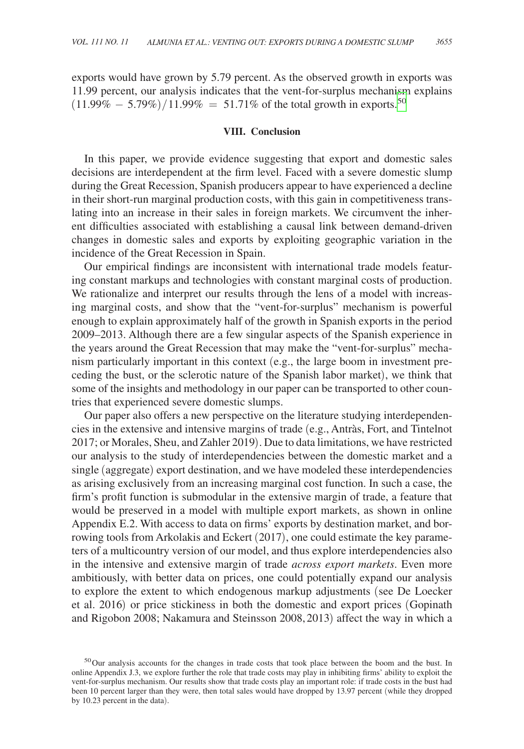exports would have grown by 5.79 percent. As the observed growth in exports was 11.99 percent, our analysis indicates that the vent-for-surplus mechanism explains $(11.99\% - 5.79\%)/11.99\% = 51.71\%$ of the total growth in exports.[50]

## VIII. Conclusion

In this paper, we provide evidence suggesting that export and domestic sales decisions are interdependent at the firm level. Faced with a severe domestic slump during the Great Recession, Spanish producers appear to have experienced a decline in their short-run marginal production costs, with this gain in competitiveness translating into an increase in their sales in foreign markets. We circumvent the inherent difficulties associated with establishing a causal link between demand-driven changes in domestic sales and exports by exploiting geographic variation in the incidence of the Great Recession in Spain.

Our empirical findings are inconsistent with international trade models featuring constant markups and technologies with constant marginal costs of production. We rationalize and interpret our results through the lens of a model with increasing marginal costs, and show that the "vent-for-surplus" mechanism is powerful enough to explain approximately half of the growth in Spanish exports in the period 2009–2013. Although there are a few singular aspects of the Spanish experience in the years around the Great Recession that may make the "vent-for-surplus" mechanism particularly important in this context (e.g., the large boom in investment preceding the bust, or the sclerotic nature of the Spanish labor market), we think that some of the insights and methodology in our paper can be transported to other countries that experienced severe domestic slumps.

Our paper also offers a new perspective on the literature studying interdependencies in the extensive and intensive margins of trade (e.g., Antràs, Fort, and Tintelnot 2017; or Morales, Sheu, and Zahler 2019). Due to data limitations, we have restricted our analysis to the study of interdependencies between the domestic market and a single (aggregate) export destination, and we have modeled these interdependencies as arising exclusively from an increasing marginal cost function. In such a case, the firm's profit function is submodular in the extensive margin of trade, a feature that would be preserved in a model with multiple export markets, as shown in online Appendix E.2. With access to data on firms' exports by destination market, and borrowing tools from Arkolakis and Eckert (2017), one could estimate the key parameters of a multicountry version of our model, and thus explore interdependencies also in the intensive and extensive margin of trade *across export markets*. Even more ambitiously, with better data on prices, one could potentially expand our analysis to explore the extent to which endogenous markup adjustments (see De Loecker et al. 2016) or price stickiness in both the domestic and export prices (Gopinath and Rigobon 2008; Nakamura and Steinsson 2008, 2013) affect the way in which a

[50] Our analysis accounts for the changes in trade costs that took place between the boom and the bust. In online Appendix J.3, we explore further the role that trade costs may play in inhibiting firms' ability to exploit the vent-for-surplus mechanism. Our results show that trade costs play an important role: if trade costs in the bust had been 10 percent larger than they were, then total sales would have dropped by 13.97 percent (while they dropped by 10.23 percent in the data).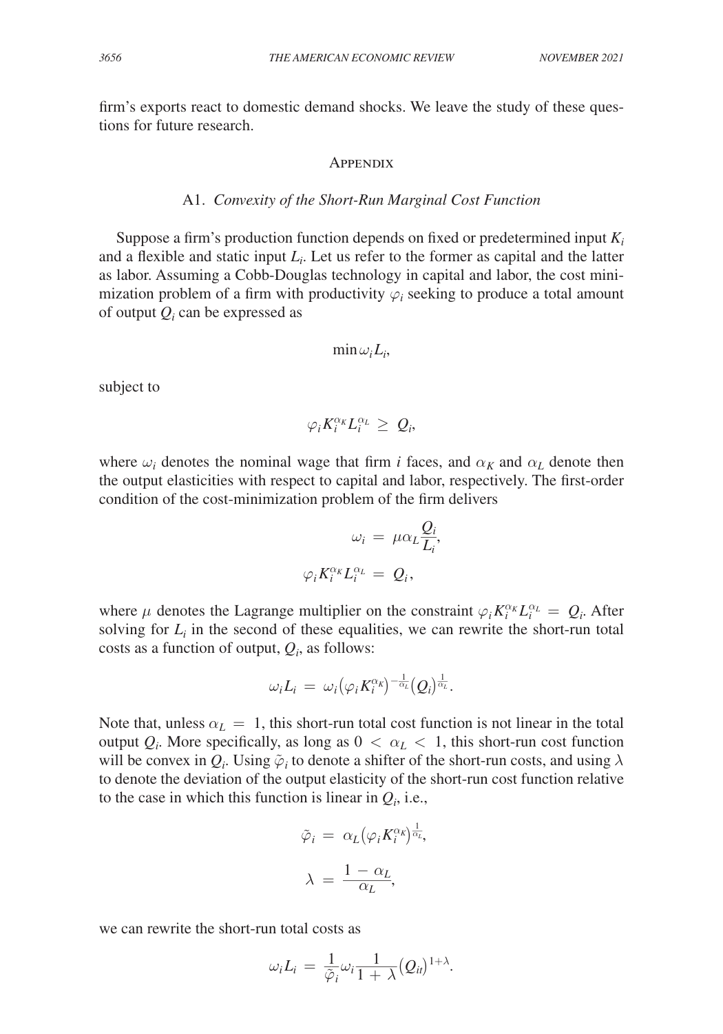firm's exports react to domestic demand shocks. We leave the study of these questions for future research.

## Appendix

### A1. *Convexity of the Short-Run Marginal Cost Function*

Suppose a firm's production function depends on fixed or predetermined input $K_i$ and a flexible and static input $L_i$. Let us refer to the former as capital and the latter as labor. Assuming a Cobb-Douglas technology in capital and labor, the cost minimization problem of a firm with productivity $\varphi_i$ seeking to produce a total amount of output $Q_i$ can be expressed as

$$\min \omega_i L_i,$$

subject to

$$\varphi_i K_i^{\alpha_K} L_i^{\alpha_L} \geq Q_i,$$

where $\omega_i$ denotes the nominal wage that firm *i* faces, and $\alpha_K$ and $\alpha_L$ denote then the output elasticities with respect to capital and labor, respectively. The first-order condition of the cost-minimization problem of the firm delivers

$$\omega_i = \mu \alpha_L \frac{Q_i}{L_i},$$

$$\varphi_i K_i^{\alpha_K} L_i^{\alpha_L} = Q_i,$$

where $\mu$ denotes the Lagrange multiplier on the constraint $\varphi_i K_i^{\alpha_K} L_i^{\alpha_L} = Q_i$. After solving for $L_i$ in the second of these equalities, we can rewrite the short-run total costs as a function of output, $Q_i$, as follows:

$$\omega_i L_i = \omega_i \left(\varphi_i K_i^{\alpha_K}\right)^{-\frac{1}{\alpha_L}} \left(Q_i\right)^{\frac{1}{\alpha_L}}.$$

Note that, unless $\alpha_L = 1$, this short-run total cost function is not linear in the total output $Q_i$. More specifically, as long as $0 < \alpha_L < 1$, this short-run cost function will be convex in $Q_i$. Using $\tilde{\varphi}_i$ to denote a shifter of the short-run costs, and using $\lambda$ to denote the deviation of the output elasticity of the short-run cost function relative to the case in which this function is linear in $Q_i$, i.e.,

$$\tilde{\varphi}_i = \alpha_L \left(\varphi_i K_i^{\alpha_K}\right)^{\frac{1}{\alpha_L}},$$

$$\lambda = \frac{1 - \alpha_L}{\alpha_L},$$

we can rewrite the short-run total costs as

$$\omega_i L_i = \frac{1}{\tilde{\varphi}_i} \omega_i \frac{1}{1 + \lambda} \left(Q_{it}\right)^{1+\lambda}.$$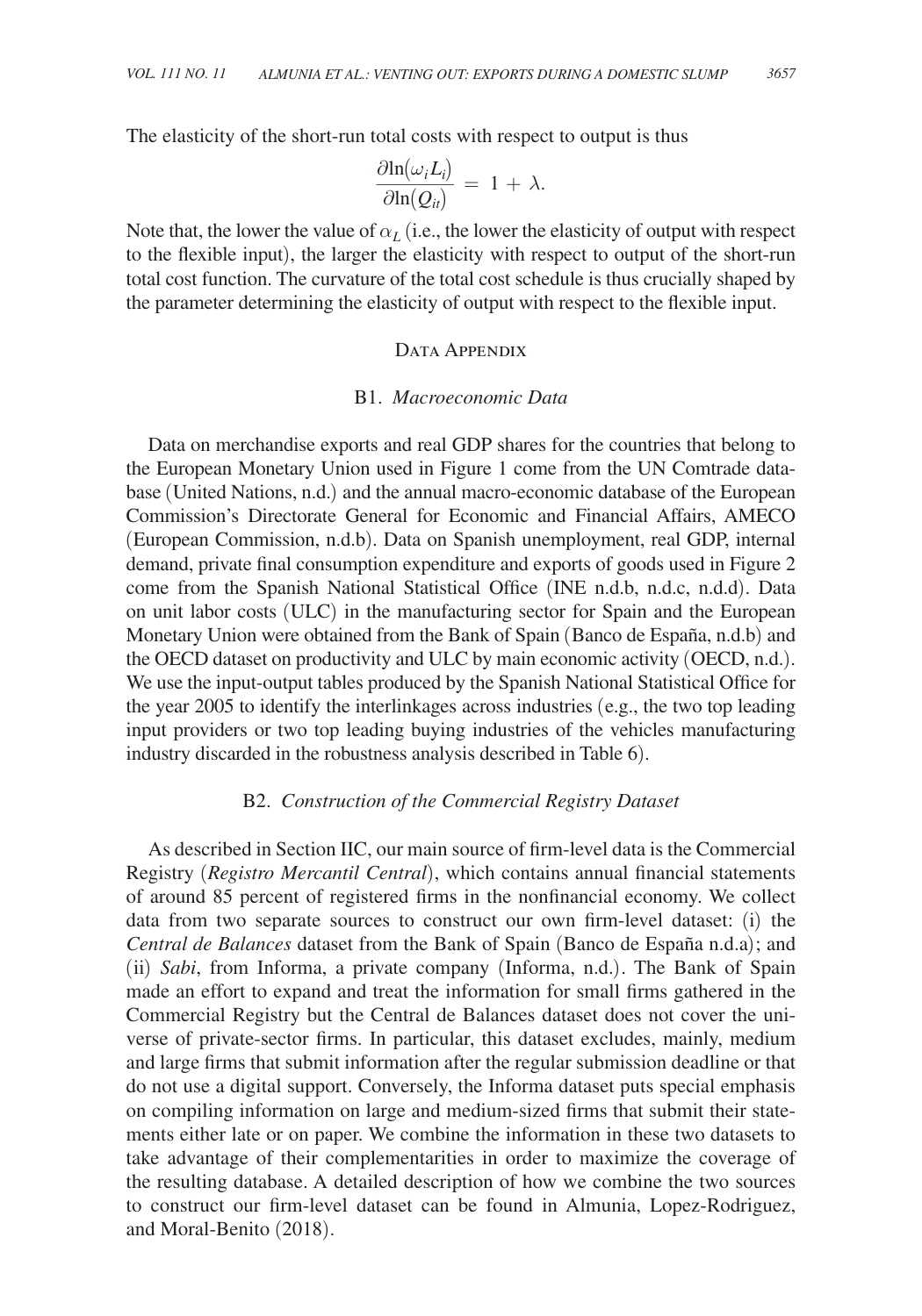The elasticity of the short-run total costs with respect to output is thus

$$\frac{\partial \ln(\omega_i L_i)}{\partial \ln(Q_{it})} = 1 + \lambda.$$

Note that, the lower the value of $\alpha_L$ (i.e., the lower the elasticity of output with respect to the flexible input), the larger the elasticity with respect to output of the short-run total cost function. The curvature of the total cost schedule is thus crucially shaped by the parameter determining the elasticity of output with respect to the flexible input.

## Data Appendix

### B1. *Macroeconomic Data*

Data on merchandise exports and real GDP shares for the countries that belong to the European Monetary Union used in Figure 1 come from the UN Comtrade database (United Nations, n.d.) and the annual macro-economic database of the European Commission's Directorate General for Economic and Financial Affairs, AMECO (European Commission, n.d.b). Data on Spanish unemployment, real GDP, internal demand, private final consumption expenditure and exports of goods used in Figure 2 come from the Spanish National Statistical Office (INE n.d.b, n.d.c, n.d.d). Data on unit labor costs (ULC) in the manufacturing sector for Spain and the European Monetary Union were obtained from the Bank of Spain (Banco de España, n.d.b) and the OECD dataset on productivity and ULC by main economic activity (OECD, n.d.). We use the input-output tables produced by the Spanish National Statistical Office for the year 2005 to identify the interlinkages across industries (e.g., the two top leading input providers or two top leading buying industries of the vehicles manufacturing industry discarded in the robustness analysis described in Table 6).

### B2. *Construction of the Commercial Registry Dataset*

As described in Section IIC, our main source of firm-level data is the Commercial Registry (*Registro Mercantil Central*), which contains annual financial statements of around 85 percent of registered firms in the nonfinancial economy. We collect data from two separate sources to construct our own firm-level dataset: (i) the *Central de Balances* dataset from the Bank of Spain (Banco de España n.d.a); and (ii) *Sabi*, from Informa, a private company (Informa, n.d.). The Bank of Spain made an effort to expand and treat the information for small firms gathered in the Commercial Registry but the Central de Balances dataset does not cover the universe of private-sector firms. In particular, this dataset excludes, mainly, medium and large firms that submit information after the regular submission deadline or that do not use a digital support. Conversely, the Informa dataset puts special emphasis on compiling information on large and medium-sized firms that submit their statements either late or on paper. We combine the information in these two datasets to take advantage of their complementarities in order to maximize the coverage of the resulting database. A detailed description of how we combine the two sources to construct our firm-level dataset can be found in Almunia, Lopez-Rodriguez, and Moral-Benito (2018).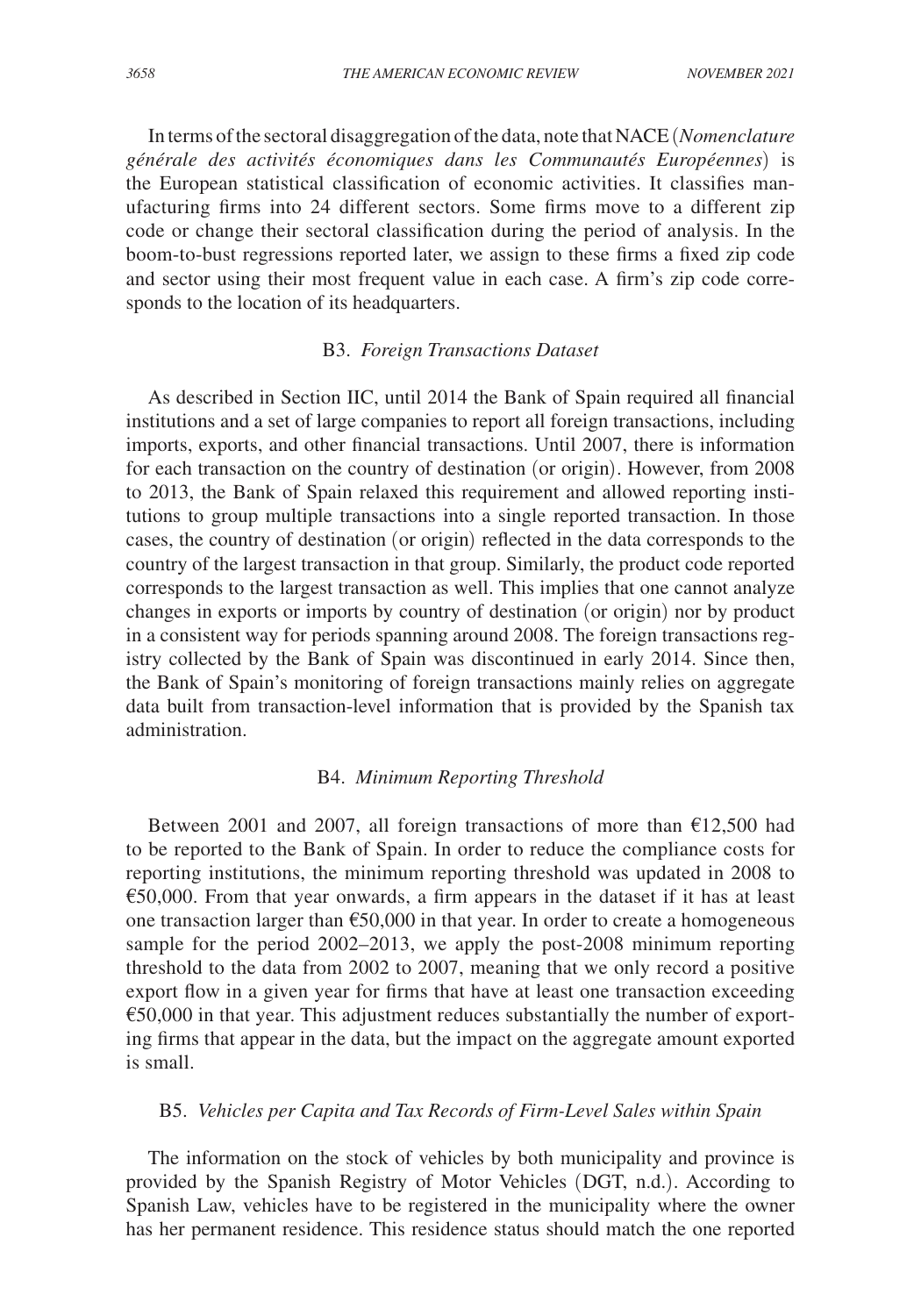In terms of the sectoral disaggregation of the data, note that NACE (*Nomenclature générale des activités économiques dans les Communautés Européennes*) is the European statistical classification of economic activities. It classifies manufacturing firms into 24 different sectors. Some firms move to a different zip code or change their sectoral classification during the period of analysis. In the boom-to-bust regressions reported later, we assign to these firms a fixed zip code and sector using their most frequent value in each case. A firm's zip code corresponds to the location of its headquarters.

### B3. *Foreign Transactions Dataset*

As described in Section IIC, until 2014 the Bank of Spain required all financial institutions and a set of large companies to report all foreign transactions, including imports, exports, and other financial transactions. Until 2007, there is information for each transaction on the country of destination (or origin). However, from 2008 to 2013, the Bank of Spain relaxed this requirement and allowed reporting institutions to group multiple transactions into a single reported transaction. In those cases, the country of destination (or origin) reflected in the data corresponds to the country of the largest transaction in that group. Similarly, the product code reported corresponds to the largest transaction as well. This implies that one cannot analyze changes in exports or imports by country of destination (or origin) nor by product in a consistent way for periods spanning around 2008. The foreign transactions registry collected by the Bank of Spain was discontinued in early 2014. Since then, the Bank of Spain's monitoring of foreign transactions mainly relies on aggregate data built from transaction-level information that is provided by the Spanish tax administration.

### B4. *Minimum Reporting Threshold*

Between 2001 and 2007, all foreign transactions of more than €12,500 had to be reported to the Bank of Spain. In order to reduce the compliance costs for reporting institutions, the minimum reporting threshold was updated in 2008 to €50,000. From that year onwards, a firm appears in the dataset if it has at least one transaction larger than €50,000 in that year. In order to create a homogeneous sample for the period 2002–2013, we apply the post-2008 minimum reporting threshold to the data from 2002 to 2007, meaning that we only record a positive export flow in a given year for firms that have at least one transaction exceeding €50,000 in that year. This adjustment reduces substantially the number of exporting firms that appear in the data, but the impact on the aggregate amount exported is small.

### B5. *Vehicles per Capita and Tax Records of Firm-Level Sales within Spain*

The information on the stock of vehicles by both municipality and province is provided by the Spanish Registry of Motor Vehicles (DGT, n.d.). According to Spanish Law, vehicles have to be registered in the municipality where the owner has her permanent residence. This residence status should match the one reported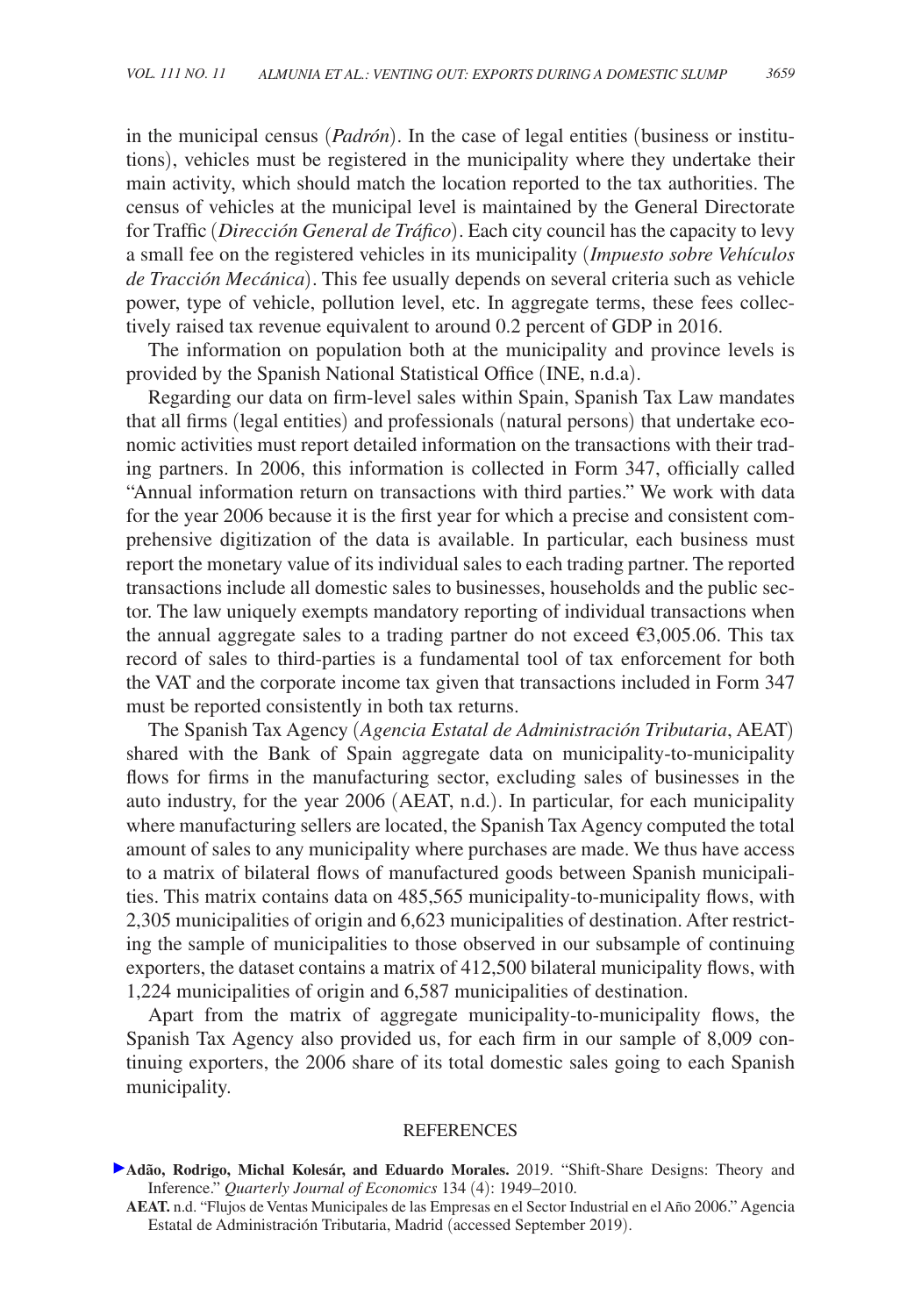in the municipal census (*Padrón*). In the case of legal entities (business or institutions), vehicles must be registered in the municipality where they undertake their main activity, which should match the location reported to the tax authorities. The census of vehicles at the municipal level is maintained by the General Directorate for Traffic (*Dirección General de Tráfico*). Each city council has the capacity to levy a small fee on the registered vehicles in its municipality (*Impuesto sobre Vehículos de Tracción Mecánica*). This fee usually depends on several criteria such as vehicle power, type of vehicle, pollution level, etc. In aggregate terms, these fees collectively raised tax revenue equivalent to around 0.2 percent of GDP in 2016.

The information on population both at the municipality and province levels is provided by the Spanish National Statistical Office (INE, n.d.a).

Regarding our data on firm-level sales within Spain, Spanish Tax Law mandates that all firms (legal entities) and professionals (natural persons) that undertake economic activities must report detailed information on the transactions with their trading partners. In 2006, this information is collected in Form 347, officially called "Annual information return on transactions with third parties." We work with data for the year 2006 because it is the first year for which a precise and consistent comprehensive digitization of the data is available. In particular, each business must report the monetary value of its individual sales to each trading partner. The reported transactions include all domestic sales to businesses, households and the public sector. The law uniquely exempts mandatory reporting of individual transactions when the annual aggregate sales to a trading partner do not exceed €3,005.06. This tax record of sales to third-parties is a fundamental tool of tax enforcement for both the VAT and the corporate income tax given that transactions included in Form 347 must be reported consistently in both tax returns.

The Spanish Tax Agency (*Agencia Estatal de Administración Tributaria*, AEAT) shared with the Bank of Spain aggregate data on municipality-to-municipality flows for firms in the manufacturing sector, excluding sales of businesses in the auto industry, for the year 2006 (AEAT, n.d.). In particular, for each municipality where manufacturing sellers are located, the Spanish Tax Agency computed the total amount of sales to any municipality where purchases are made. We thus have access to a matrix of bilateral flows of manufactured goods between Spanish municipalities. This matrix contains data on 485,565 municipality-to-municipality flows, with 2,305 municipalities of origin and 6,623 municipalities of destination. After restricting the sample of municipalities to those observed in our subsample of continuing exporters, the dataset contains a matrix of 412,500 bilateral municipality flows, with 1,224 municipalities of origin and 6,587 municipalities of destination.

Apart from the matrix of aggregate municipality-to-municipality flows, the Spanish Tax Agency also provided us, for each firm in our sample of 8,009 continuing exporters, the 2006 share of its total domestic sales going to each Spanish municipality.

## REFERENCES

**Adão, Rodrigo, Michal Kolesár, and Eduardo Morales.** 2019. "Shift-Share Designs: Theory and Inference." *Quarterly Journal of Economics* 134 (4): 1949–2010.

**AEAT.** n.d. "Flujos de Ventas Municipales de las Empresas en el Sector Industrial en el Año 2006." Agencia Estatal de Administración Tributaria, Madrid (accessed September 2019).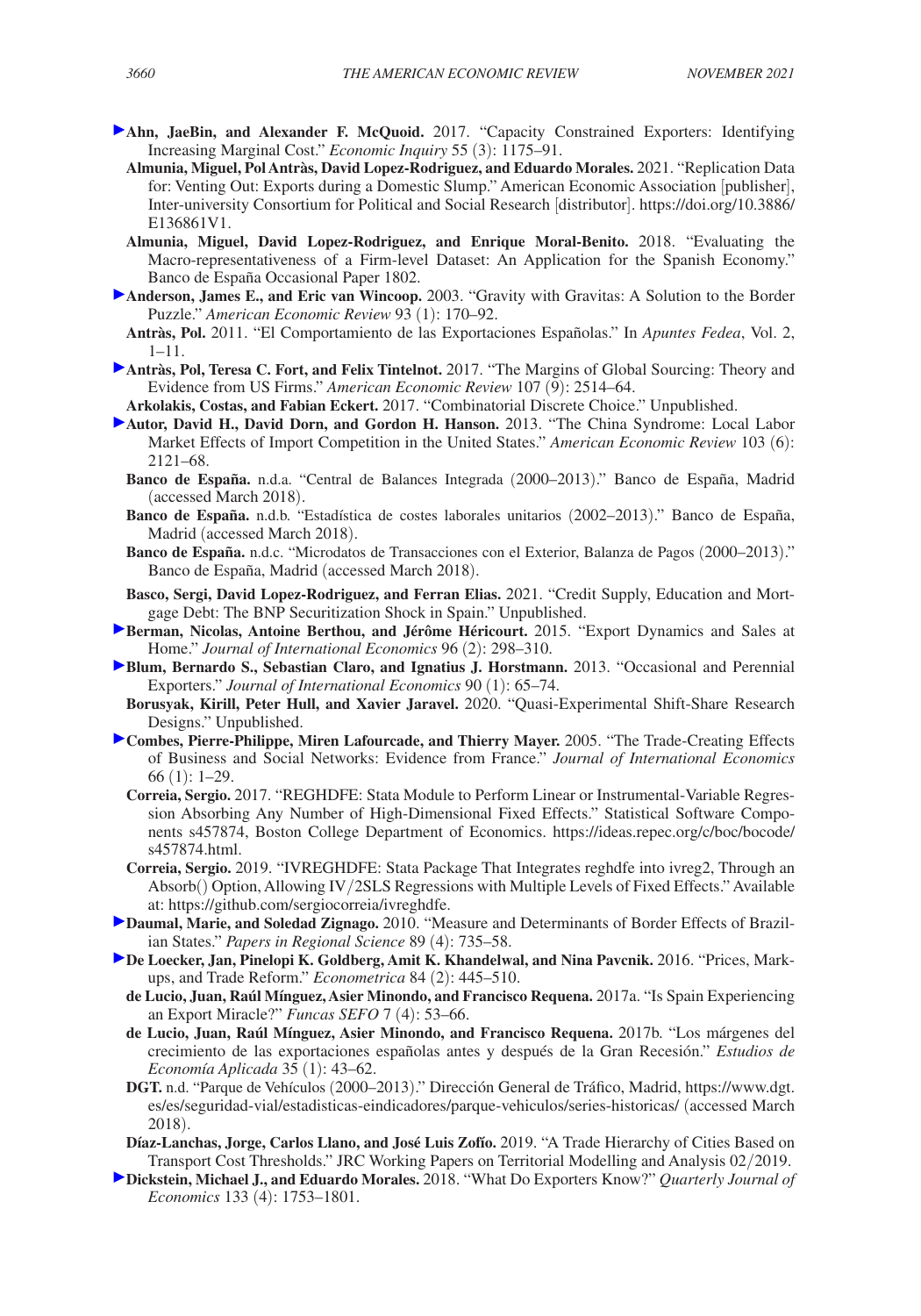**Ahn, JaeBin, and Alexander F. McQuoid.** 2017. "Capacity Constrained Exporters: Identifying Increasing Marginal Cost." *Economic Inquiry* 55 (3): 1175–91.

**Almunia, Miguel, Pol Antràs, David Lopez-Rodriguez, and Eduardo Morales.** 2021. "Replication Data for: Venting Out: Exports during a Domestic Slump." American Economic Association [publisher], Inter-university Consortium for Political and Social Research [distributor]. https://doi.org/10.3886/E136861V1.

**Almunia, Miguel, David Lopez-Rodriguez, and Enrique Moral-Benito.** 2018. "Evaluating the Macro-representativeness of a Firm-level Dataset: An Application for the Spanish Economy." Banco de España Occasional Paper 1802.

**Anderson, James E., and Eric van Wincoop.** 2003. "Gravity with Gravitas: A Solution to the Border Puzzle." *American Economic Review* 93 (1): 170–92.

**Antràs, Pol.** 2011. "El Comportamiento de las Exportaciones Españolas." In *Apuntes Fedea*, Vol. 2, 1–11.

**Antràs, Pol, Teresa C. Fort, and Felix Tintelnot.** 2017. "The Margins of Global Sourcing: Theory and Evidence from US Firms." *American Economic Review* 107 (9): 2514–64.

**Arkolakis, Costas, and Fabian Eckert.** 2017. "Combinatorial Discrete Choice." Unpublished.

**Autor, David H., David Dorn, and Gordon H. Hanson.** 2013. "The China Syndrome: Local Labor Market Effects of Import Competition in the United States." *American Economic Review* 103 (6): 2121–68.

**Banco de España.** n.d.a. "Central de Balances Integrada (2000–2013)." Banco de España, Madrid (accessed March 2018).

**Banco de España.** n.d.b. "Estadística de costes laborales unitarios (2002–2013)." Banco de España, Madrid (accessed March 2018).

**Banco de España.** n.d.c. "Microdatos de Transacciones con el Exterior, Balanza de Pagos (2000–2013)." Banco de España, Madrid (accessed March 2018).

**Basco, Sergi, David Lopez-Rodriguez, and Ferran Elias.** 2021. "Credit Supply, Education and Mortgage Debt: The BNP Securitization Shock in Spain." Unpublished.

**Berman, Nicolas, Antoine Berthou, and Jérôme Héricourt.** 2015. "Export Dynamics and Sales at Home." *Journal of International Economics* 96 (2): 298–310.

**Blum, Bernardo S., Sebastian Claro, and Ignatius J. Horstmann.** 2013. "Occasional and Perennial Exporters." *Journal of International Economics* 90 (1): 65–74.

**Borusyak, Kirill, Peter Hull, and Xavier Jaravel.** 2020. "Quasi-Experimental Shift-Share Research Designs." Unpublished.

**Combes, Pierre-Philippe, Miren Lafourcade, and Thierry Mayer.** 2005. "The Trade-Creating Effects of Business and Social Networks: Evidence from France." *Journal of International Economics* 66 (1): 1–29.

**Correia, Sergio.** 2017. "REGHDFE: Stata Module to Perform Linear or Instrumental-Variable Regression Absorbing Any Number of High-Dimensional Fixed Effects." Statistical Software Components s457874, Boston College Department of Economics. https://ideas.repec.org/c/boc/bocode/s457874.html.

**Correia, Sergio.** 2019. "IVREGHDFE: Stata Package That Integrates reghdfe into ivreg2, Through an Absorb() Option, Allowing IV/2SLS Regressions with Multiple Levels of Fixed Effects." Available at: https://github.com/sergiocorreia/ivreghdfe.

**Daumal, Marie, and Soledad Zignago.** 2010. "Measure and Determinants of Border Effects of Brazilian States." *Papers in Regional Science* 89 (4): 735–58.

**De Loecker, Jan, Pinelopi K. Goldberg, Amit K. Khandelwal, and Nina Pavcnik.** 2016. "Prices, Markups, and Trade Reform." *Econometrica* 84 (2): 445–510.

**de Lucio, Juan, Raúl Mínguez, Asier Minondo, and Francisco Requena.** 2017a. "Is Spain Experiencing an Export Miracle?" *Funcas SEFO* 7 (4): 53–66.

**de Lucio, Juan, Raúl Mínguez, Asier Minondo, and Francisco Requena.** 2017b. "Los márgenes del crecimiento de las exportaciones españolas antes y después de la Gran Recesión." *Estudios de Economía Aplicada* 35 (1): 43–62.

**DGT.** n.d. "Parque de Vehículos (2000–2013)." Dirección General de Tráfico, Madrid, https://www.dgt.es/es/seguridad-vial/estadisticas-eindicadores/parque-vehiculos/series-historicas/ (accessed March 2018).

**Díaz-Lanchas, Jorge, Carlos Llano, and José Luis Zofío.** 2019. "A Trade Hierarchy of Cities Based on Transport Cost Thresholds." JRC Working Papers on Territorial Modelling and Analysis 02/2019.

**Dickstein, Michael J., and Eduardo Morales.** 2018. "What Do Exporters Know?" *Quarterly Journal of Economics* 133 (4): 1753–1801.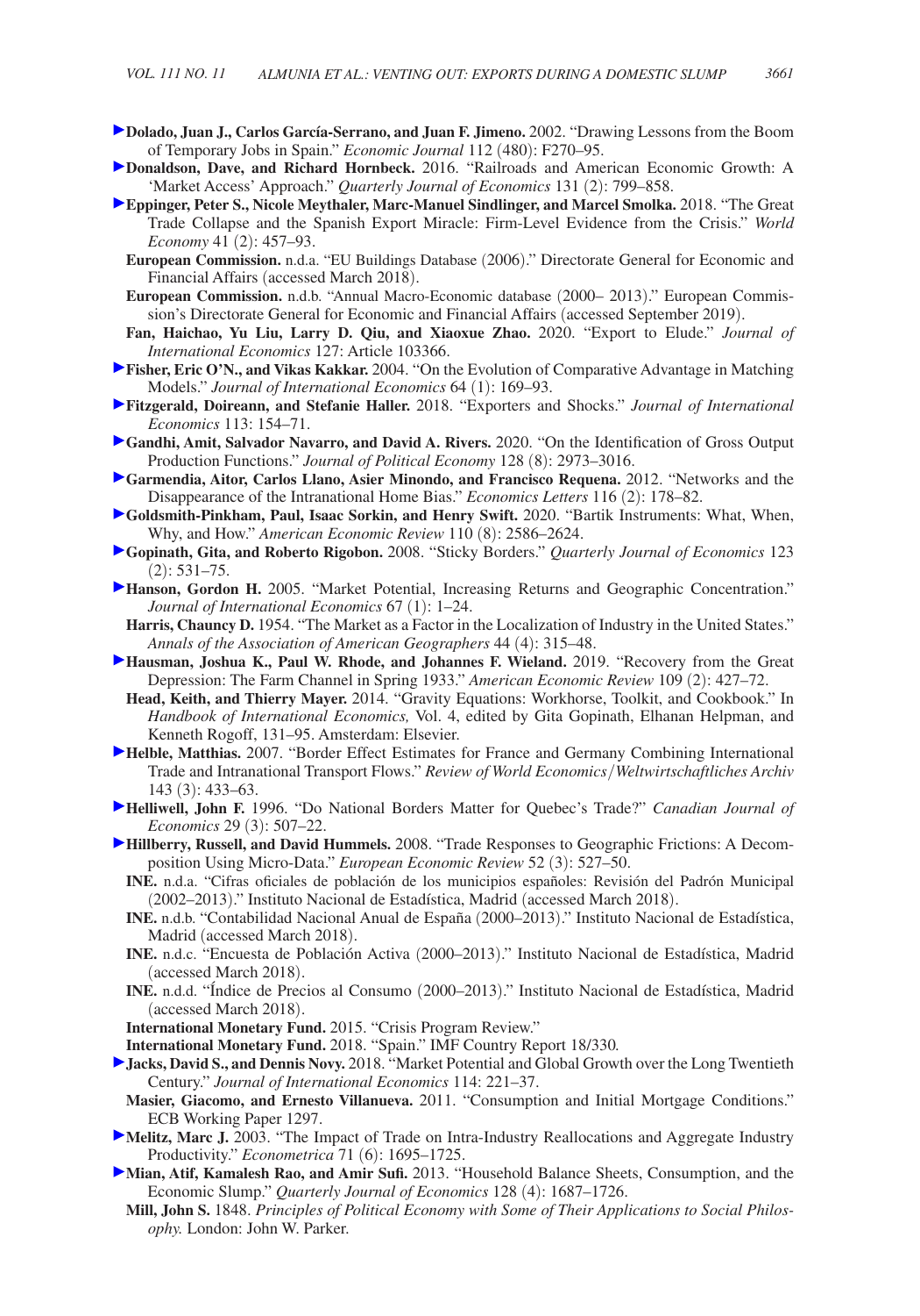**Dolado, Juan J., Carlos García-Serrano, and Juan F. Jimeno.** 2002. "Drawing Lessons from the Boom of Temporary Jobs in Spain." *Economic Journal* 112 (480): F270–95.

**Donaldson, Dave, and Richard Hornbeck.** 2016. "Railroads and American Economic Growth: A 'Market Access' Approach." *Quarterly Journal of Economics* 131 (2): 799–858.

**Eppinger, Peter S., Nicole Meythaler, Marc-Manuel Sindlinger, and Marcel Smolka.** 2018. "The Great Trade Collapse and the Spanish Export Miracle: Firm-Level Evidence from the Crisis." *World Economy* 41 (2): 457–93.

**European Commission.** n.d.a. "EU Buildings Database (2006)." Directorate General for Economic and Financial Affairs (accessed March 2018).

**European Commission.** n.d.b. "Annual Macro-Economic database (2000– 2013)." European Commission's Directorate General for Economic and Financial Affairs (accessed September 2019).

**Fan, Haichao, Yu Liu, Larry D. Qiu, and Xiaoxue Zhao.** 2020. "Export to Elude." *Journal of International Economics* 127: Article 103366.

**Fisher, Eric O'N., and Vikas Kakkar.** 2004. "On the Evolution of Comparative Advantage in Matching Models." *Journal of International Economics* 64 (1): 169–93.

**Fitzgerald, Doireann, and Stefanie Haller.** 2018. "Exporters and Shocks." *Journal of International Economics* 113: 154–71.

**Gandhi, Amit, Salvador Navarro, and David A. Rivers.** 2020. "On the Identification of Gross Output Production Functions." *Journal of Political Economy* 128 (8): 2973–3016.

**Garmendia, Aitor, Carlos Llano, Asier Minondo, and Francisco Requena.** 2012. "Networks and the Disappearance of the Intranational Home Bias." *Economics Letters* 116 (2): 178–82.

**Goldsmith-Pinkham, Paul, Isaac Sorkin, and Henry Swift.** 2020. "Bartik Instruments: What, When, Why, and How." *American Economic Review* 110 (8): 2586–2624.

**Gopinath, Gita, and Roberto Rigobon.** 2008. "Sticky Borders." *Quarterly Journal of Economics* 123 (2): 531–75.

**Hanson, Gordon H.** 2005. "Market Potential, Increasing Returns and Geographic Concentration." *Journal of International Economics* 67 (1): 1–24.

**Harris, Chauncy D.** 1954. "The Market as a Factor in the Localization of Industry in the United States." *Annals of the Association of American Geographers* 44 (4): 315–48.

**Hausman, Joshua K., Paul W. Rhode, and Johannes F. Wieland.** 2019. "Recovery from the Great Depression: The Farm Channel in Spring 1933." *American Economic Review* 109 (2): 427–72.

**Head, Keith, and Thierry Mayer.** 2014. "Gravity Equations: Workhorse, Toolkit, and Cookbook." In *Handbook of International Economics,* Vol. 4, edited by Gita Gopinath, Elhanan Helpman, and Kenneth Rogoff, 131–95. Amsterdam: Elsevier.

**Helble, Matthias.** 2007. "Border Effect Estimates for France and Germany Combining International Trade and Intranational Transport Flows." *Review of World Economics/Weltwirtschaftliches Archiv* 143 (3): 433–63.

**Helliwell, John F.** 1996. "Do National Borders Matter for Quebec's Trade?" *Canadian Journal of Economics* 29 (3): 507–22.

**Hillberry, Russell, and David Hummels.** 2008. "Trade Responses to Geographic Frictions: A Decomposition Using Micro-Data." *European Economic Review* 52 (3): 527–50.

**INE.** n.d.a. "Cifras oficiales de población de los municipios españoles: Revisión del Padrón Municipal (2002–2013)." Instituto Nacional de Estadística, Madrid (accessed March 2018).

**INE.** n.d.b. "Contabilidad Nacional Anual de España (2000–2013)." Instituto Nacional de Estadística, Madrid (accessed March 2018).

**INE.** n.d.c. "Encuesta de Población Activa (2000–2013)." Instituto Nacional de Estadística, Madrid (accessed March 2018).

**INE.** n.d.d. "Índice de Precios al Consumo (2000–2013)." Instituto Nacional de Estadística, Madrid (accessed March 2018).

**International Monetary Fund.** 2015. "Crisis Program Review."

**International Monetary Fund.** 2018. "Spain." IMF Country Report 18/330*.*

**Jacks, David S., and Dennis Novy.** 2018. "Market Potential and Global Growth over the Long Twentieth Century." *Journal of International Economics* 114: 221–37.

**Masier, Giacomo, and Ernesto Villanueva.** 2011. "Consumption and Initial Mortgage Conditions." ECB Working Paper 1297.

**Melitz, Marc J.** 2003. "The Impact of Trade on Intra-Industry Reallocations and Aggregate Industry Productivity." *Econometrica* 71 (6): 1695–1725.

**Mian, Atif, Kamalesh Rao, and Amir Sufi.** 2013. "Household Balance Sheets, Consumption, and the Economic Slump." *Quarterly Journal of Economics* 128 (4): 1687–1726.

**Mill, John S.** 1848. *Principles of Political Economy with Some of Their Applications to Social Philosophy.* London: John W. Parker.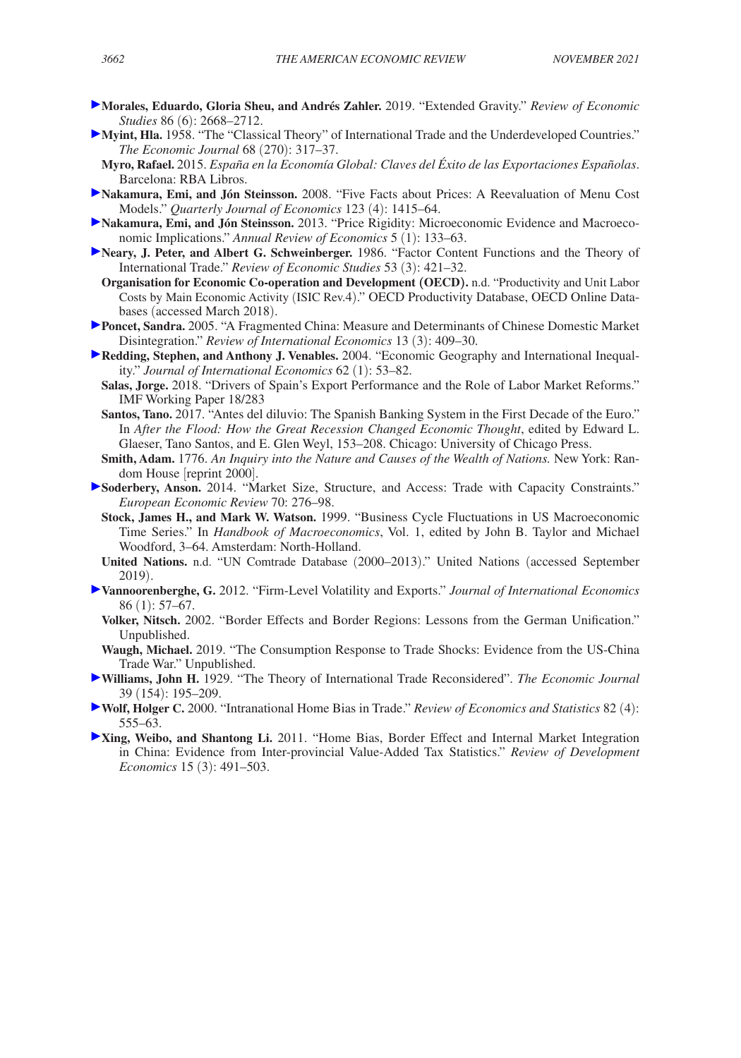**Morales, Eduardo, Gloria Sheu, and Andrés Zahler.** 2019. "Extended Gravity." *Review of Economic Studies* 86 (6): 2668–2712.

**Myint, Hla.** 1958. "The "Classical Theory" of International Trade and the Underdeveloped Countries." *The Economic Journal* 68 (270): 317–37.

**Myro, Rafael.** 2015. *España en la Economía Global: Claves del Éxito de las Exportaciones Españolas*. Barcelona: RBA Libros.

**Nakamura, Emi, and Jón Steinsson.** 2008. "Five Facts about Prices: A Reevaluation of Menu Cost Models." *Quarterly Journal of Economics* 123 (4): 1415–64.

**Nakamura, Emi, and Jón Steinsson.** 2013. "Price Rigidity: Microeconomic Evidence and Macroeconomic Implications." *Annual Review of Economics* 5 (1): 133–63.

**Neary, J. Peter, and Albert G. Schweinberger.** 1986. "Factor Content Functions and the Theory of International Trade." *Review of Economic Studies* 53 (3): 421–32.

**Organisation for Economic Co-operation and Development (OECD).** n.d. "Productivity and Unit Labor Costs by Main Economic Activity (ISIC Rev.4)." OECD Productivity Database, OECD Online Databases (accessed March 2018).

**Poncet, Sandra.** 2005. "A Fragmented China: Measure and Determinants of Chinese Domestic Market Disintegration." *Review of International Economics* 13 (3): 409–30.

**Redding, Stephen, and Anthony J. Venables.** 2004. "Economic Geography and International Inequality." *Journal of International Economics* 62 (1): 53–82.

**Salas, Jorge.** 2018. "Drivers of Spain's Export Performance and the Role of Labor Market Reforms." IMF Working Paper 18/283

**Santos, Tano.** 2017. "Antes del diluvio: The Spanish Banking System in the First Decade of the Euro." In *After the Flood: How the Great Recession Changed Economic Thought*, edited by Edward L. Glaeser, Tano Santos, and E. Glen Weyl, 153–208. Chicago: University of Chicago Press.

**Smith, Adam.** 1776. *An Inquiry into the Nature and Causes of the Wealth of Nations.* New York: Random House [reprint 2000].

**Soderbery, Anson.** 2014. "Market Size, Structure, and Access: Trade with Capacity Constraints." *European Economic Review* 70: 276–98.

**Stock, James H., and Mark W. Watson.** 1999. "Business Cycle Fluctuations in US Macroeconomic Time Series." In *Handbook of Macroeconomics*, Vol. 1, edited by John B. Taylor and Michael Woodford, 3–64. Amsterdam: North-Holland.

**United Nations.** n.d. "UN Comtrade Database (2000–2013)." United Nations (accessed September 2019).

**Vannoorenberghe, G.** 2012. "Firm-Level Volatility and Exports." *Journal of International Economics* 86 (1): 57–67.

**Volker, Nitsch.** 2002. "Border Effects and Border Regions: Lessons from the German Unification." Unpublished.

**Waugh, Michael.** 2019. "The Consumption Response to Trade Shocks: Evidence from the US-China Trade War." Unpublished.

**Williams, John H.** 1929. "The Theory of International Trade Reconsidered". *The Economic Journal* 39 (154): 195–209.

**Wolf, Holger C.** 2000. "Intranational Home Bias in Trade." *Review of Economics and Statistics* 82 (4): 555–63.

**Xing, Weibo, and Shantong Li.** 2011. "Home Bias, Border Effect and Internal Market Integration in China: Evidence from Inter-provincial Value-Added Tax Statistics." *Review of Development Economics* 15 (3): 491–503.